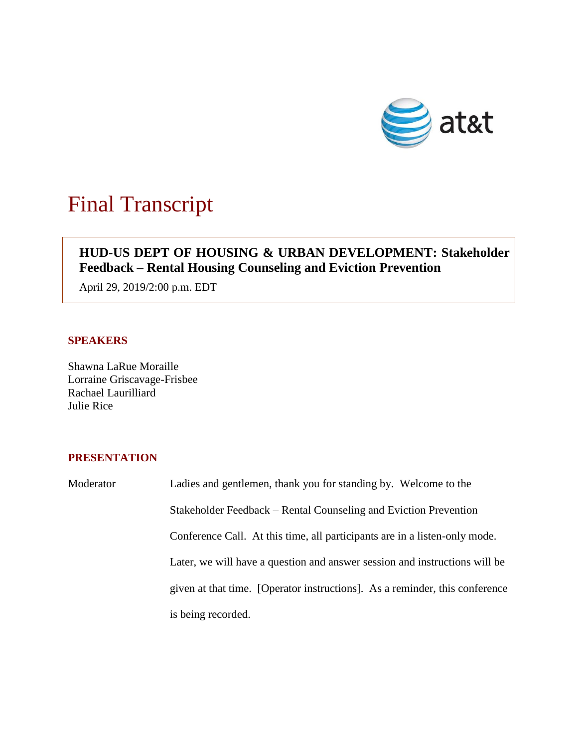# Final Transcript

**HUD-US DEPT OF HOUSING & URBAN DEVELOPMENT: Stakeholder Feedback – Rental Housing Counseling and Eviction Prevention**

April 29, 2019/2:00 p.m. EDT

## SPEAKERS

Shawna LaRue Moraille
Lorraine Griscavage-Frisbee
Rachael Laurilliard
Julie Rice

## PRESENTATION

Moderator Ladies and gentlemen, thank you for standing by. Welcome to the Stakeholder Feedback – Rental Counseling and Eviction Prevention Conference Call. At this time, all participants are in a listen-only mode. Later, we will have a question and answer session and instructions will be given at that time. [Operator instructions]. As a reminder, this conference is being recorded.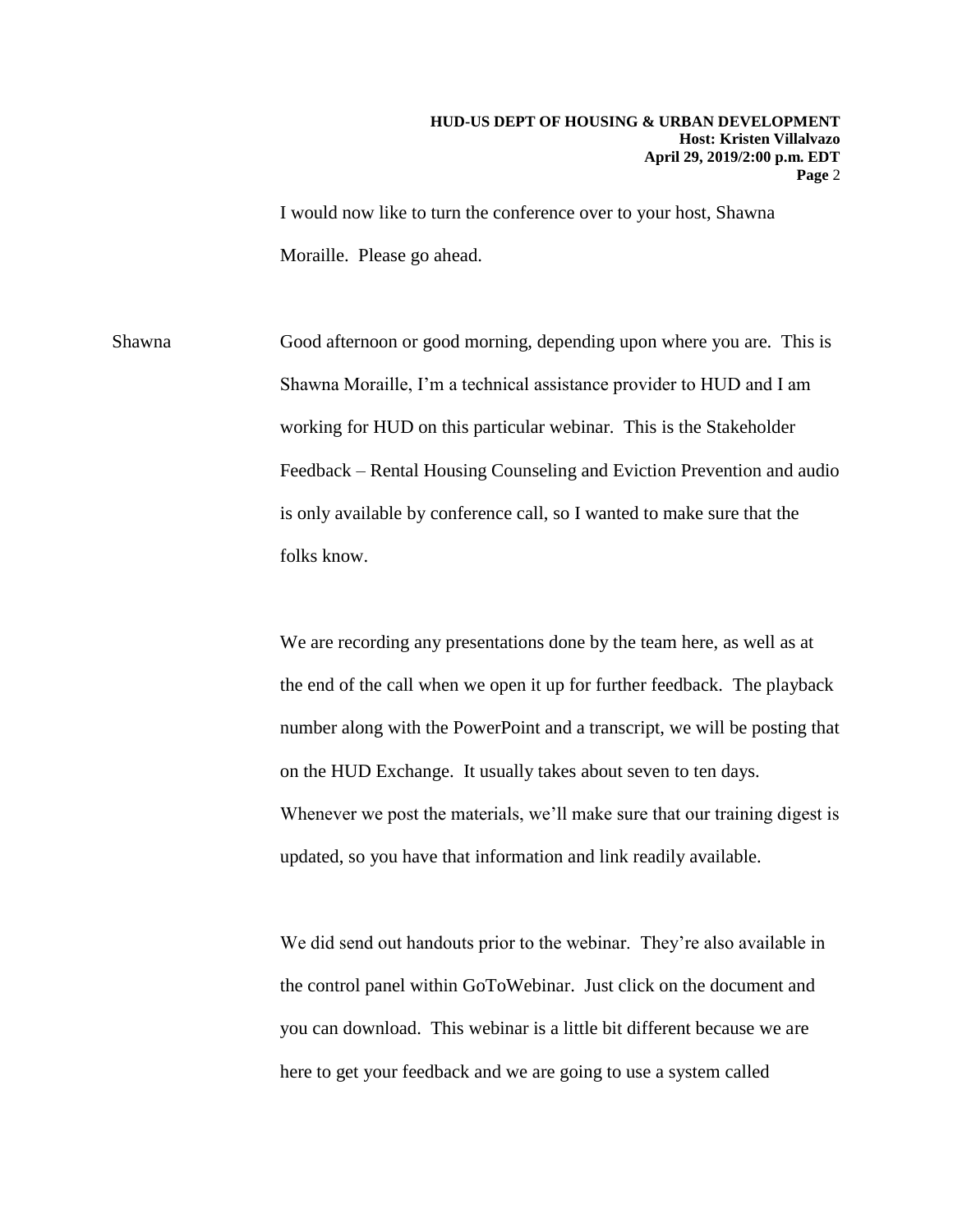I would now like to turn the conference over to your host, Shawna Moraille. Please go ahead.

Shawna Good afternoon or good morning, depending upon where you are. This is Shawna Moraille, I'm a technical assistance provider to HUD and I am working for HUD on this particular webinar. This is the Stakeholder Feedback – Rental Housing Counseling and Eviction Prevention and audio is only available by conference call, so I wanted to make sure that the folks know.

We are recording any presentations done by the team here, as well as at the end of the call when we open it up for further feedback. The playback number along with the PowerPoint and a transcript, we will be posting that on the HUD Exchange. It usually takes about seven to ten days. Whenever we post the materials, we'll make sure that our training digest is updated, so you have that information and link readily available.

We did send out handouts prior to the webinar. They're also available in the control panel within GoToWebinar. Just click on the document and you can download. This webinar is a little bit different because we are here to get your feedback and we are going to use a system called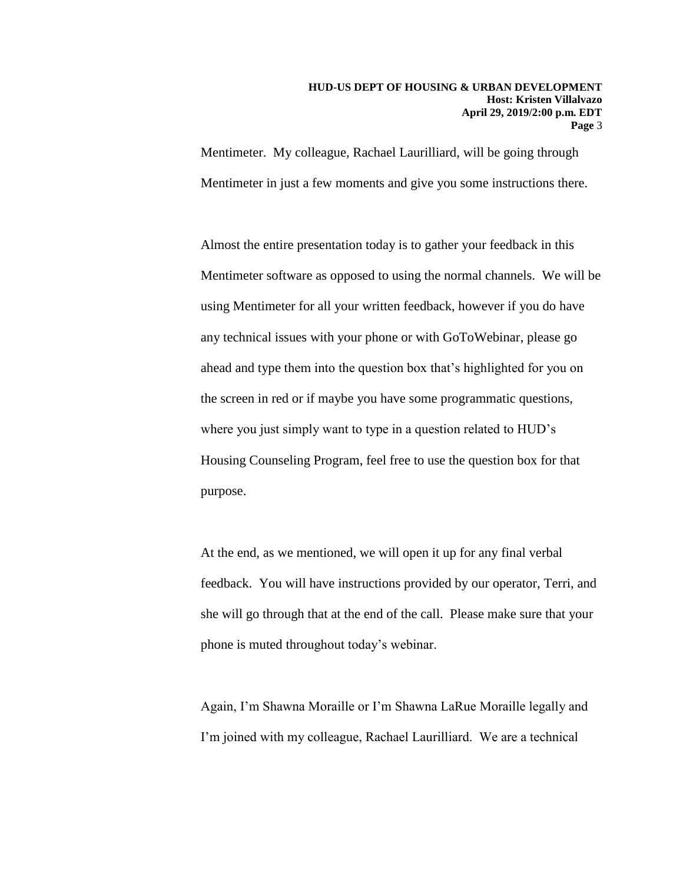Mentimeter. My colleague, Rachael Laurilliard, will be going through Mentimeter in just a few moments and give you some instructions there.

Almost the entire presentation today is to gather your feedback in this Mentimeter software as opposed to using the normal channels. We will be using Mentimeter for all your written feedback, however if you do have any technical issues with your phone or with GoToWebinar, please go ahead and type them into the question box that's highlighted for you on the screen in red or if maybe you have some programmatic questions, where you just simply want to type in a question related to HUD's Housing Counseling Program, feel free to use the question box for that purpose.

At the end, as we mentioned, we will open it up for any final verbal feedback. You will have instructions provided by our operator, Terri, and she will go through that at the end of the call. Please make sure that your phone is muted throughout today's webinar.

Again, I'm Shawna Moraille or I'm Shawna LaRue Moraille legally and I'm joined with my colleague, Rachael Laurilliard. We are a technical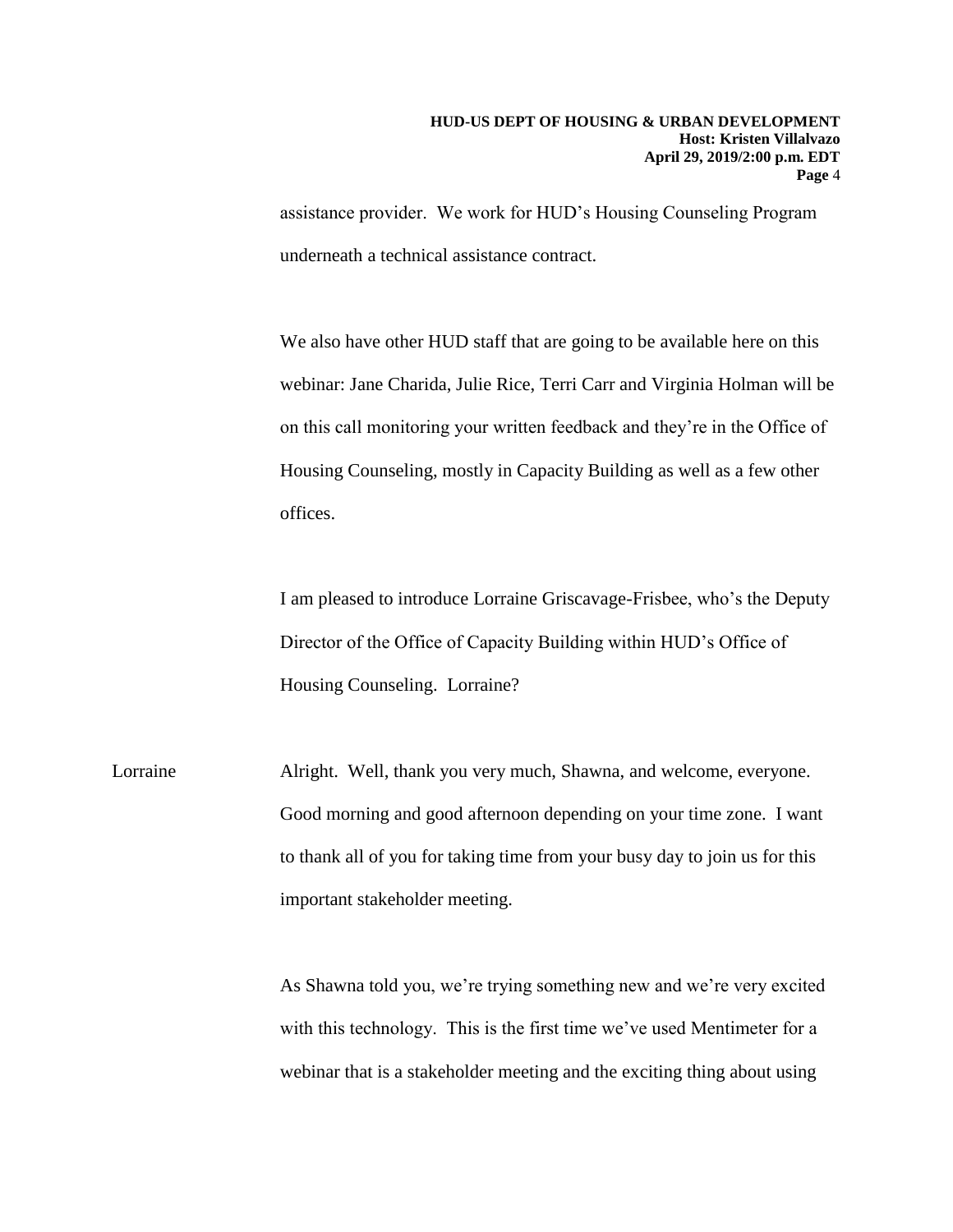assistance provider. We work for HUD's Housing Counseling Program underneath a technical assistance contract.

We also have other HUD staff that are going to be available here on this webinar: Jane Charida, Julie Rice, Terri Carr and Virginia Holman will be on this call monitoring your written feedback and they're in the Office of Housing Counseling, mostly in Capacity Building as well as a few other offices.

I am pleased to introduce Lorraine Griscavage-Frisbee, who's the Deputy Director of the Office of Capacity Building within HUD's Office of Housing Counseling. Lorraine?

Lorraine Alright. Well, thank you very much, Shawna, and welcome, everyone. Good morning and good afternoon depending on your time zone. I want to thank all of you for taking time from your busy day to join us for this important stakeholder meeting.

As Shawna told you, we're trying something new and we're very excited with this technology. This is the first time we've used Mentimeter for a webinar that is a stakeholder meeting and the exciting thing about using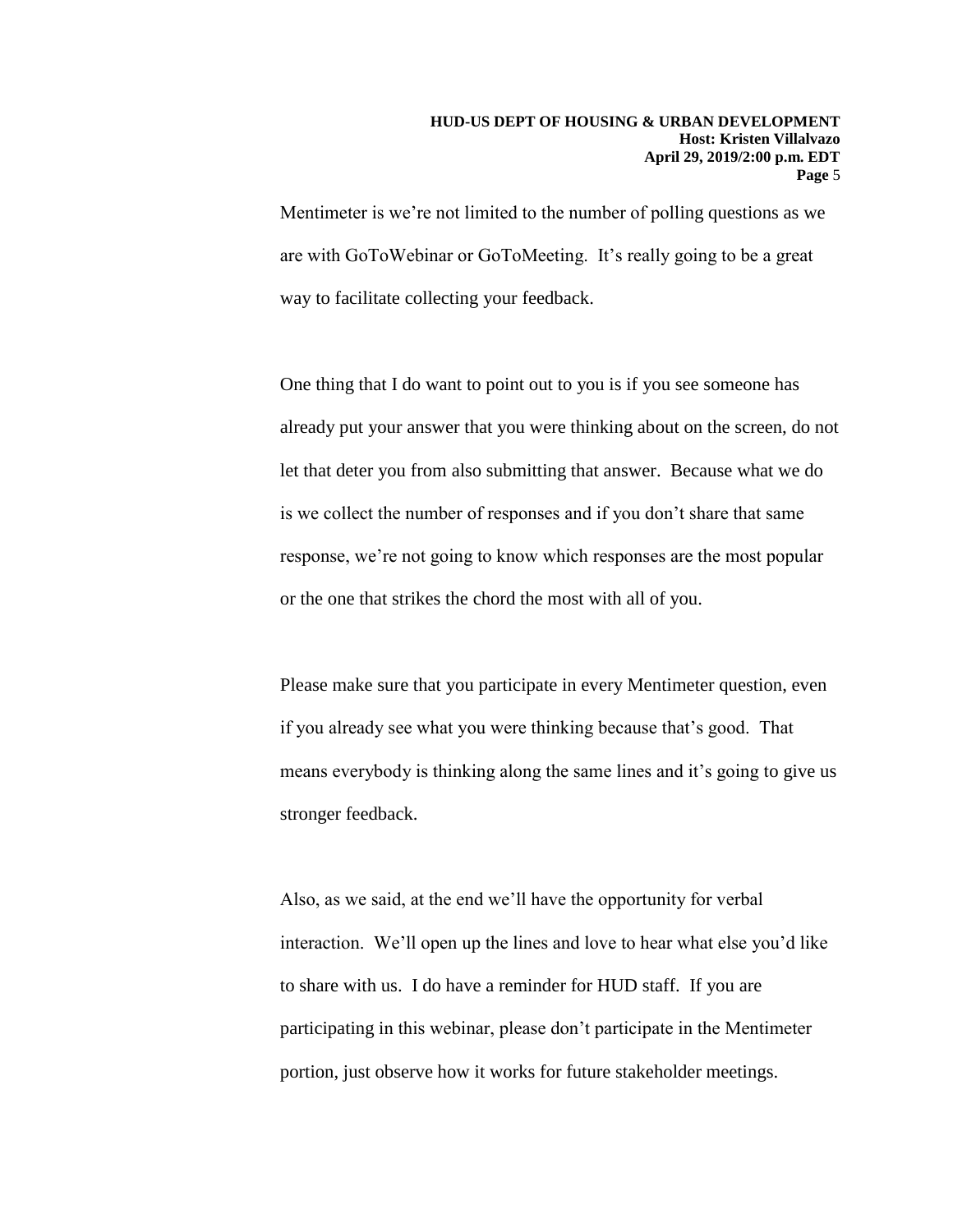Mentimeter is we're not limited to the number of polling questions as we are with GoToWebinar or GoToMeeting. It's really going to be a great way to facilitate collecting your feedback.

One thing that I do want to point out to you is if you see someone has already put your answer that you were thinking about on the screen, do not let that deter you from also submitting that answer. Because what we do is we collect the number of responses and if you don't share that same response, we're not going to know which responses are the most popular or the one that strikes the chord the most with all of you.

Please make sure that you participate in every Mentimeter question, even if you already see what you were thinking because that's good. That means everybody is thinking along the same lines and it's going to give us stronger feedback.

Also, as we said, at the end we'll have the opportunity for verbal interaction. We'll open up the lines and love to hear what else you'd like to share with us. I do have a reminder for HUD staff. If you are participating in this webinar, please don't participate in the Mentimeter portion, just observe how it works for future stakeholder meetings.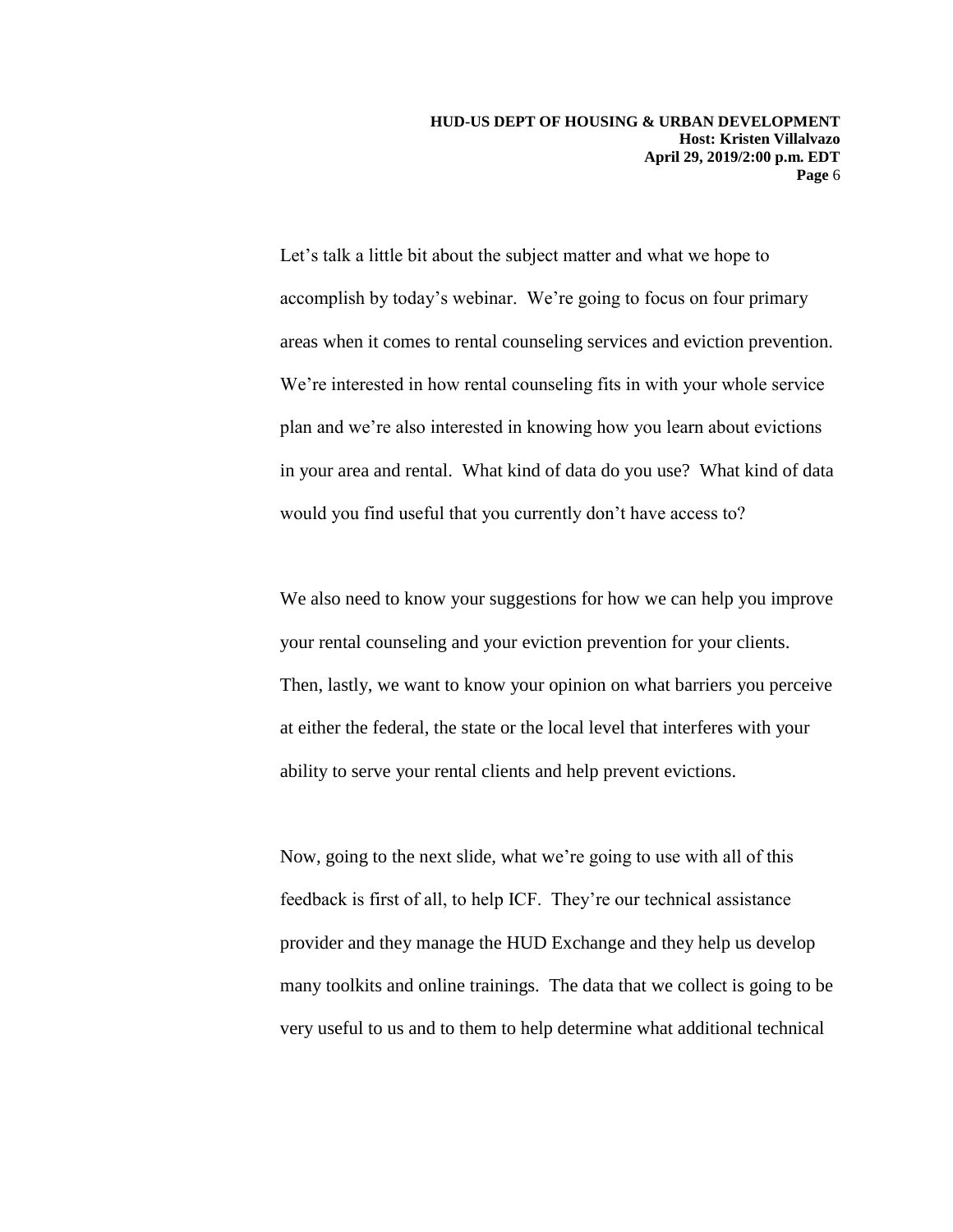Let's talk a little bit about the subject matter and what we hope to accomplish by today's webinar. We're going to focus on four primary areas when it comes to rental counseling services and eviction prevention. We're interested in how rental counseling fits in with your whole service plan and we're also interested in knowing how you learn about evictions in your area and rental. What kind of data do you use? What kind of data would you find useful that you currently don't have access to?

We also need to know your suggestions for how we can help you improve your rental counseling and your eviction prevention for your clients. Then, lastly, we want to know your opinion on what barriers you perceive at either the federal, the state or the local level that interferes with your ability to serve your rental clients and help prevent evictions.

Now, going to the next slide, what we're going to use with all of this feedback is first of all, to help ICF. They're our technical assistance provider and they manage the HUD Exchange and they help us develop many toolkits and online trainings. The data that we collect is going to be very useful to us and to them to help determine what additional technical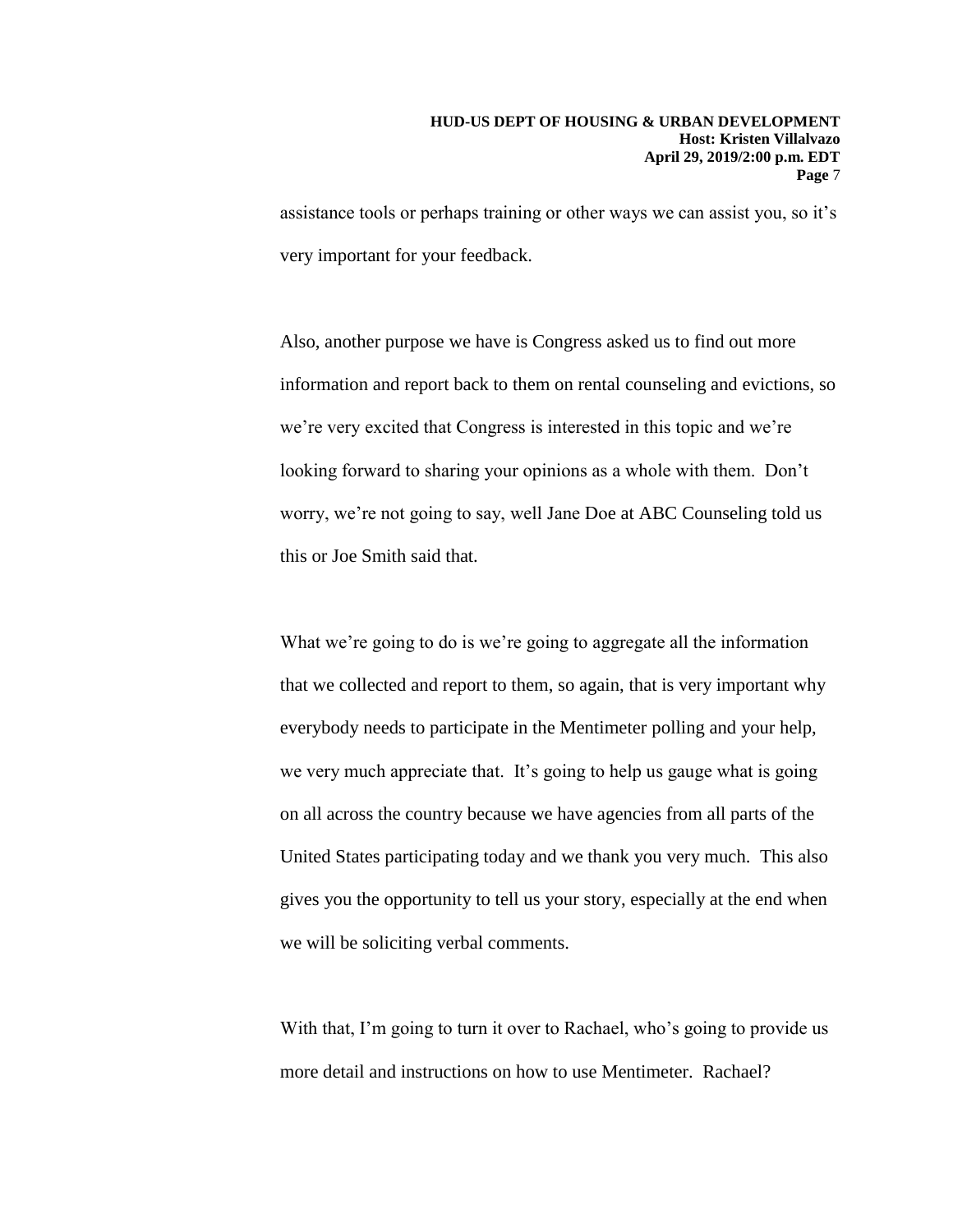assistance tools or perhaps training or other ways we can assist you, so it's very important for your feedback.

Also, another purpose we have is Congress asked us to find out more information and report back to them on rental counseling and evictions, so we're very excited that Congress is interested in this topic and we're looking forward to sharing your opinions as a whole with them. Don't worry, we're not going to say, well Jane Doe at ABC Counseling told us this or Joe Smith said that.

What we're going to do is we're going to aggregate all the information that we collected and report to them, so again, that is very important why everybody needs to participate in the Mentimeter polling and your help, we very much appreciate that. It's going to help us gauge what is going on all across the country because we have agencies from all parts of the United States participating today and we thank you very much. This also gives you the opportunity to tell us your story, especially at the end when we will be soliciting verbal comments.

With that, I'm going to turn it over to Rachael, who's going to provide us more detail and instructions on how to use Mentimeter. Rachael?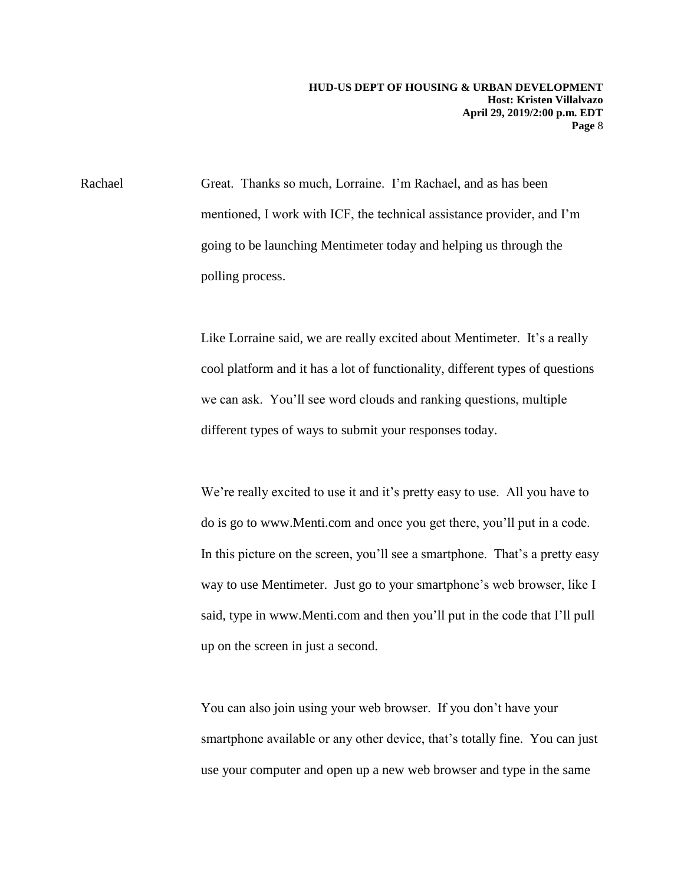Rachael Great. Thanks so much, Lorraine. I'm Rachael, and as has been mentioned, I work with ICF, the technical assistance provider, and I'm going to be launching Mentimeter today and helping us through the polling process.

Like Lorraine said, we are really excited about Mentimeter. It's a really cool platform and it has a lot of functionality, different types of questions we can ask. You'll see word clouds and ranking questions, multiple different types of ways to submit your responses today.

We're really excited to use it and it's pretty easy to use. All you have to do is go to www.Menti.com and once you get there, you'll put in a code. In this picture on the screen, you'll see a smartphone. That's a pretty easy way to use Mentimeter. Just go to your smartphone's web browser, like I said, type in www.Menti.com and then you'll put in the code that I'll pull up on the screen in just a second.

You can also join using your web browser. If you don't have your smartphone available or any other device, that's totally fine. You can just use your computer and open up a new web browser and type in the same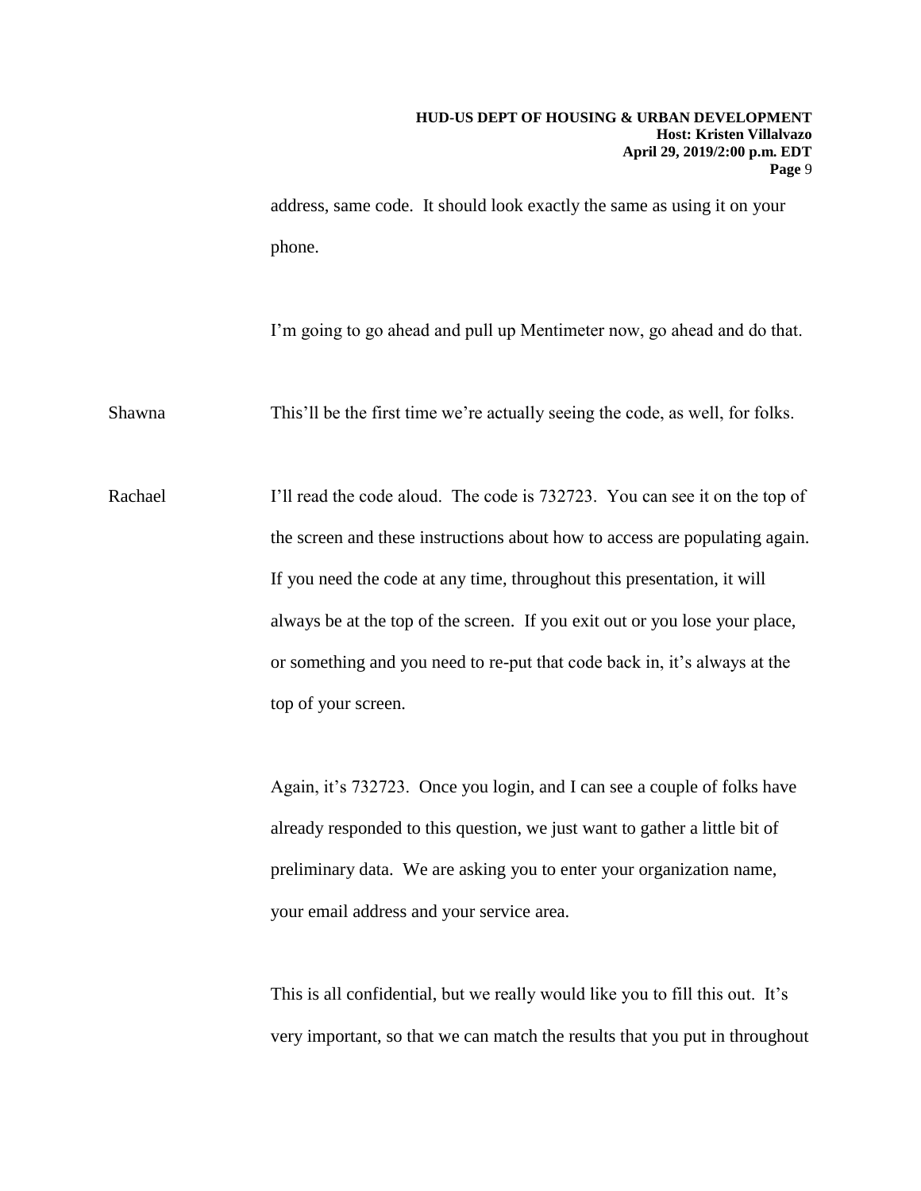address, same code. It should look exactly the same as using it on your phone.

I'm going to go ahead and pull up Mentimeter now, go ahead and do that.

Shawna This'll be the first time we're actually seeing the code, as well, for folks.

Rachael I'll read the code aloud. The code is 732723. You can see it on the top of the screen and these instructions about how to access are populating again. If you need the code at any time, throughout this presentation, it will always be at the top of the screen. If you exit out or you lose your place, or something and you need to re-put that code back in, it's always at the top of your screen.

Again, it's 732723. Once you login, and I can see a couple of folks have already responded to this question, we just want to gather a little bit of preliminary data. We are asking you to enter your organization name, your email address and your service area.

This is all confidential, but we really would like you to fill this out. It's very important, so that we can match the results that you put in throughout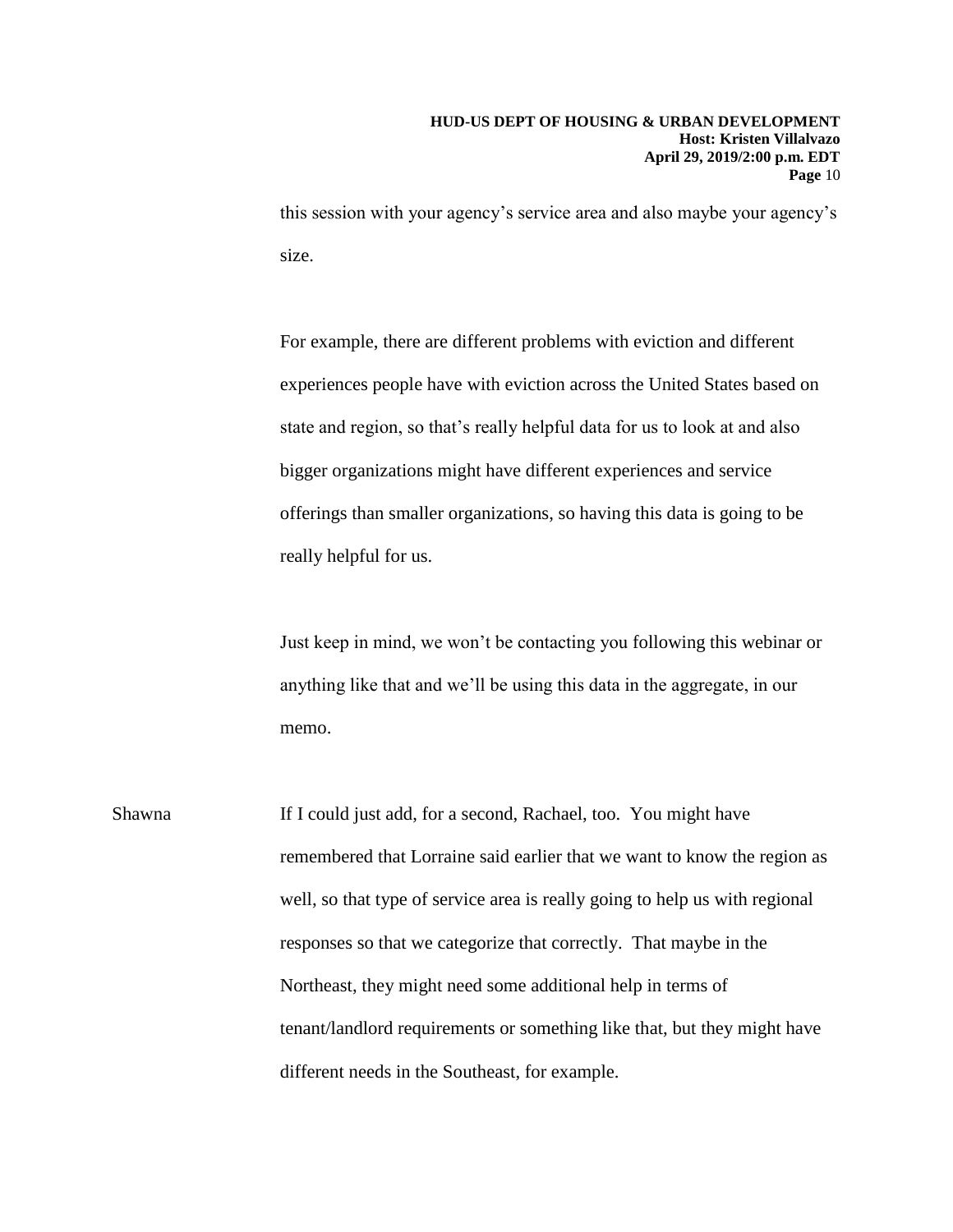this session with your agency's service area and also maybe your agency's size.

For example, there are different problems with eviction and different experiences people have with eviction across the United States based on state and region, so that's really helpful data for us to look at and also bigger organizations might have different experiences and service offerings than smaller organizations, so having this data is going to be really helpful for us.

Just keep in mind, we won't be contacting you following this webinar or anything like that and we'll be using this data in the aggregate, in our memo.

Shawna: If I could just add, for a second, Rachael, too. You might have remembered that Lorraine said earlier that we want to know the region as well, so that type of service area is really going to help us with regional responses so that we categorize that correctly. That maybe in the Northeast, they might need some additional help in terms of tenant/landlord requirements or something like that, but they might have different needs in the Southeast, for example.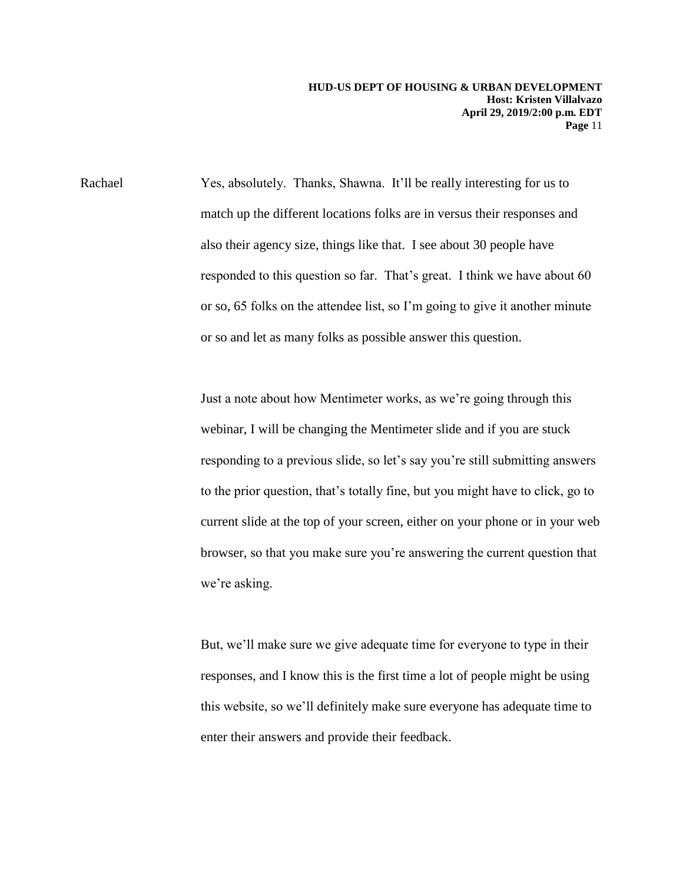Rachael Yes, absolutely. Thanks, Shawna. It'll be really interesting for us to match up the different locations folks are in versus their responses and also their agency size, things like that. I see about 30 people have responded to this question so far. That's great. I think we have about 60 or so, 65 folks on the attendee list, so I'm going to give it another minute or so and let as many folks as possible answer this question.

Just a note about how Mentimeter works, as we're going through this webinar, I will be changing the Mentimeter slide and if you are stuck responding to a previous slide, so let's say you're still submitting answers to the prior question, that's totally fine, but you might have to click, go to current slide at the top of your screen, either on your phone or in your web browser, so that you make sure you're answering the current question that we're asking.

But, we'll make sure we give adequate time for everyone to type in their responses, and I know this is the first time a lot of people might be using this website, so we'll definitely make sure everyone has adequate time to enter their answers and provide their feedback.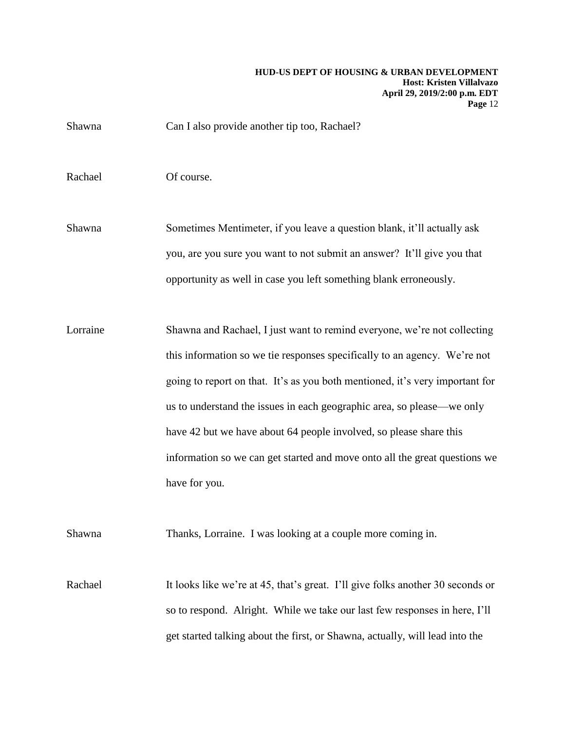Shawna Can I also provide another tip too, Rachael?

Rachael Of course.

Shawna Sometimes Mentimeter, if you leave a question blank, it'll actually ask you, are you sure you want to not submit an answer? It'll give you that opportunity as well in case you left something blank erroneously.

Lorraine Shawna and Rachael, I just want to remind everyone, we're not collecting this information so we tie responses specifically to an agency. We're not going to report on that. It's as you both mentioned, it's very important for us to understand the issues in each geographic area, so please—we only have 42 but we have about 64 people involved, so please share this information so we can get started and move onto all the great questions we have for you.

Shawna Thanks, Lorraine. I was looking at a couple more coming in.

Rachael It looks like we're at 45, that's great. I'll give folks another 30 seconds or so to respond. Alright. While we take our last few responses in here, I'll get started talking about the first, or Shawna, actually, will lead into the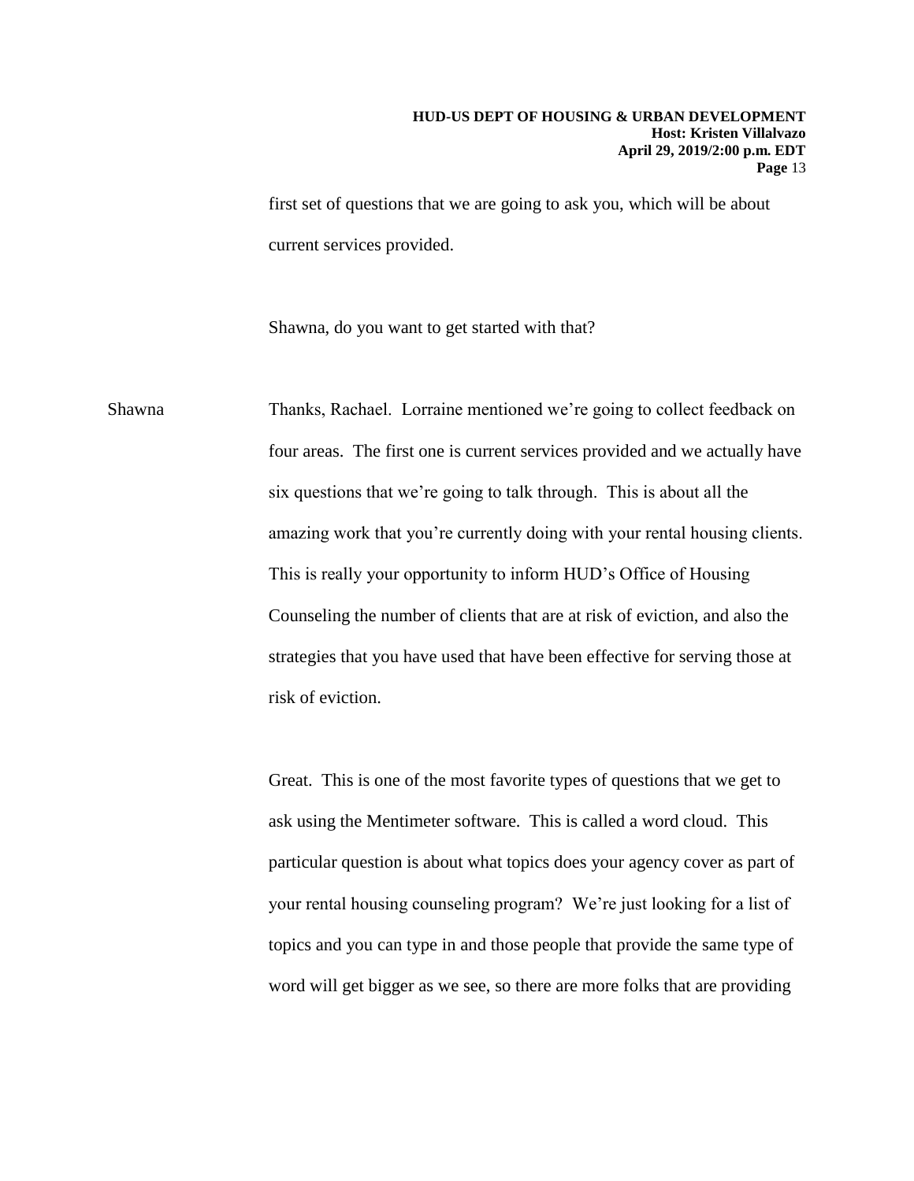first set of questions that we are going to ask you, which will be about current services provided.

Shawna, do you want to get started with that?

Shawna Thanks, Rachael. Lorraine mentioned we're going to collect feedback on four areas. The first one is current services provided and we actually have six questions that we're going to talk through. This is about all the amazing work that you're currently doing with your rental housing clients. This is really your opportunity to inform HUD's Office of Housing Counseling the number of clients that are at risk of eviction, and also the strategies that you have used that have been effective for serving those at risk of eviction.

Great. This is one of the most favorite types of questions that we get to ask using the Mentimeter software. This is called a word cloud. This particular question is about what topics does your agency cover as part of your rental housing counseling program? We're just looking for a list of topics and you can type in and those people that provide the same type of word will get bigger as we see, so there are more folks that are providing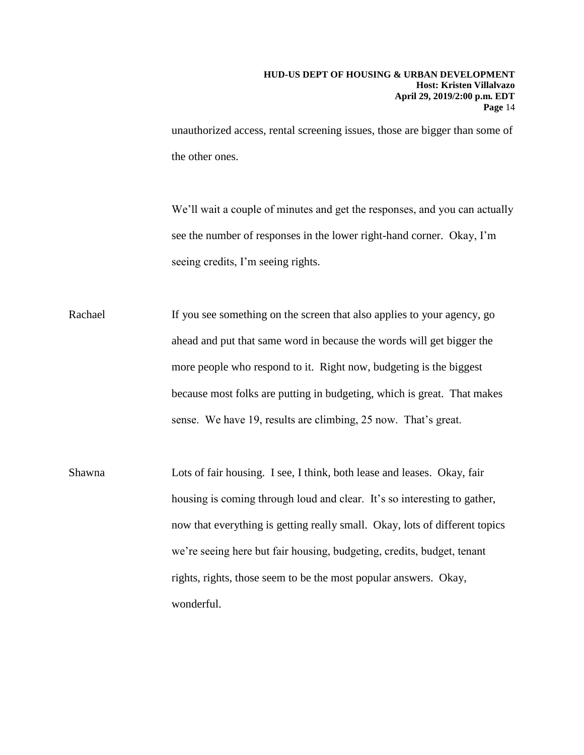unauthorized access, rental screening issues, those are bigger than some of the other ones.

We'll wait a couple of minutes and get the responses, and you can actually see the number of responses in the lower right-hand corner. Okay, I'm seeing credits, I'm seeing rights.

Rachael If you see something on the screen that also applies to your agency, go ahead and put that same word in because the words will get bigger the more people who respond to it. Right now, budgeting is the biggest because most folks are putting in budgeting, which is great. That makes sense. We have 19, results are climbing, 25 now. That's great.

Shawna Lots of fair housing. I see, I think, both lease and leases. Okay, fair housing is coming through loud and clear. It's so interesting to gather, now that everything is getting really small. Okay, lots of different topics we're seeing here but fair housing, budgeting, credits, budget, tenant rights, rights, those seem to be the most popular answers. Okay, wonderful.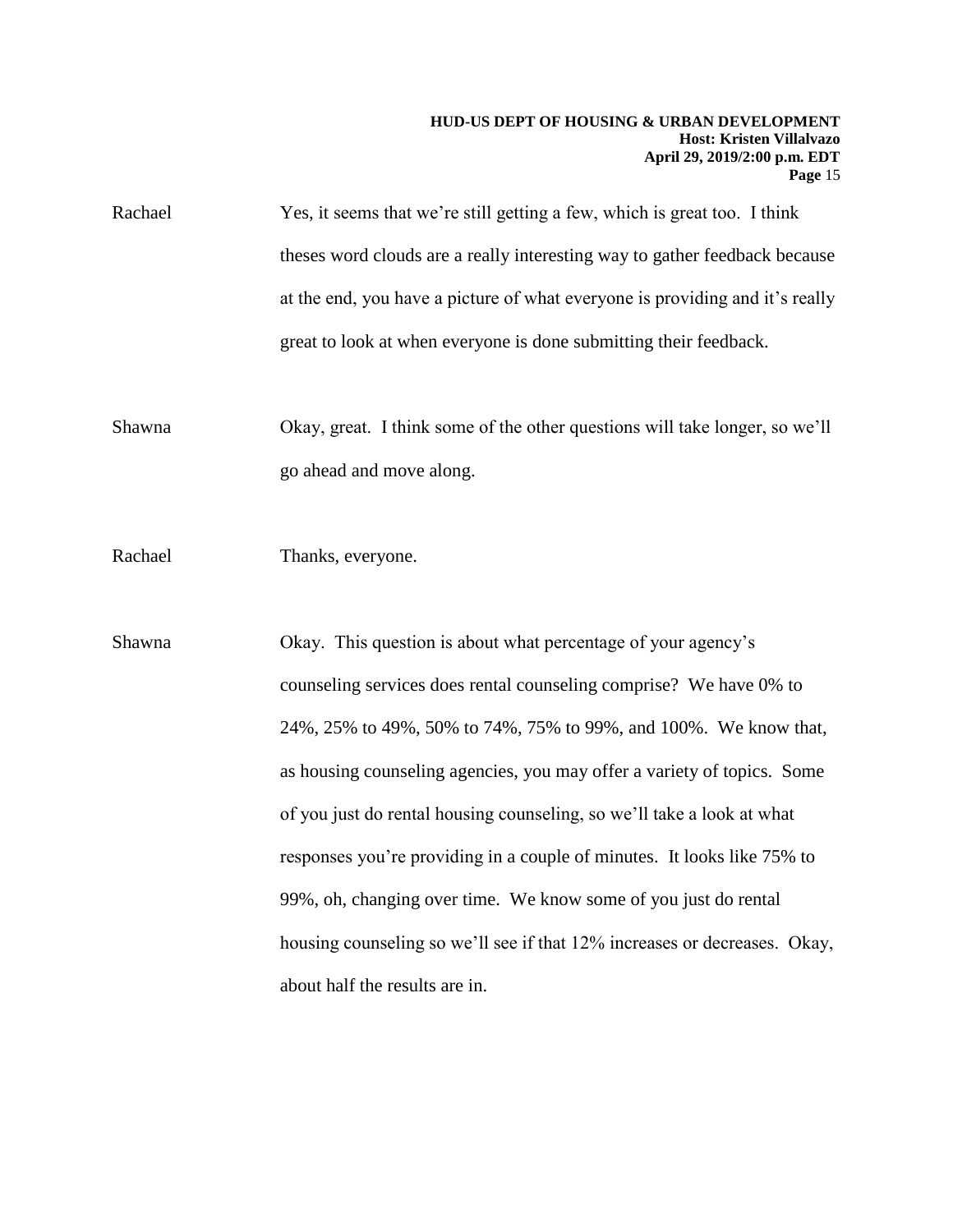Rachael Yes, it seems that we're still getting a few, which is great too. I think theses word clouds are a really interesting way to gather feedback because at the end, you have a picture of what everyone is providing and it's really great to look at when everyone is done submitting their feedback.

Shawna Okay, great. I think some of the other questions will take longer, so we'll go ahead and move along.

Rachael Thanks, everyone.

Shawna Okay. This question is about what percentage of your agency's counseling services does rental counseling comprise? We have 0% to 24%, 25% to 49%, 50% to 74%, 75% to 99%, and 100%. We know that, as housing counseling agencies, you may offer a variety of topics. Some of you just do rental housing counseling, so we'll take a look at what responses you're providing in a couple of minutes. It looks like 75% to 99%, oh, changing over time. We know some of you just do rental housing counseling so we'll see if that 12% increases or decreases. Okay, about half the results are in.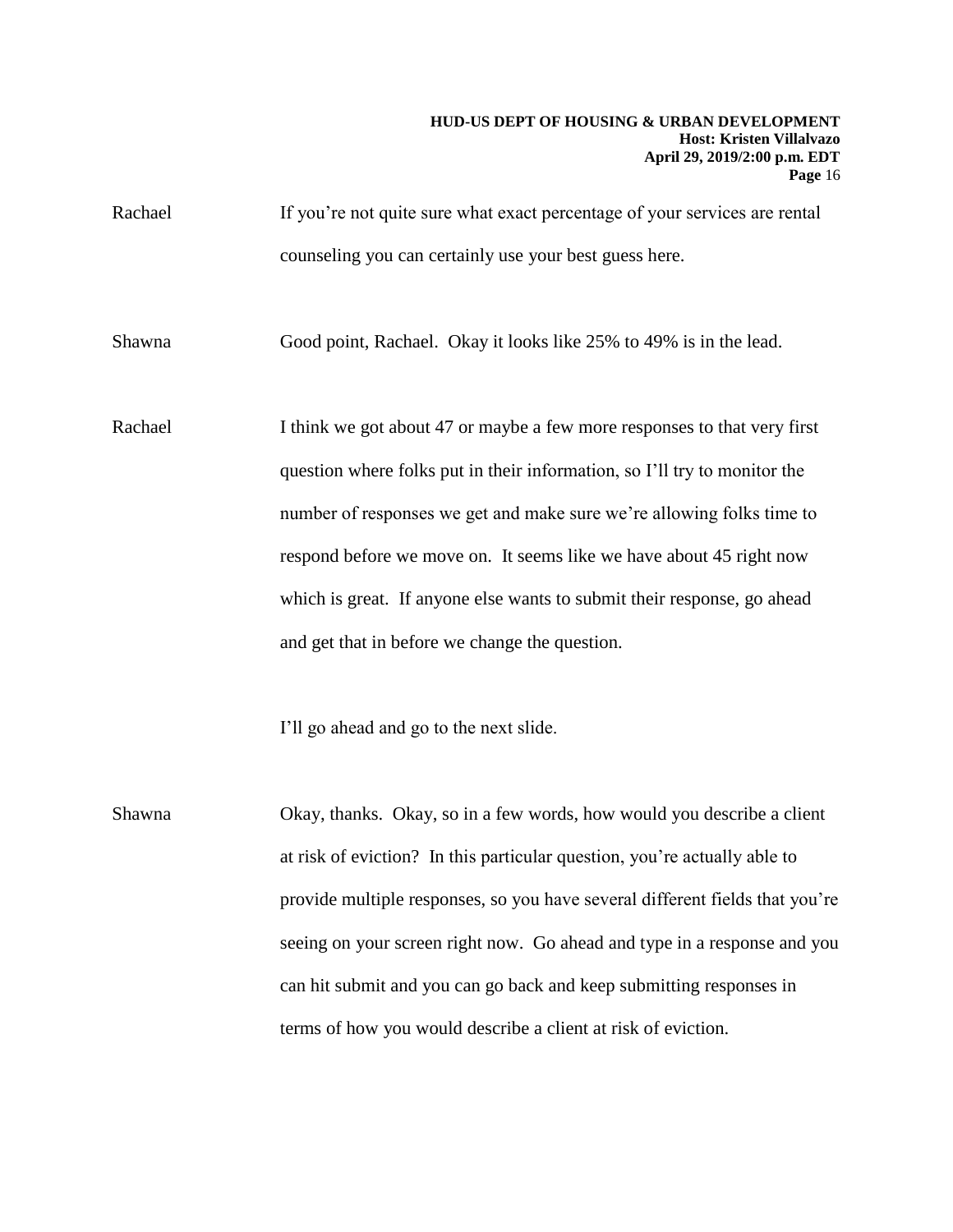Rachael If you're not quite sure what exact percentage of your services are rental counseling you can certainly use your best guess here.

Shawna Good point, Rachael. Okay it looks like 25% to 49% is in the lead.

Rachael I think we got about 47 or maybe a few more responses to that very first question where folks put in their information, so I'll try to monitor the number of responses we get and make sure we're allowing folks time to respond before we move on. It seems like we have about 45 right now which is great. If anyone else wants to submit their response, go ahead and get that in before we change the question.

I'll go ahead and go to the next slide.

Shawna Okay, thanks. Okay, so in a few words, how would you describe a client at risk of eviction? In this particular question, you're actually able to provide multiple responses, so you have several different fields that you're seeing on your screen right now. Go ahead and type in a response and you can hit submit and you can go back and keep submitting responses in terms of how you would describe a client at risk of eviction.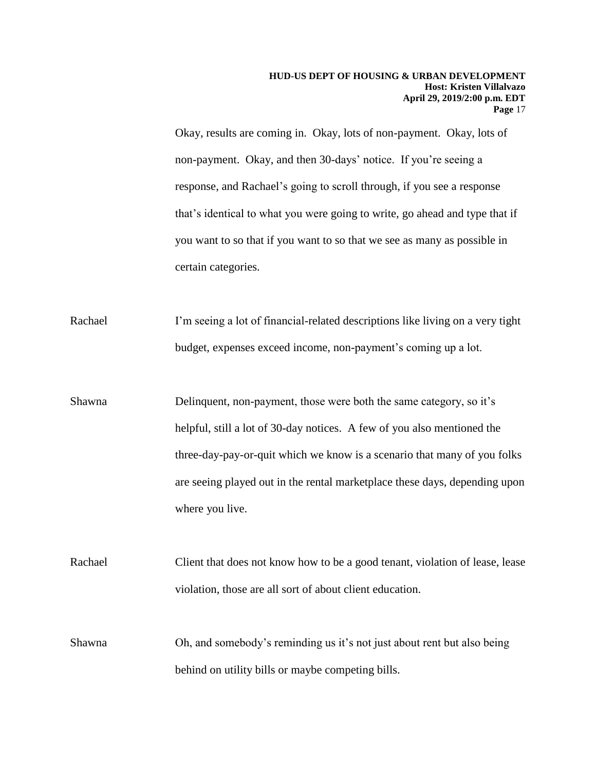Okay, results are coming in. Okay, lots of non-payment. Okay, lots of non-payment. Okay, and then 30-days' notice. If you're seeing a response, and Rachael's going to scroll through, if you see a response that's identical to what you were going to write, go ahead and type that if you want to so that if you want to so that we see as many as possible in certain categories.

Rachael I'm seeing a lot of financial-related descriptions like living on a very tight budget, expenses exceed income, non-payment's coming up a lot.

Shawna Delinquent, non-payment, those were both the same category, so it's helpful, still a lot of 30-day notices. A few of you also mentioned the three-day-pay-or-quit which we know is a scenario that many of you folks are seeing played out in the rental marketplace these days, depending upon where you live.

Rachael Client that does not know how to be a good tenant, violation of lease, lease violation, those are all sort of about client education.

Shawna Oh, and somebody's reminding us it's not just about rent but also being behind on utility bills or maybe competing bills.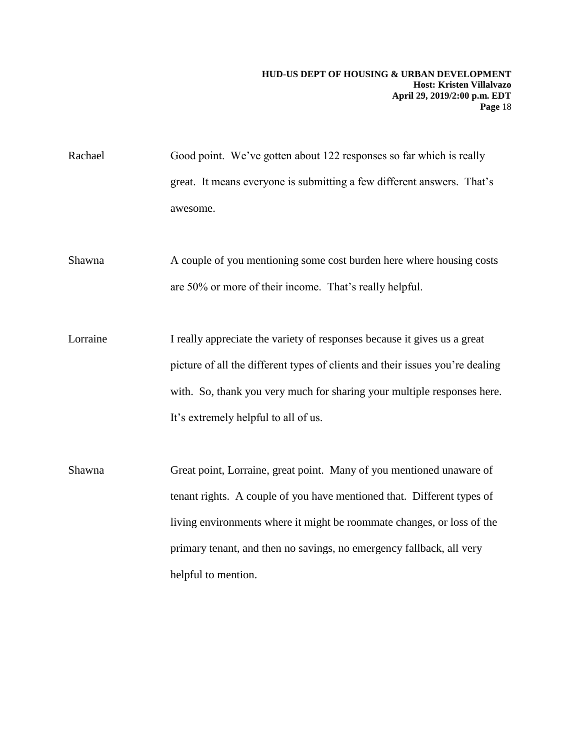Rachael Good point. We've gotten about 122 responses so far which is really great. It means everyone is submitting a few different answers. That's awesome.

Shawna A couple of you mentioning some cost burden here where housing costs are 50% or more of their income. That's really helpful.

Lorraine I really appreciate the variety of responses because it gives us a great picture of all the different types of clients and their issues you're dealing with. So, thank you very much for sharing your multiple responses here. It's extremely helpful to all of us.

Shawna Great point, Lorraine, great point. Many of you mentioned unaware of tenant rights. A couple of you have mentioned that. Different types of living environments where it might be roommate changes, or loss of the primary tenant, and then no savings, no emergency fallback, all very helpful to mention.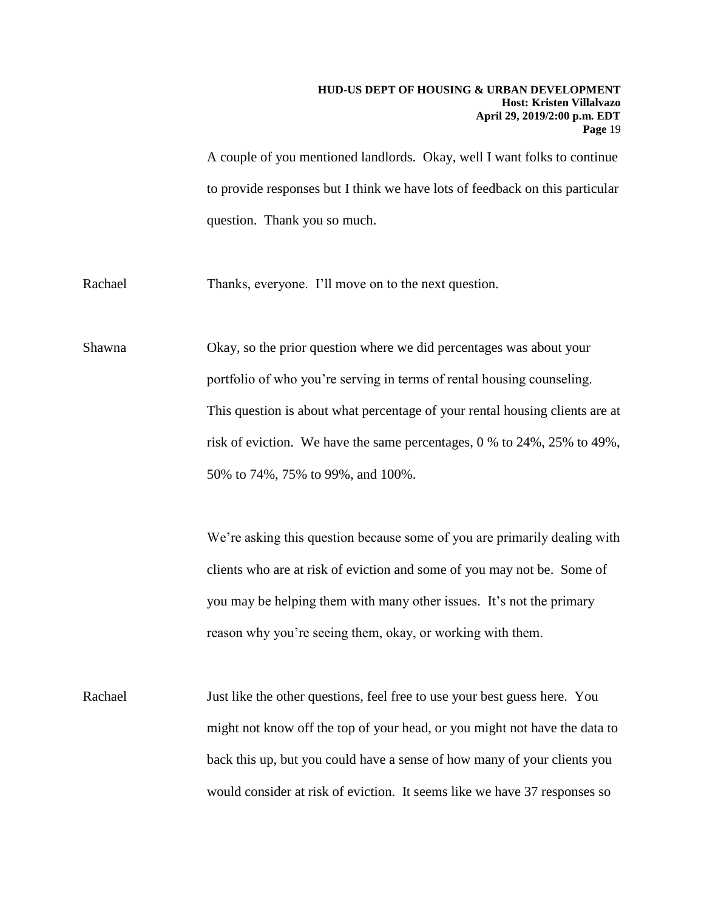A couple of you mentioned landlords. Okay, well I want folks to continue to provide responses but I think we have lots of feedback on this particular question. Thank you so much.

Rachael Thanks, everyone. I'll move on to the next question.

Shawna Okay, so the prior question where we did percentages was about your portfolio of who you're serving in terms of rental housing counseling. This question is about what percentage of your rental housing clients are at risk of eviction. We have the same percentages, 0 % to 24%, 25% to 49%, 50% to 74%, 75% to 99%, and 100%.

We're asking this question because some of you are primarily dealing with clients who are at risk of eviction and some of you may not be. Some of you may be helping them with many other issues. It's not the primary reason why you're seeing them, okay, or working with them.

Rachael Just like the other questions, feel free to use your best guess here. You might not know off the top of your head, or you might not have the data to back this up, but you could have a sense of how many of your clients you would consider at risk of eviction. It seems like we have 37 responses so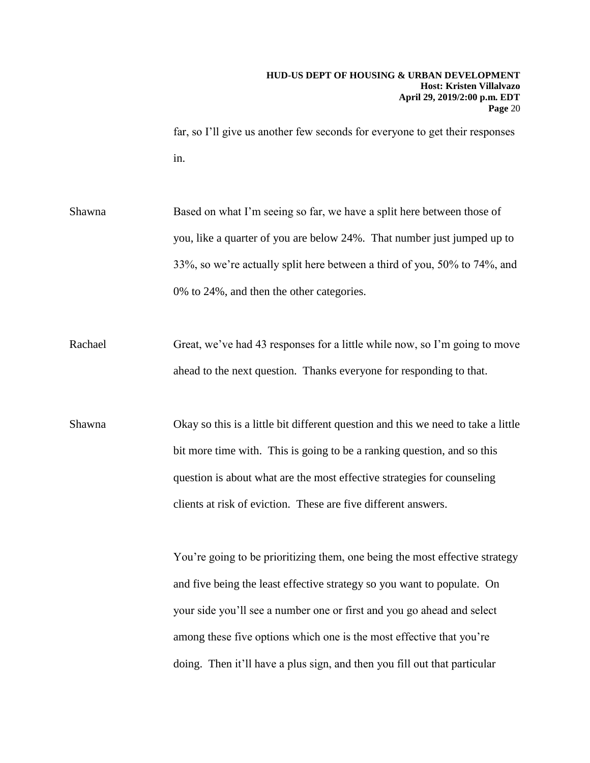far, so I'll give us another few seconds for everyone to get their responses in.

Shawna Based on what I'm seeing so far, we have a split here between those of you, like a quarter of you are below 24%. That number just jumped up to 33%, so we're actually split here between a third of you, 50% to 74%, and 0% to 24%, and then the other categories.

Rachael Great, we've had 43 responses for a little while now, so I'm going to move ahead to the next question. Thanks everyone for responding to that.

Shawna Okay so this is a little bit different question and this we need to take a little bit more time with. This is going to be a ranking question, and so this question is about what are the most effective strategies for counseling clients at risk of eviction. These are five different answers.

You're going to be prioritizing them, one being the most effective strategy and five being the least effective strategy so you want to populate. On your side you'll see a number one or first and you go ahead and select among these five options which one is the most effective that you're doing. Then it'll have a plus sign, and then you fill out that particular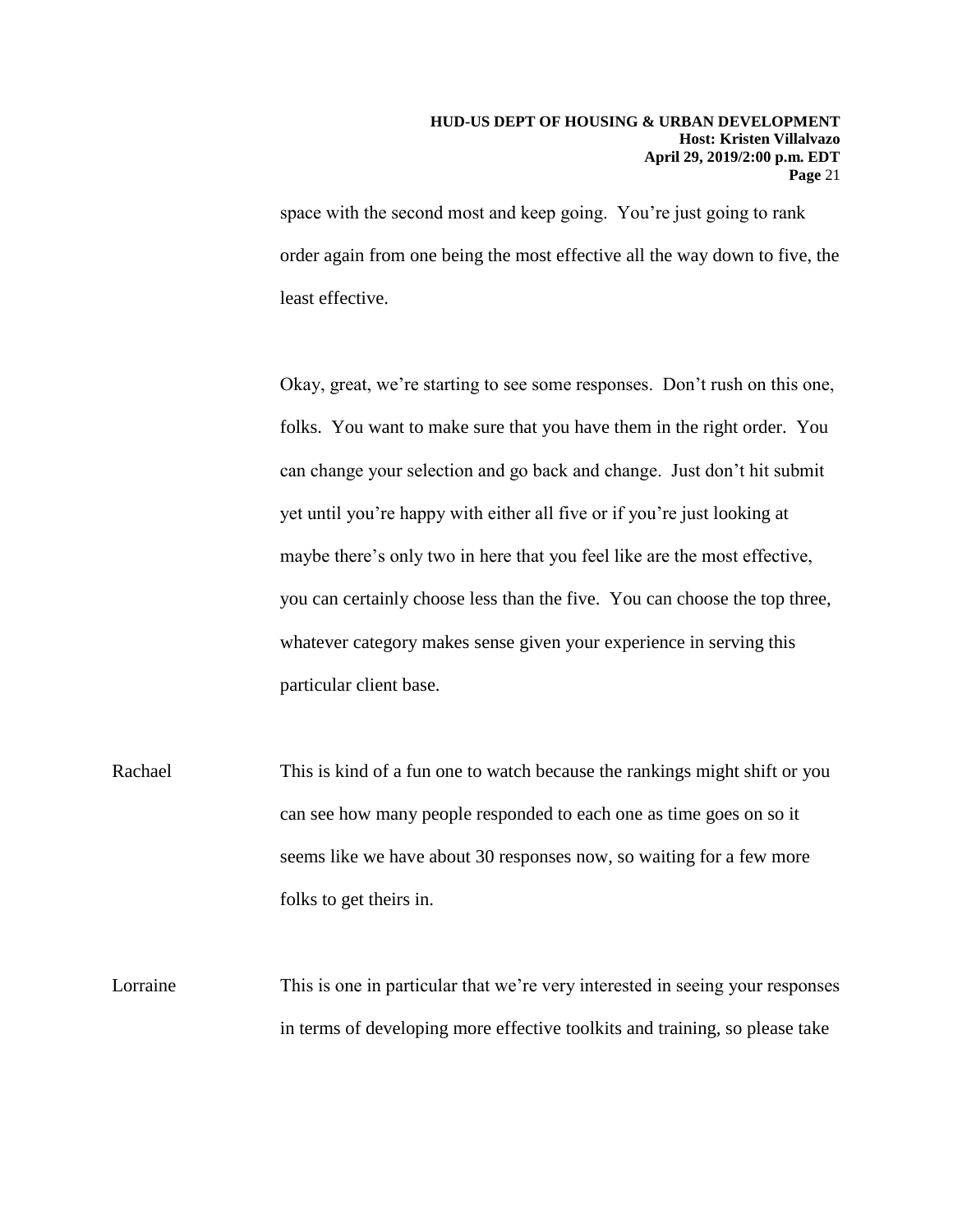space with the second most and keep going. You're just going to rank order again from one being the most effective all the way down to five, the least effective.

Okay, great, we're starting to see some responses. Don't rush on this one, folks. You want to make sure that you have them in the right order. You can change your selection and go back and change. Just don't hit submit yet until you're happy with either all five or if you're just looking at maybe there's only two in here that you feel like are the most effective, you can certainly choose less than the five. You can choose the top three, whatever category makes sense given your experience in serving this particular client base.

Rachael This is kind of a fun one to watch because the rankings might shift or you can see how many people responded to each one as time goes on so it seems like we have about 30 responses now, so waiting for a few more folks to get theirs in.

Lorraine This is one in particular that we're very interested in seeing your responses in terms of developing more effective toolkits and training, so please take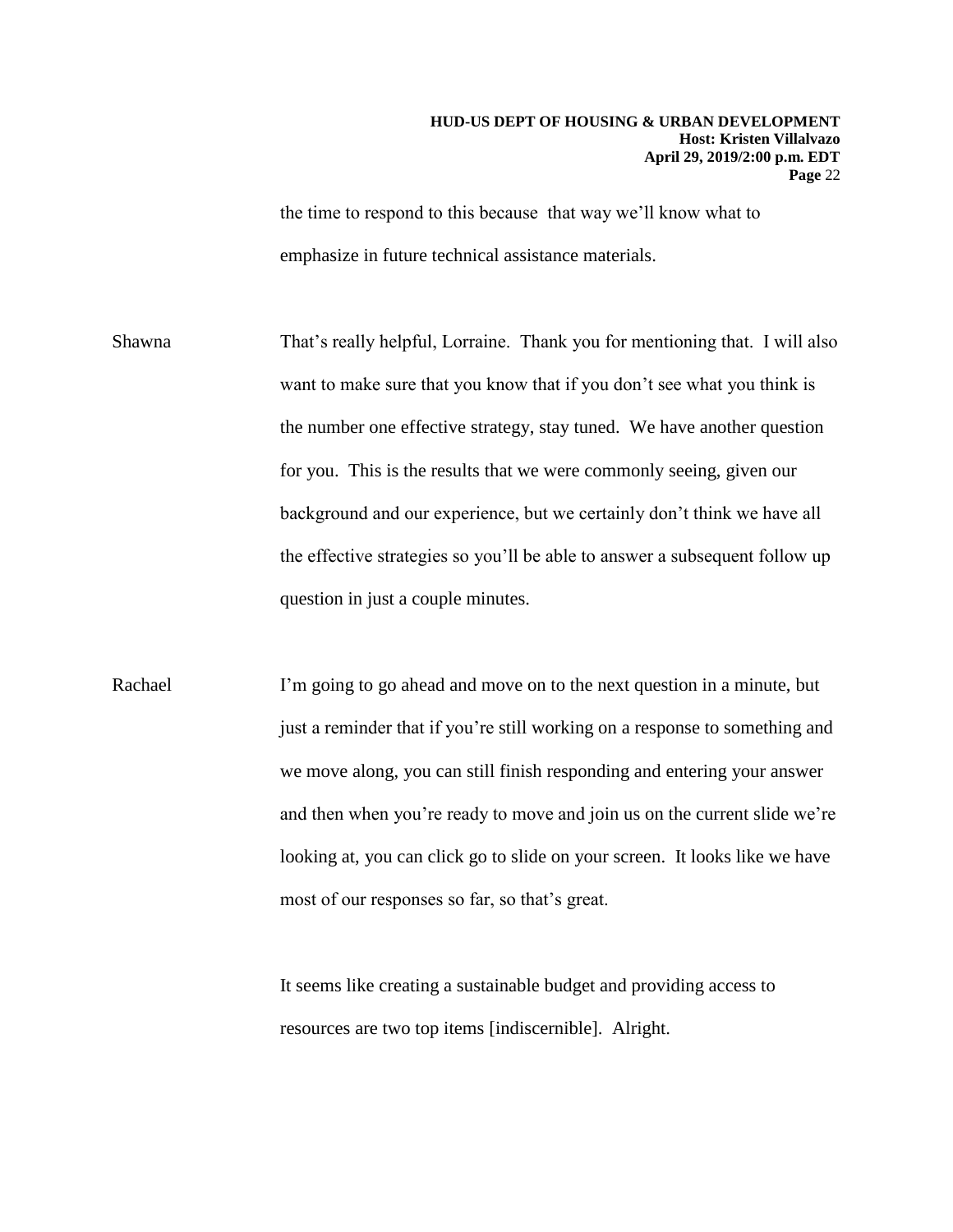the time to respond to this because that way we'll know what to emphasize in future technical assistance materials.

Shawna That's really helpful, Lorraine. Thank you for mentioning that. I will also want to make sure that you know that if you don't see what you think is the number one effective strategy, stay tuned. We have another question for you. This is the results that we were commonly seeing, given our background and our experience, but we certainly don't think we have all the effective strategies so you'll be able to answer a subsequent follow up question in just a couple minutes.

Rachael I'm going to go ahead and move on to the next question in a minute, but just a reminder that if you're still working on a response to something and we move along, you can still finish responding and entering your answer and then when you're ready to move and join us on the current slide we're looking at, you can click go to slide on your screen. It looks like we have most of our responses so far, so that's great.

It seems like creating a sustainable budget and providing access to resources are two top items [indiscernible]. Alright.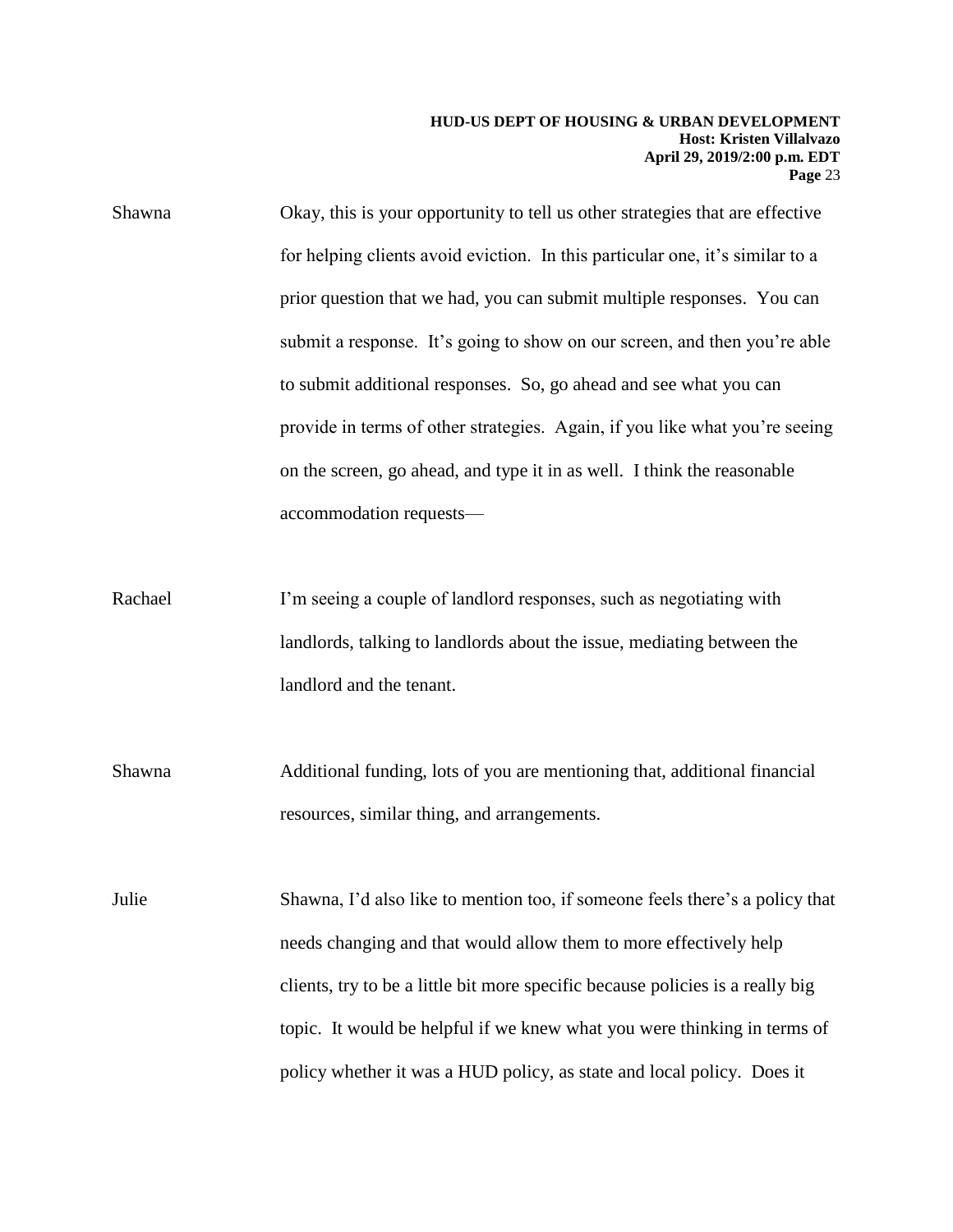Shawna Okay, this is your opportunity to tell us other strategies that are effective for helping clients avoid eviction. In this particular one, it's similar to a prior question that we had, you can submit multiple responses. You can submit a response. It's going to show on our screen, and then you're able to submit additional responses. So, go ahead and see what you can provide in terms of other strategies. Again, if you like what you're seeing on the screen, go ahead, and type it in as well. I think the reasonable accommodation requests—

Rachael I'm seeing a couple of landlord responses, such as negotiating with landlords, talking to landlords about the issue, mediating between the landlord and the tenant.

Shawna Additional funding, lots of you are mentioning that, additional financial resources, similar thing, and arrangements.

Julie Shawna, I'd also like to mention too, if someone feels there's a policy that needs changing and that would allow them to more effectively help clients, try to be a little bit more specific because policies is a really big topic. It would be helpful if we knew what you were thinking in terms of policy whether it was a HUD policy, as state and local policy. Does it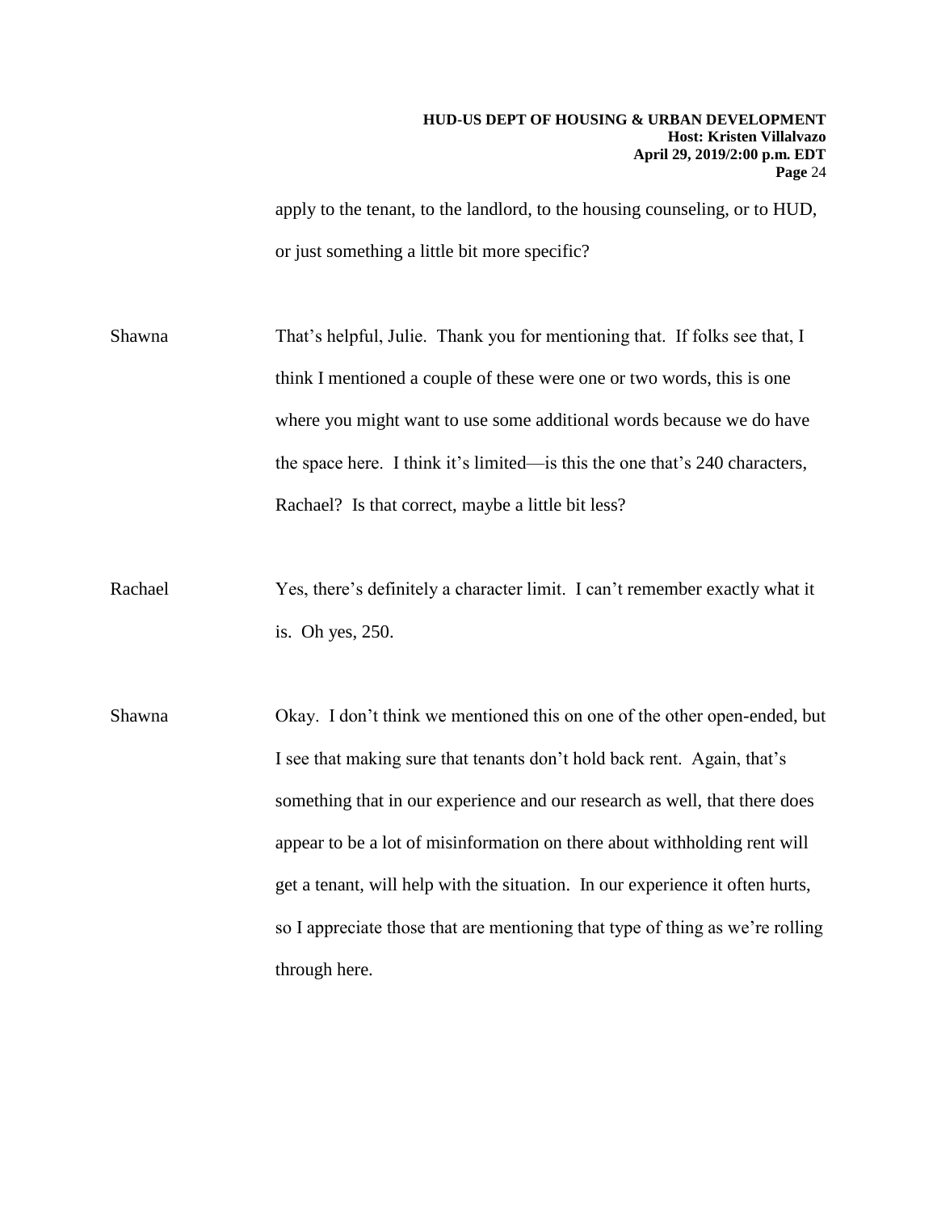apply to the tenant, to the landlord, to the housing counseling, or to HUD, or just something a little bit more specific?

Shawna That's helpful, Julie. Thank you for mentioning that. If folks see that, I think I mentioned a couple of these were one or two words, this is one where you might want to use some additional words because we do have the space here. I think it's limited—is this the one that's 240 characters, Rachael? Is that correct, maybe a little bit less?

Rachael Yes, there's definitely a character limit. I can't remember exactly what it is. Oh yes, 250.

Shawna Okay. I don't think we mentioned this on one of the other open-ended, but I see that making sure that tenants don't hold back rent. Again, that's something that in our experience and our research as well, that there does appear to be a lot of misinformation on there about withholding rent will get a tenant, will help with the situation. In our experience it often hurts, so I appreciate those that are mentioning that type of thing as we're rolling through here.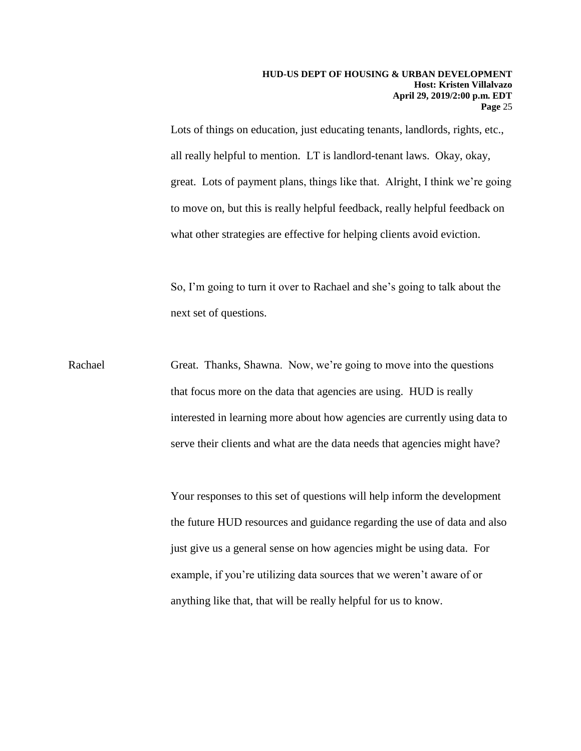Lots of things on education, just educating tenants, landlords, rights, etc., all really helpful to mention. LT is landlord-tenant laws. Okay, okay, great. Lots of payment plans, things like that. Alright, I think we're going to move on, but this is really helpful feedback, really helpful feedback on what other strategies are effective for helping clients avoid eviction.

So, I'm going to turn it over to Rachael and she's going to talk about the next set of questions.

Rachael: Great. Thanks, Shawna. Now, we're going to move into the questions that focus more on the data that agencies are using. HUD is really interested in learning more about how agencies are currently using data to serve their clients and what are the data needs that agencies might have?

Your responses to this set of questions will help inform the development the future HUD resources and guidance regarding the use of data and also just give us a general sense on how agencies might be using data. For example, if you're utilizing data sources that we weren't aware of or anything like that, that will be really helpful for us to know.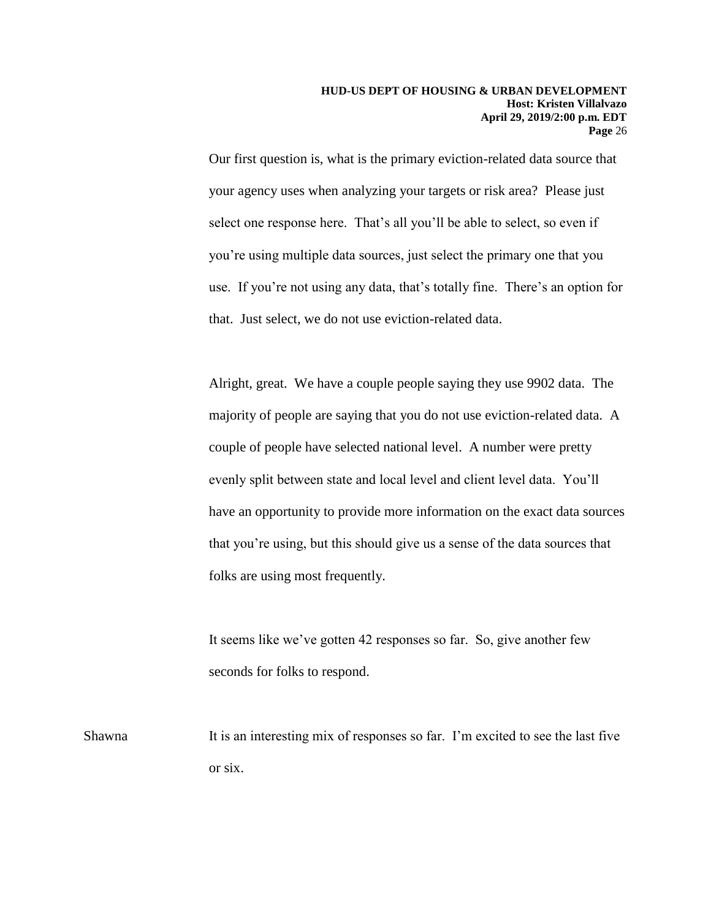Our first question is, what is the primary eviction-related data source that your agency uses when analyzing your targets or risk area? Please just select one response here. That's all you'll be able to select, so even if you're using multiple data sources, just select the primary one that you use. If you're not using any data, that's totally fine. There's an option for that. Just select, we do not use eviction-related data.

Alright, great. We have a couple people saying they use 9902 data. The majority of people are saying that you do not use eviction-related data. A couple of people have selected national level. A number were pretty evenly split between state and local level and client level data. You'll have an opportunity to provide more information on the exact data sources that you're using, but this should give us a sense of the data sources that folks are using most frequently.

It seems like we've gotten 42 responses so far. So, give another few seconds for folks to respond.

Shawna It is an interesting mix of responses so far. I'm excited to see the last five or six.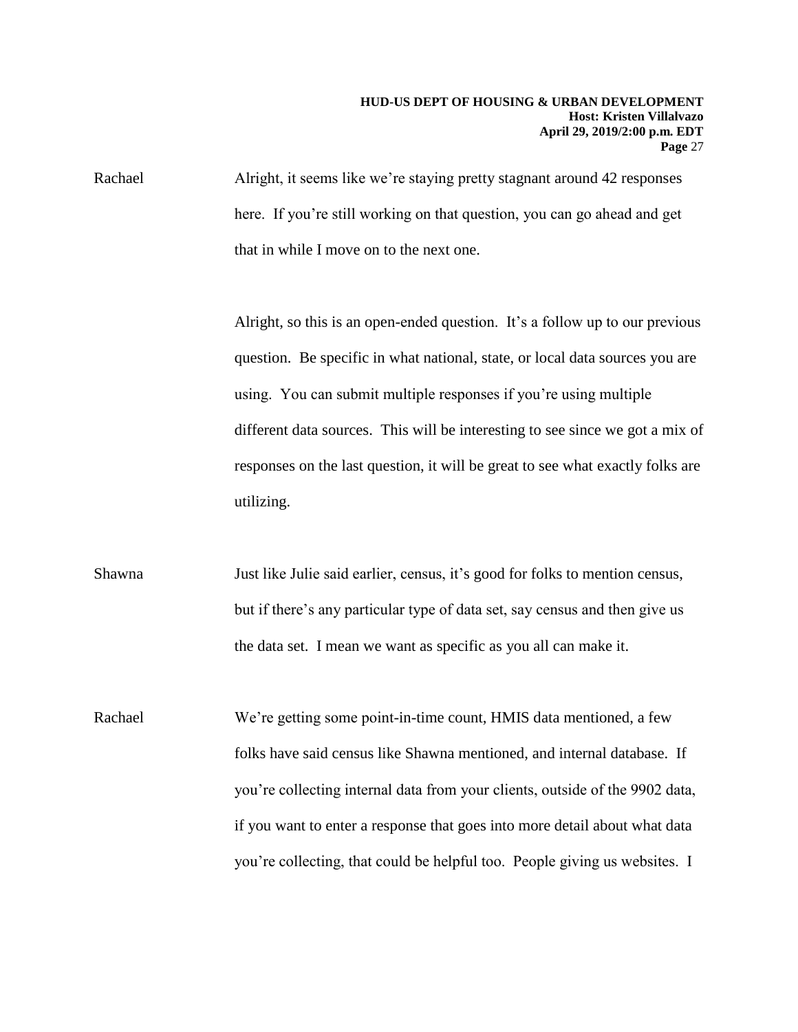Rachael Alright, it seems like we're staying pretty stagnant around 42 responses here. If you're still working on that question, you can go ahead and get that in while I move on to the next one.

Alright, so this is an open-ended question. It's a follow up to our previous question. Be specific in what national, state, or local data sources you are using. You can submit multiple responses if you're using multiple different data sources. This will be interesting to see since we got a mix of responses on the last question, it will be great to see what exactly folks are utilizing.

Shawna Just like Julie said earlier, census, it's good for folks to mention census, but if there's any particular type of data set, say census and then give us the data set. I mean we want as specific as you all can make it.

Rachael We're getting some point-in-time count, HMIS data mentioned, a few folks have said census like Shawna mentioned, and internal database. If you're collecting internal data from your clients, outside of the 9902 data, if you want to enter a response that goes into more detail about what data you're collecting, that could be helpful too. People giving us websites. I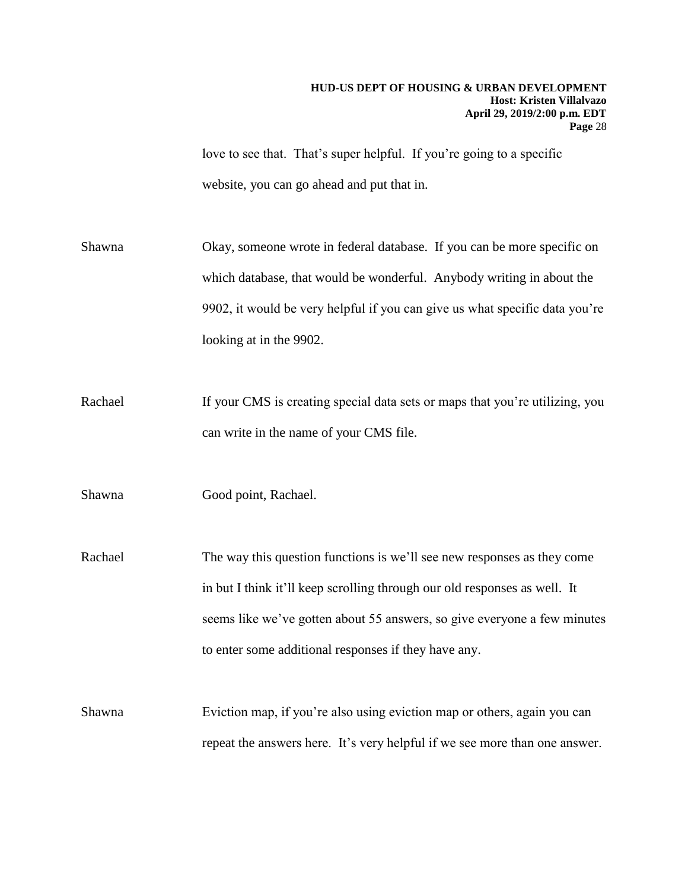love to see that. That's super helpful. If you're going to a specific website, you can go ahead and put that in.

Shawna Okay, someone wrote in federal database. If you can be more specific on which database, that would be wonderful. Anybody writing in about the 9902, it would be very helpful if you can give us what specific data you're looking at in the 9902.

Rachael If your CMS is creating special data sets or maps that you're utilizing, you can write in the name of your CMS file.

Shawna Good point, Rachael.

Rachael The way this question functions is we'll see new responses as they come in but I think it'll keep scrolling through our old responses as well. It seems like we've gotten about 55 answers, so give everyone a few minutes to enter some additional responses if they have any.

Shawna Eviction map, if you're also using eviction map or others, again you can repeat the answers here. It's very helpful if we see more than one answer.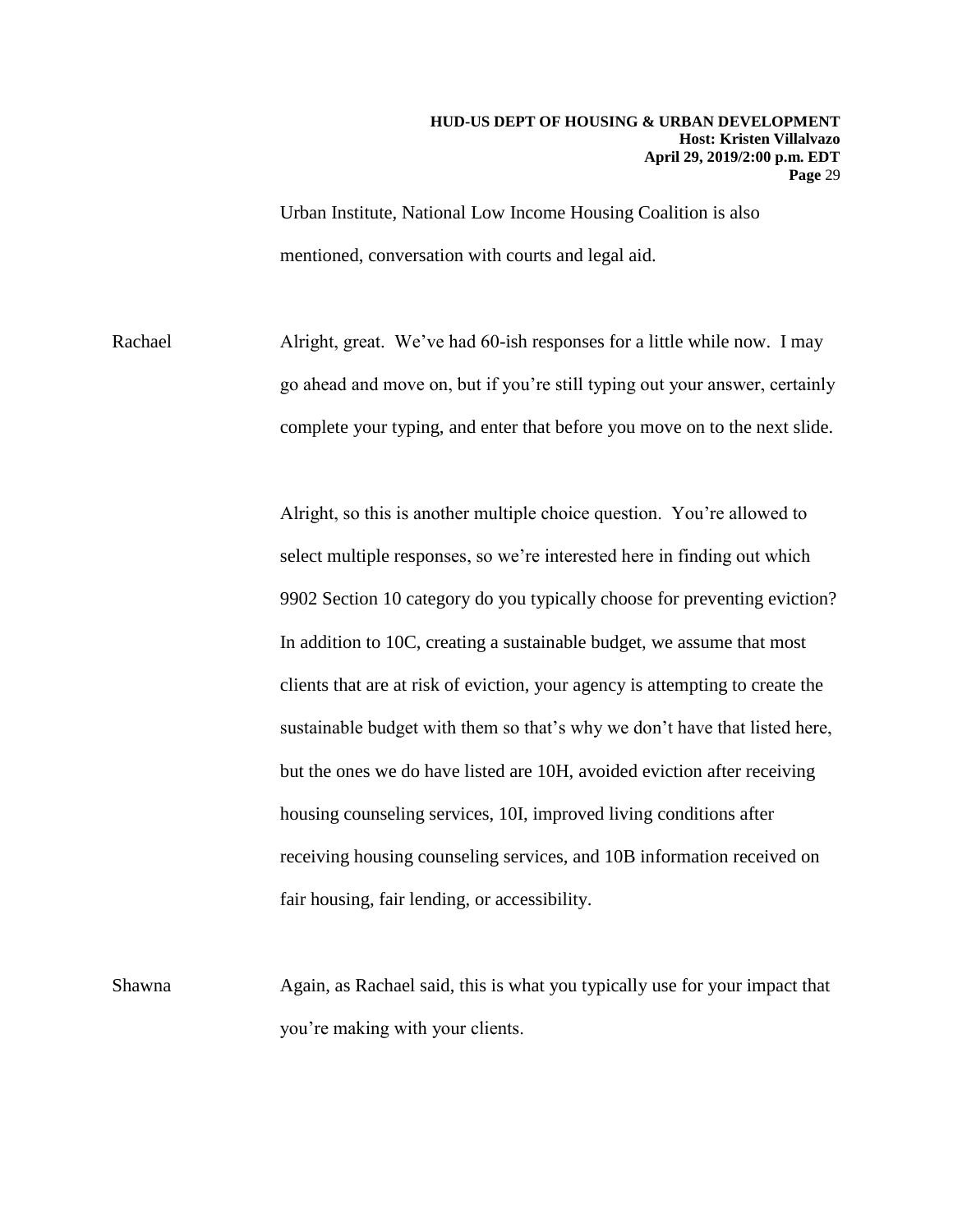Urban Institute, National Low Income Housing Coalition is also mentioned, conversation with courts and legal aid.

Rachael Alright, great. We've had 60-ish responses for a little while now. I may go ahead and move on, but if you're still typing out your answer, certainly complete your typing, and enter that before you move on to the next slide.

Alright, so this is another multiple choice question. You're allowed to select multiple responses, so we're interested here in finding out which 9902 Section 10 category do you typically choose for preventing eviction? In addition to 10C, creating a sustainable budget, we assume that most clients that are at risk of eviction, your agency is attempting to create the sustainable budget with them so that's why we don't have that listed here, but the ones we do have listed are 10H, avoided eviction after receiving housing counseling services, 10I, improved living conditions after receiving housing counseling services, and 10B information received on fair housing, fair lending, or accessibility.

Shawna Again, as Rachael said, this is what you typically use for your impact that you're making with your clients.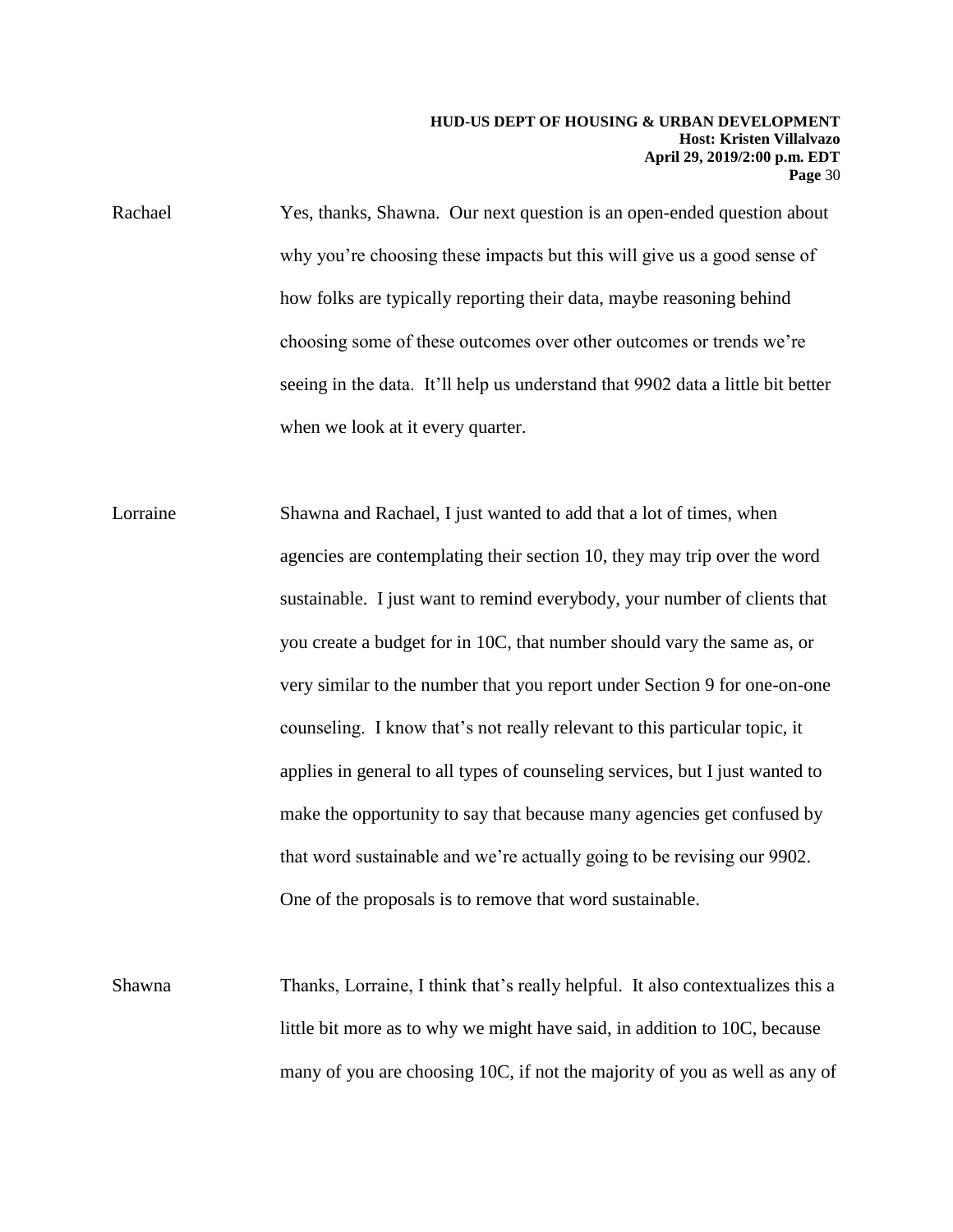Rachael Yes, thanks, Shawna. Our next question is an open-ended question about why you're choosing these impacts but this will give us a good sense of how folks are typically reporting their data, maybe reasoning behind choosing some of these outcomes over other outcomes or trends we're seeing in the data. It'll help us understand that 9902 data a little bit better when we look at it every quarter.

Lorraine Shawna and Rachael, I just wanted to add that a lot of times, when agencies are contemplating their section 10, they may trip over the word sustainable. I just want to remind everybody, your number of clients that you create a budget for in 10C, that number should vary the same as, or very similar to the number that you report under Section 9 for one-on-one counseling. I know that's not really relevant to this particular topic, it applies in general to all types of counseling services, but I just wanted to make the opportunity to say that because many agencies get confused by that word sustainable and we're actually going to be revising our 9902. One of the proposals is to remove that word sustainable.

Shawna Thanks, Lorraine, I think that's really helpful. It also contextualizes this a little bit more as to why we might have said, in addition to 10C, because many of you are choosing 10C, if not the majority of you as well as any of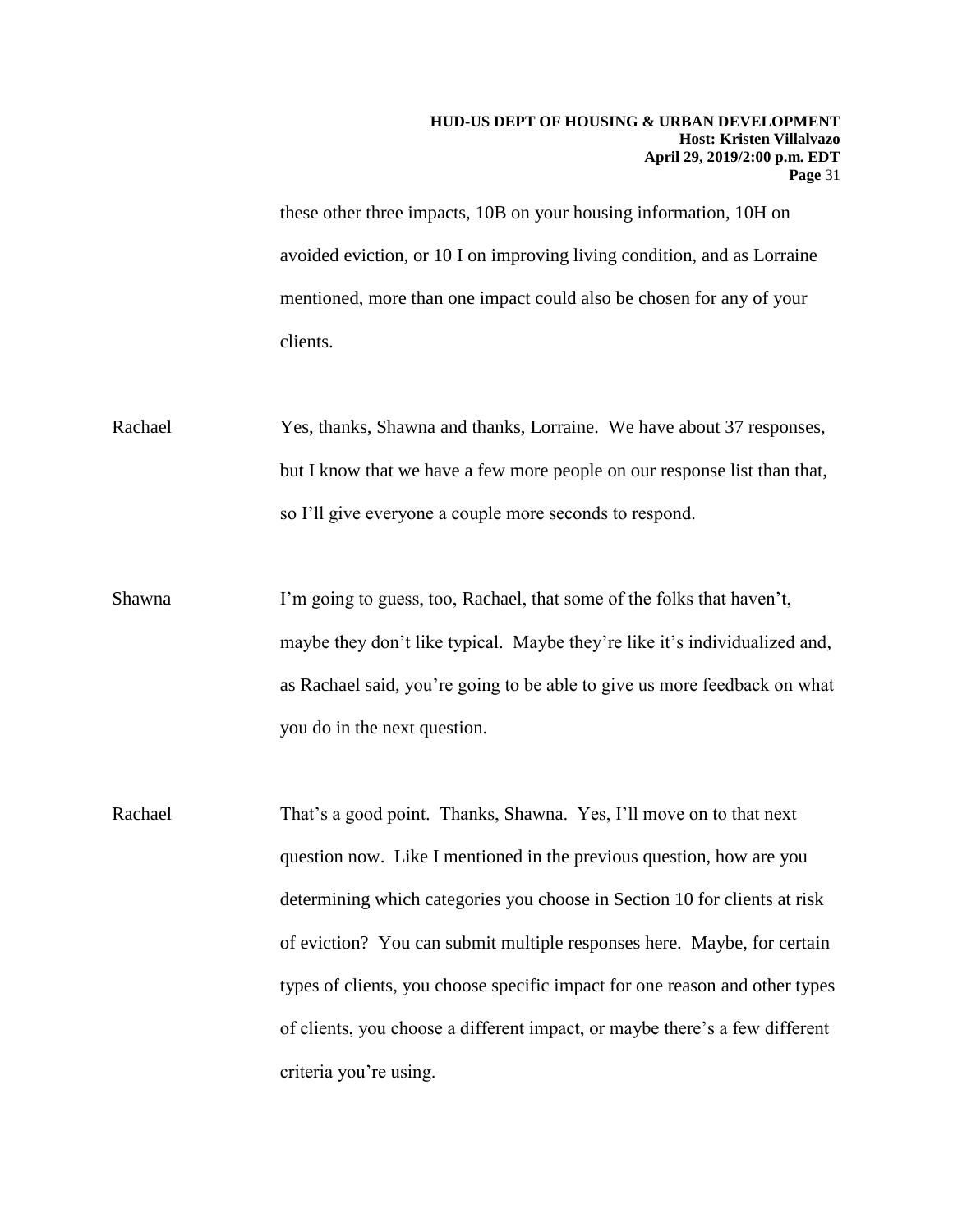these other three impacts, 10B on your housing information, 10H on avoided eviction, or 10 I on improving living condition, and as Lorraine mentioned, more than one impact could also be chosen for any of your clients.

Rachael Yes, thanks, Shawna and thanks, Lorraine. We have about 37 responses, but I know that we have a few more people on our response list than that, so I'll give everyone a couple more seconds to respond.

Shawna I'm going to guess, too, Rachael, that some of the folks that haven't, maybe they don't like typical. Maybe they're like it's individualized and, as Rachael said, you're going to be able to give us more feedback on what you do in the next question.

Rachael That's a good point. Thanks, Shawna. Yes, I'll move on to that next question now. Like I mentioned in the previous question, how are you determining which categories you choose in Section 10 for clients at risk of eviction? You can submit multiple responses here. Maybe, for certain types of clients, you choose specific impact for one reason and other types of clients, you choose a different impact, or maybe there's a few different criteria you're using.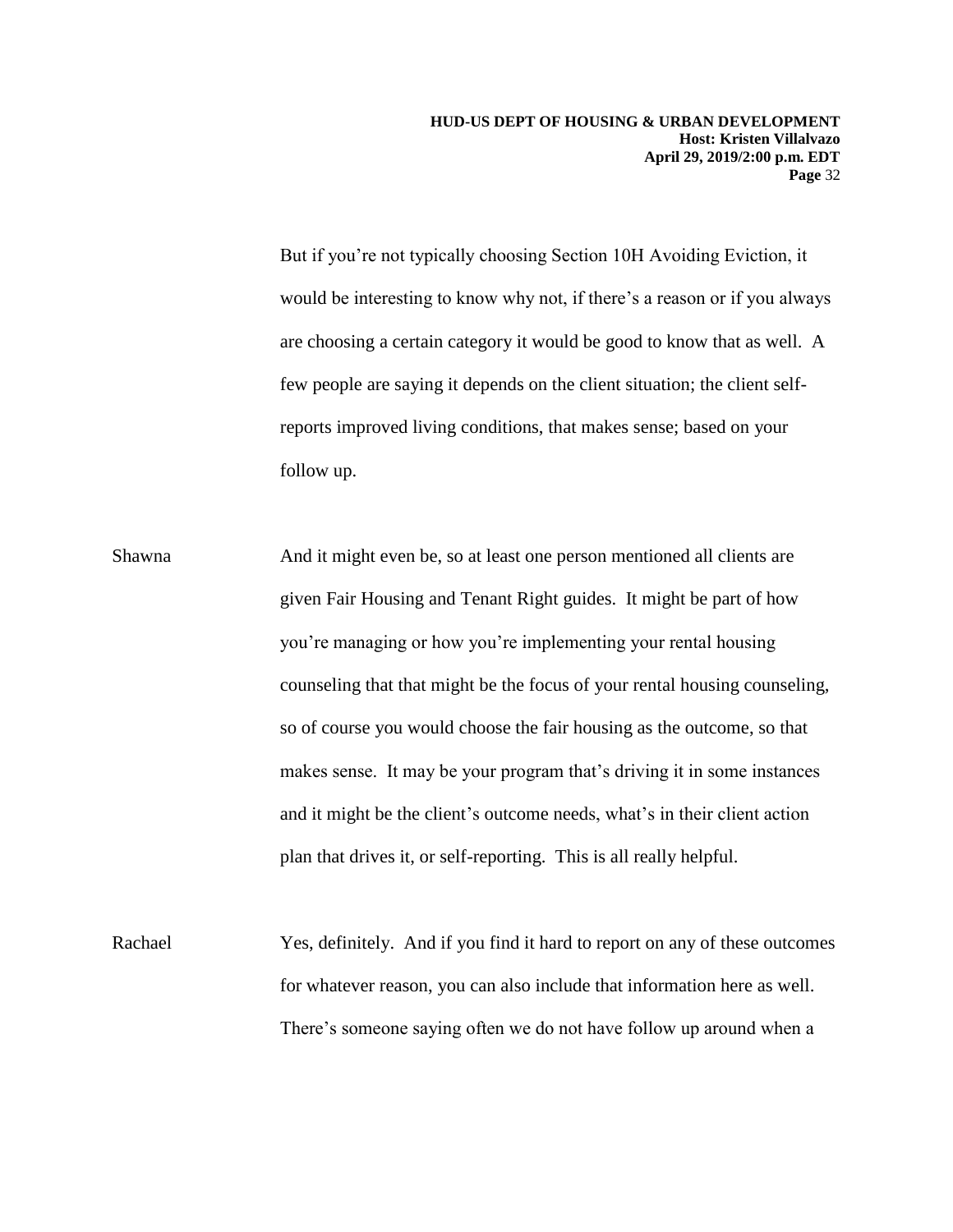But if you're not typically choosing Section 10H Avoiding Eviction, it would be interesting to know why not, if there's a reason or if you always are choosing a certain category it would be good to know that as well. A few people are saying it depends on the client situation; the client self-reports improved living conditions, that makes sense; based on your follow up.

Shawna And it might even be, so at least one person mentioned all clients are given Fair Housing and Tenant Right guides. It might be part of how you're managing or how you're implementing your rental housing counseling that that might be the focus of your rental housing counseling, so of course you would choose the fair housing as the outcome, so that makes sense. It may be your program that's driving it in some instances and it might be the client's outcome needs, what's in their client action plan that drives it, or self-reporting. This is all really helpful.

Rachael Yes, definitely. And if you find it hard to report on any of these outcomes for whatever reason, you can also include that information here as well. There's someone saying often we do not have follow up around when a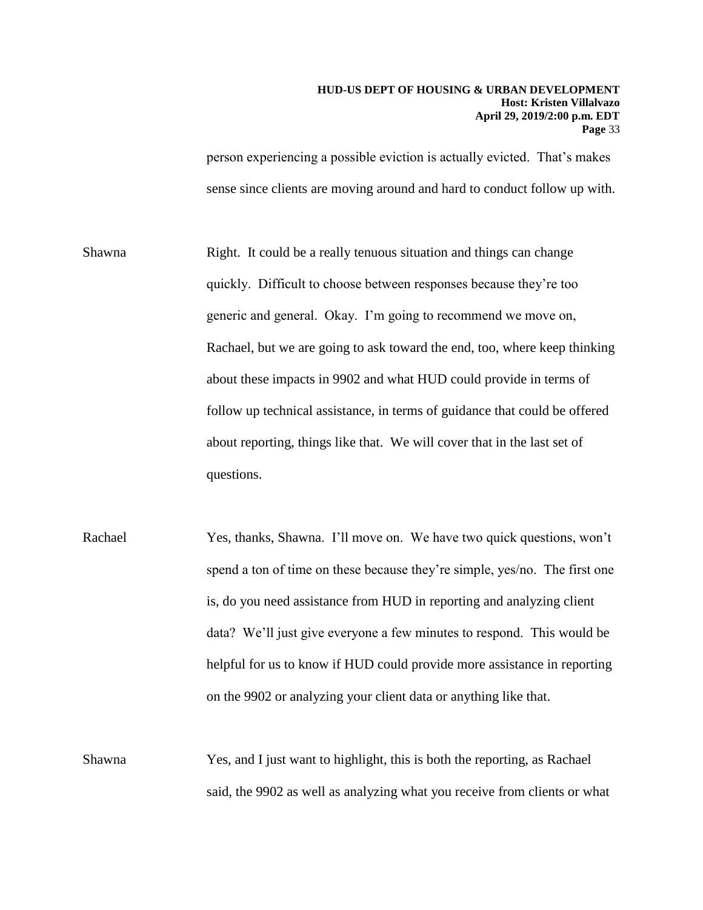person experiencing a possible eviction is actually evicted. That's makes sense since clients are moving around and hard to conduct follow up with.

Shawna Right. It could be a really tenuous situation and things can change quickly. Difficult to choose between responses because they're too generic and general. Okay. I'm going to recommend we move on, Rachael, but we are going to ask toward the end, too, where keep thinking about these impacts in 9902 and what HUD could provide in terms of follow up technical assistance, in terms of guidance that could be offered about reporting, things like that. We will cover that in the last set of questions.

Rachael Yes, thanks, Shawna. I'll move on. We have two quick questions, won't spend a ton of time on these because they're simple, yes/no. The first one is, do you need assistance from HUD in reporting and analyzing client data? We'll just give everyone a few minutes to respond. This would be helpful for us to know if HUD could provide more assistance in reporting on the 9902 or analyzing your client data or anything like that.

Shawna Yes, and I just want to highlight, this is both the reporting, as Rachael said, the 9902 as well as analyzing what you receive from clients or what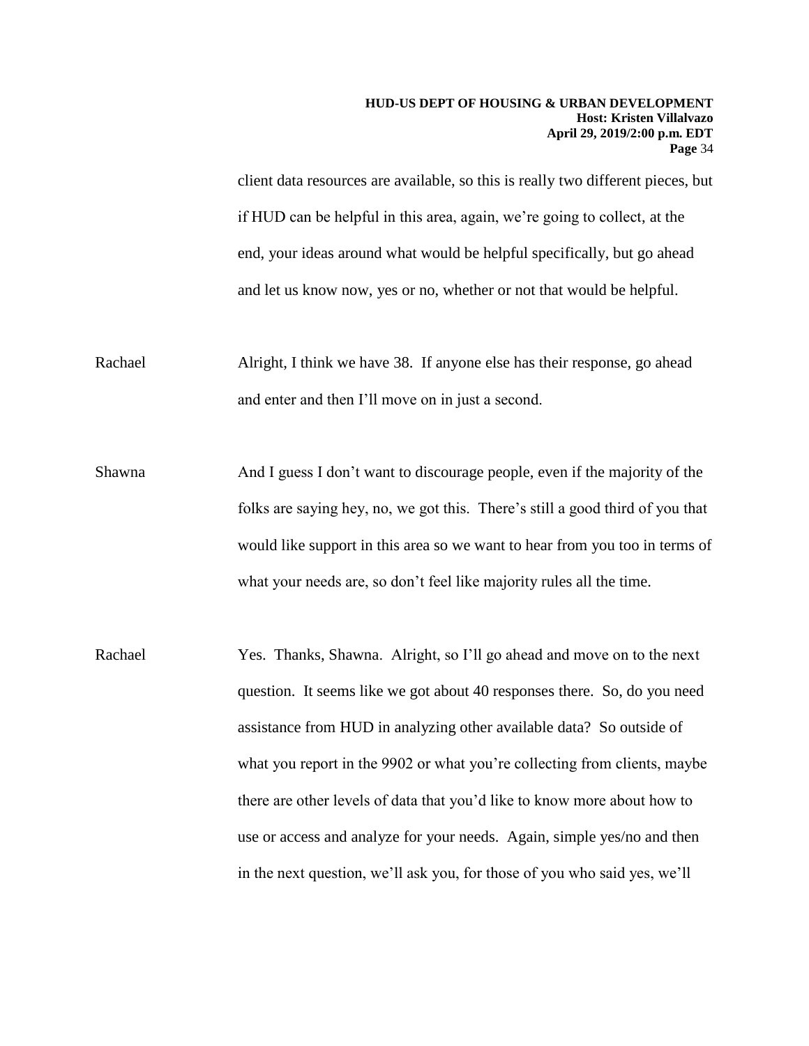client data resources are available, so this is really two different pieces, but if HUD can be helpful in this area, again, we're going to collect, at the end, your ideas around what would be helpful specifically, but go ahead and let us know now, yes or no, whether or not that would be helpful.

Rachael Alright, I think we have 38. If anyone else has their response, go ahead and enter and then I'll move on in just a second.

Shawna And I guess I don't want to discourage people, even if the majority of the folks are saying hey, no, we got this. There's still a good third of you that would like support in this area so we want to hear from you too in terms of what your needs are, so don't feel like majority rules all the time.

Rachael Yes. Thanks, Shawna. Alright, so I'll go ahead and move on to the next question. It seems like we got about 40 responses there. So, do you need assistance from HUD in analyzing other available data? So outside of what you report in the 9902 or what you're collecting from clients, maybe there are other levels of data that you'd like to know more about how to use or access and analyze for your needs. Again, simple yes/no and then in the next question, we'll ask you, for those of you who said yes, we'll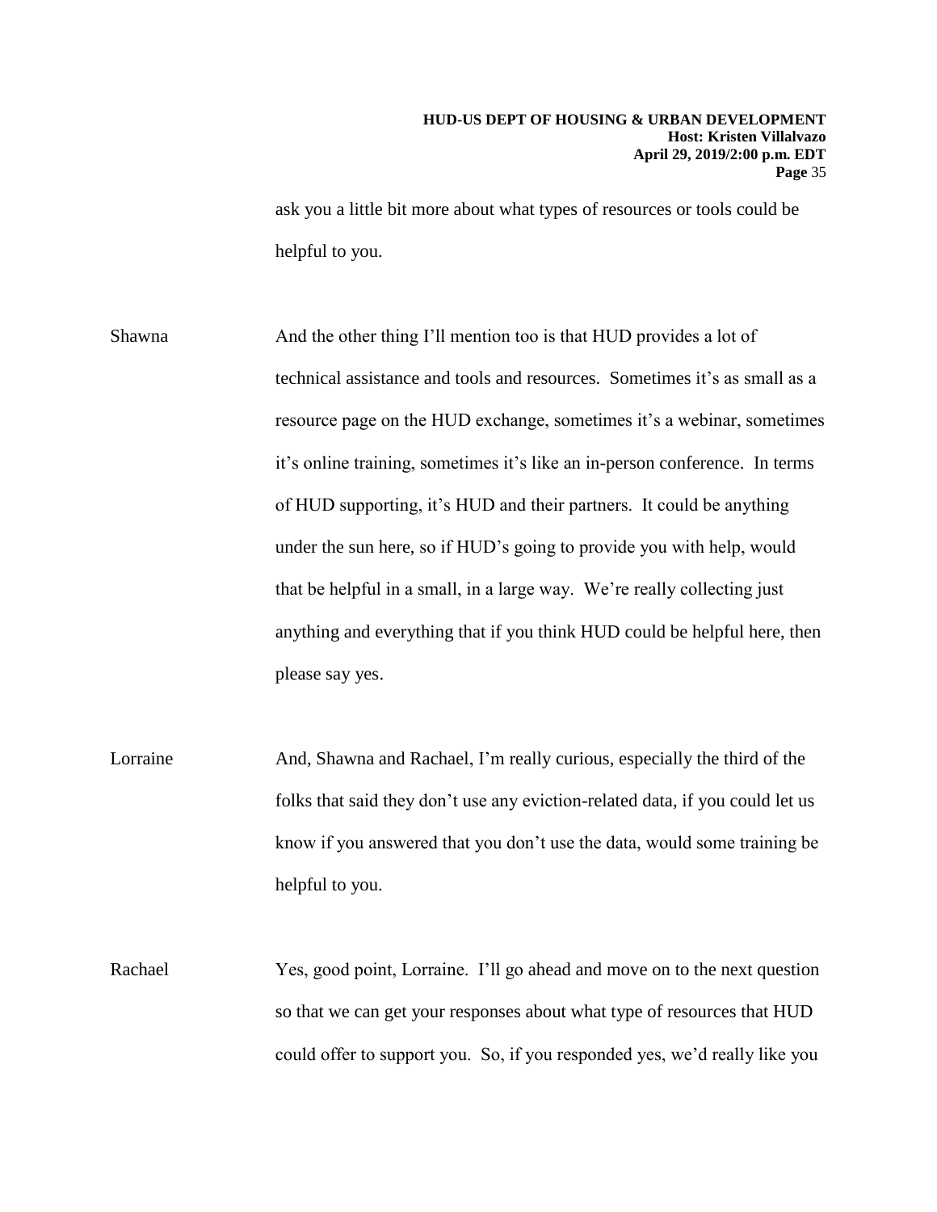ask you a little bit more about what types of resources or tools could be helpful to you.

Shawna And the other thing I'll mention too is that HUD provides a lot of technical assistance and tools and resources. Sometimes it's as small as a resource page on the HUD exchange, sometimes it's a webinar, sometimes it's online training, sometimes it's like an in-person conference. In terms of HUD supporting, it's HUD and their partners. It could be anything under the sun here, so if HUD's going to provide you with help, would that be helpful in a small, in a large way. We're really collecting just anything and everything that if you think HUD could be helpful here, then please say yes.

Lorraine And, Shawna and Rachael, I'm really curious, especially the third of the folks that said they don't use any eviction-related data, if you could let us know if you answered that you don't use the data, would some training be helpful to you.

Rachael Yes, good point, Lorraine. I'll go ahead and move on to the next question so that we can get your responses about what type of resources that HUD could offer to support you. So, if you responded yes, we'd really like you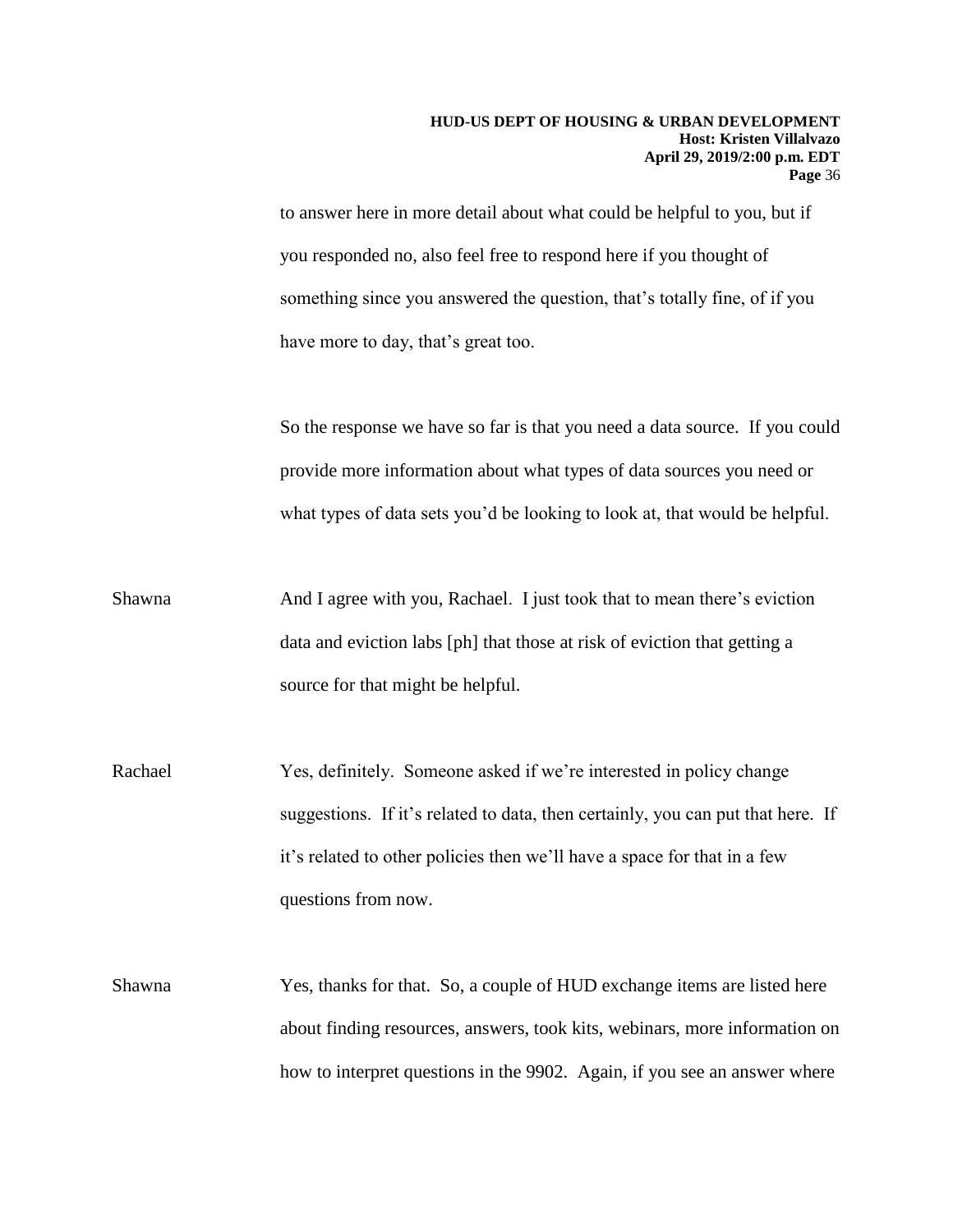to answer here in more detail about what could be helpful to you, but if you responded no, also feel free to respond here if you thought of something since you answered the question, that's totally fine, of if you have more to day, that's great too.

So the response we have so far is that you need a data source. If you could provide more information about what types of data sources you need or what types of data sets you'd be looking to look at, that would be helpful.

Shawna And I agree with you, Rachael. I just took that to mean there's eviction data and eviction labs [ph] that those at risk of eviction that getting a source for that might be helpful.

Rachael Yes, definitely. Someone asked if we're interested in policy change suggestions. If it's related to data, then certainly, you can put that here. If it's related to other policies then we'll have a space for that in a few questions from now.

Shawna Yes, thanks for that. So, a couple of HUD exchange items are listed here about finding resources, answers, took kits, webinars, more information on how to interpret questions in the 9902. Again, if you see an answer where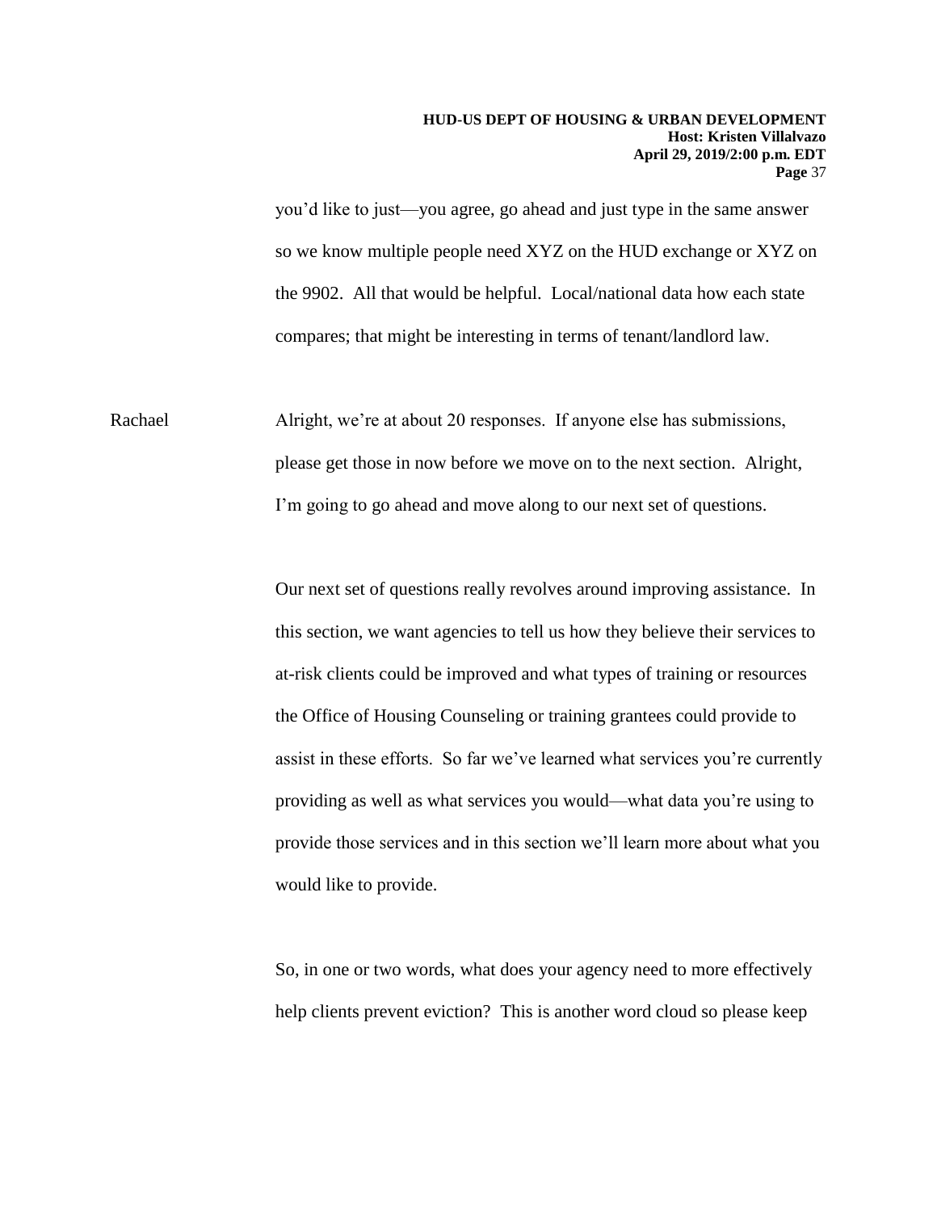you'd like to just—you agree, go ahead and just type in the same answer so we know multiple people need XYZ on the HUD exchange or XYZ on the 9902. All that would be helpful. Local/national data how each state compares; that might be interesting in terms of tenant/landlord law.

Rachael Alright, we're at about 20 responses. If anyone else has submissions, please get those in now before we move on to the next section. Alright, I'm going to go ahead and move along to our next set of questions.

Our next set of questions really revolves around improving assistance. In this section, we want agencies to tell us how they believe their services to at-risk clients could be improved and what types of training or resources the Office of Housing Counseling or training grantees could provide to assist in these efforts. So far we've learned what services you're currently providing as well as what services you would—what data you're using to provide those services and in this section we'll learn more about what you would like to provide.

So, in one or two words, what does your agency need to more effectively help clients prevent eviction? This is another word cloud so please keep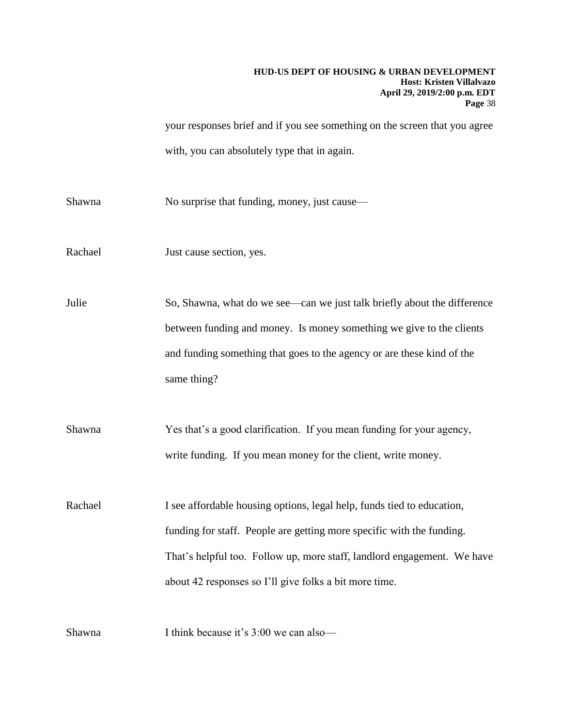your responses brief and if you see something on the screen that you agree with, you can absolutely type that in again.

Shawna No surprise that funding, money, just cause—

Rachael Just cause section, yes.

Julie So, Shawna, what do we see—can we just talk briefly about the difference between funding and money. Is money something we give to the clients and funding something that goes to the agency or are these kind of the same thing?

Shawna Yes that's a good clarification. If you mean funding for your agency, write funding. If you mean money for the client, write money.

Rachael I see affordable housing options, legal help, funds tied to education, funding for staff. People are getting more specific with the funding. That's helpful too. Follow up, more staff, landlord engagement. We have about 42 responses so I'll give folks a bit more time.

Shawna I think because it's 3:00 we can also—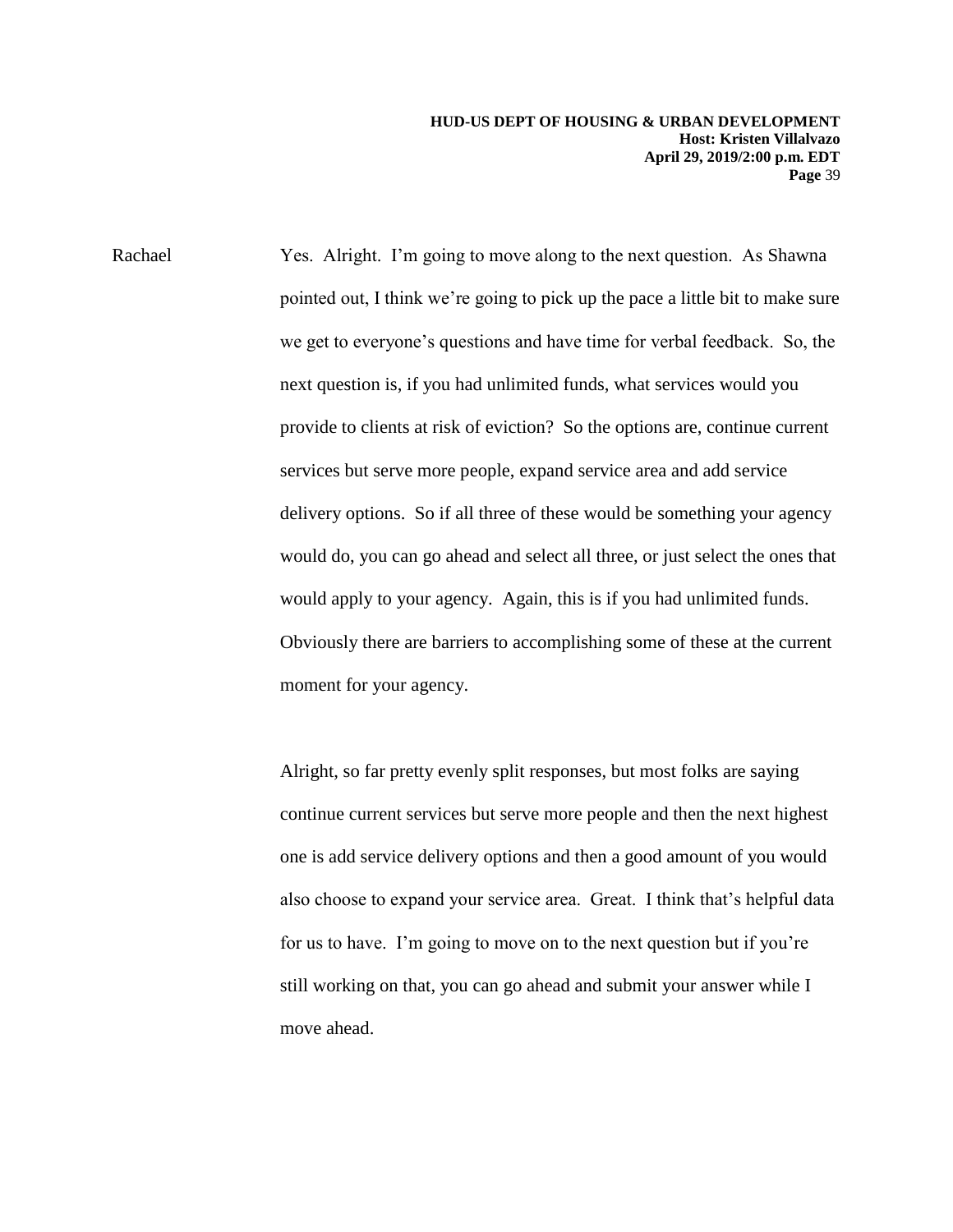Rachael Yes. Alright. I'm going to move along to the next question. As Shawna pointed out, I think we're going to pick up the pace a little bit to make sure we get to everyone's questions and have time for verbal feedback. So, the next question is, if you had unlimited funds, what services would you provide to clients at risk of eviction? So the options are, continue current services but serve more people, expand service area and add service delivery options. So if all three of these would be something your agency would do, you can go ahead and select all three, or just select the ones that would apply to your agency. Again, this is if you had unlimited funds. Obviously there are barriers to accomplishing some of these at the current moment for your agency.

Alright, so far pretty evenly split responses, but most folks are saying continue current services but serve more people and then the next highest one is add service delivery options and then a good amount of you would also choose to expand your service area. Great. I think that's helpful data for us to have. I'm going to move on to the next question but if you're still working on that, you can go ahead and submit your answer while I move ahead.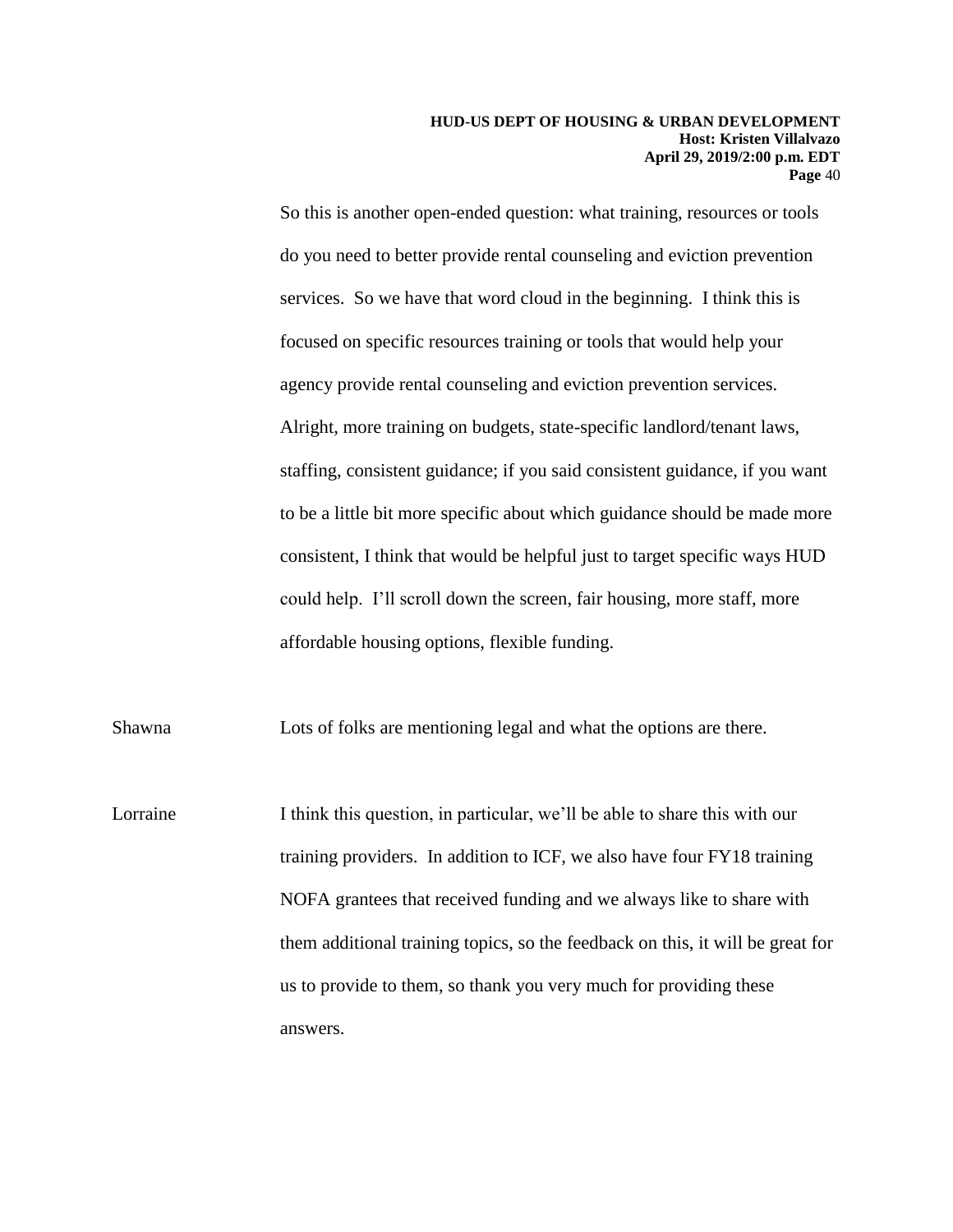So this is another open-ended question: what training, resources or tools do you need to better provide rental counseling and eviction prevention services. So we have that word cloud in the beginning. I think this is focused on specific resources training or tools that would help your agency provide rental counseling and eviction prevention services. Alright, more training on budgets, state-specific landlord/tenant laws, staffing, consistent guidance; if you said consistent guidance, if you want to be a little bit more specific about which guidance should be made more consistent, I think that would be helpful just to target specific ways HUD could help. I'll scroll down the screen, fair housing, more staff, more affordable housing options, flexible funding.

Shawna Lots of folks are mentioning legal and what the options are there.

Lorraine I think this question, in particular, we'll be able to share this with our training providers. In addition to ICF, we also have four FY18 training NOFA grantees that received funding and we always like to share with them additional training topics, so the feedback on this, it will be great for us to provide to them, so thank you very much for providing these answers.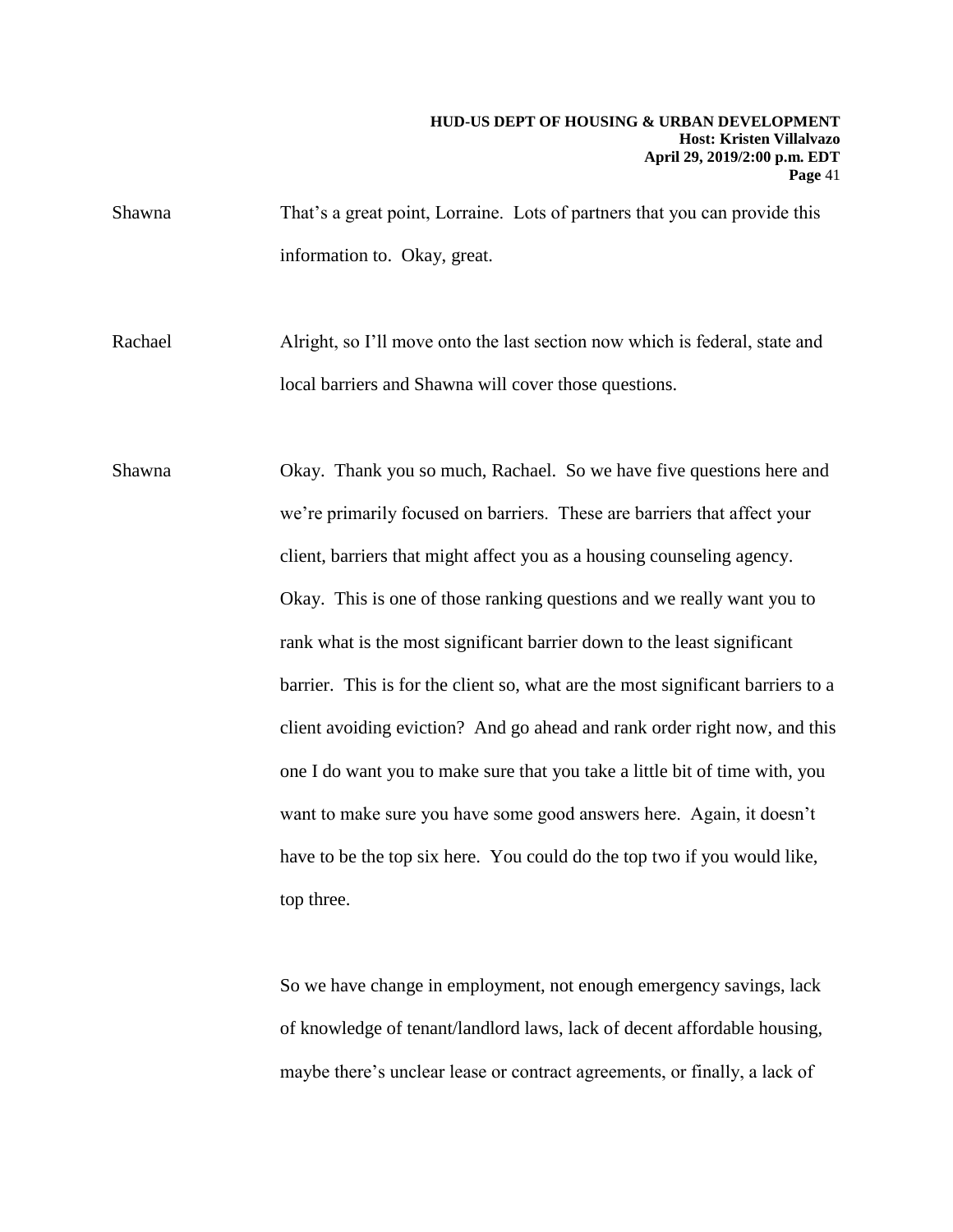Shawna That's a great point, Lorraine. Lots of partners that you can provide this information to. Okay, great.

Rachael Alright, so I'll move onto the last section now which is federal, state and local barriers and Shawna will cover those questions.

Shawna Okay. Thank you so much, Rachael. So we have five questions here and we're primarily focused on barriers. These are barriers that affect your client, barriers that might affect you as a housing counseling agency. Okay. This is one of those ranking questions and we really want you to rank what is the most significant barrier down to the least significant barrier. This is for the client so, what are the most significant barriers to a client avoiding eviction? And go ahead and rank order right now, and this one I do want you to make sure that you take a little bit of time with, you want to make sure you have some good answers here. Again, it doesn't have to be the top six here. You could do the top two if you would like, top three.

So we have change in employment, not enough emergency savings, lack of knowledge of tenant/landlord laws, lack of decent affordable housing, maybe there's unclear lease or contract agreements, or finally, a lack of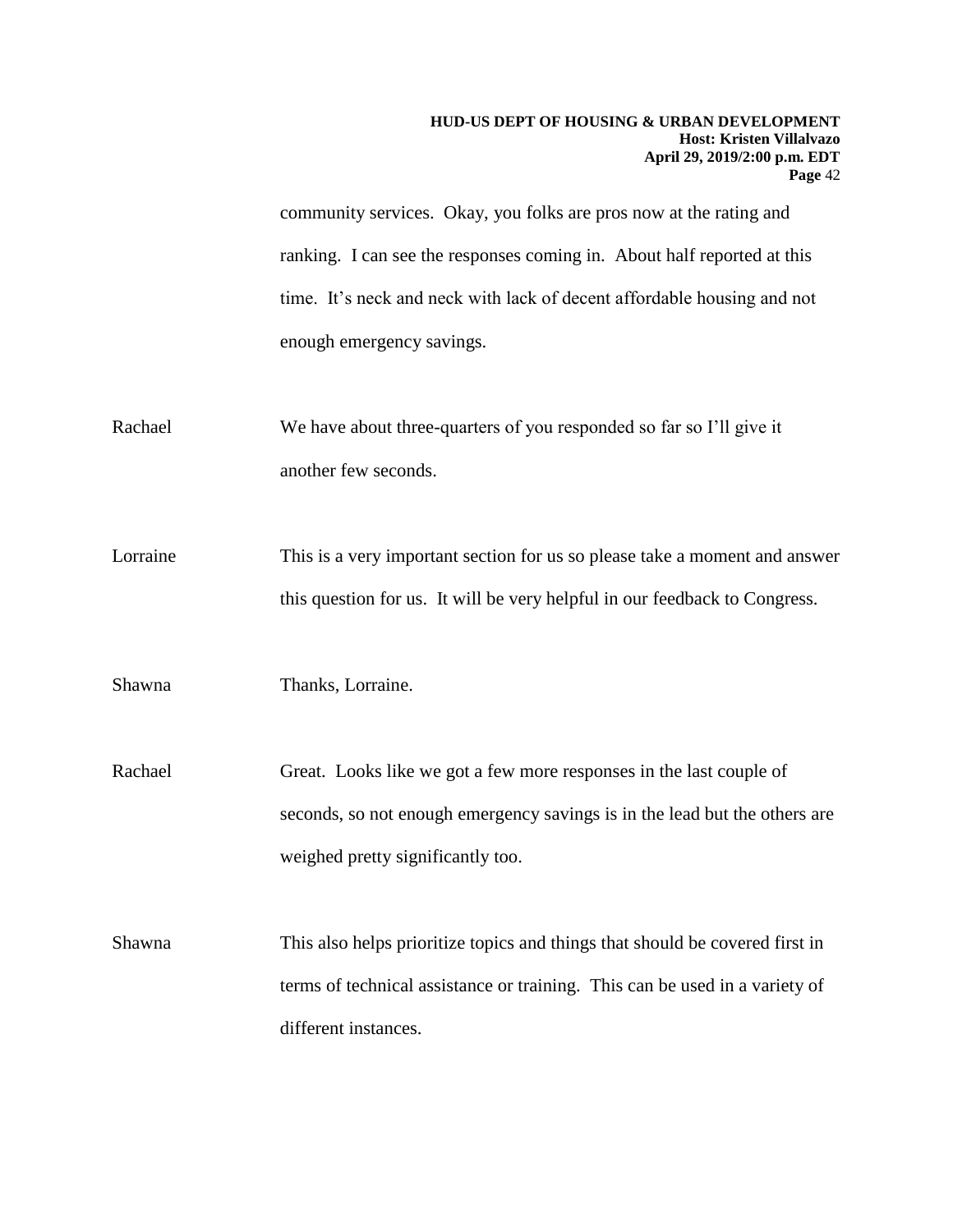community services. Okay, you folks are pros now at the rating and ranking. I can see the responses coming in. About half reported at this time. It's neck and neck with lack of decent affordable housing and not enough emergency savings.

Rachael We have about three-quarters of you responded so far so I'll give it another few seconds.

Lorraine This is a very important section for us so please take a moment and answer this question for us. It will be very helpful in our feedback to Congress.

Shawna Thanks, Lorraine.

Rachael Great. Looks like we got a few more responses in the last couple of seconds, so not enough emergency savings is in the lead but the others are weighed pretty significantly too.

Shawna This also helps prioritize topics and things that should be covered first in terms of technical assistance or training. This can be used in a variety of different instances.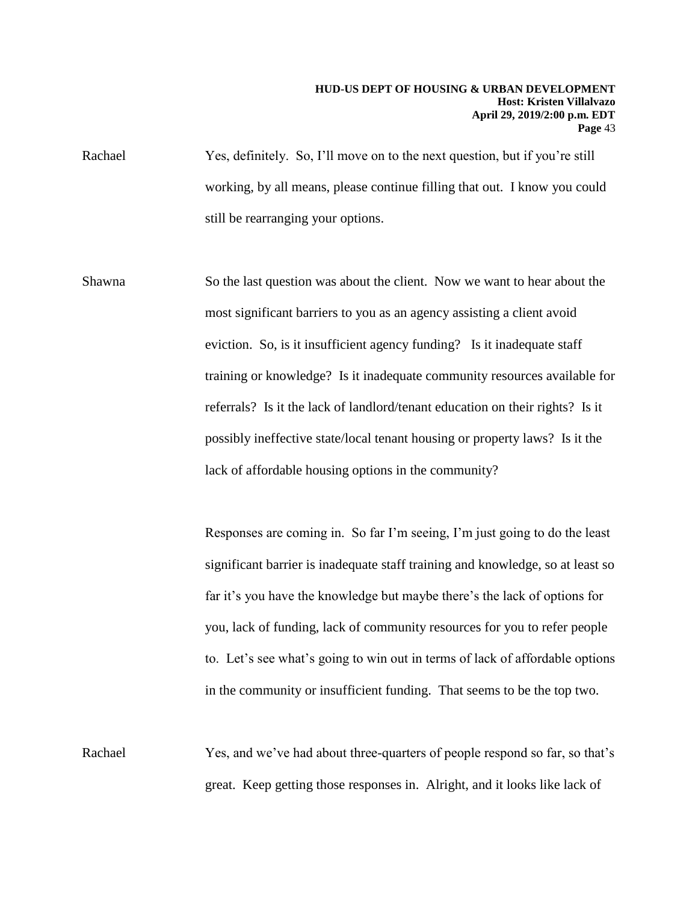Rachael Yes, definitely. So, I'll move on to the next question, but if you're still working, by all means, please continue filling that out. I know you could still be rearranging your options.

Shawna So the last question was about the client. Now we want to hear about the most significant barriers to you as an agency assisting a client avoid eviction. So, is it insufficient agency funding? Is it inadequate staff training or knowledge? Is it inadequate community resources available for referrals? Is it the lack of landlord/tenant education on their rights? Is it possibly ineffective state/local tenant housing or property laws? Is it the lack of affordable housing options in the community?

Responses are coming in. So far I'm seeing, I'm just going to do the least significant barrier is inadequate staff training and knowledge, so at least so far it's you have the knowledge but maybe there's the lack of options for you, lack of funding, lack of community resources for you to refer people to. Let's see what's going to win out in terms of lack of affordable options in the community or insufficient funding. That seems to be the top two.

Rachael Yes, and we've had about three-quarters of people respond so far, so that's great. Keep getting those responses in. Alright, and it looks like lack of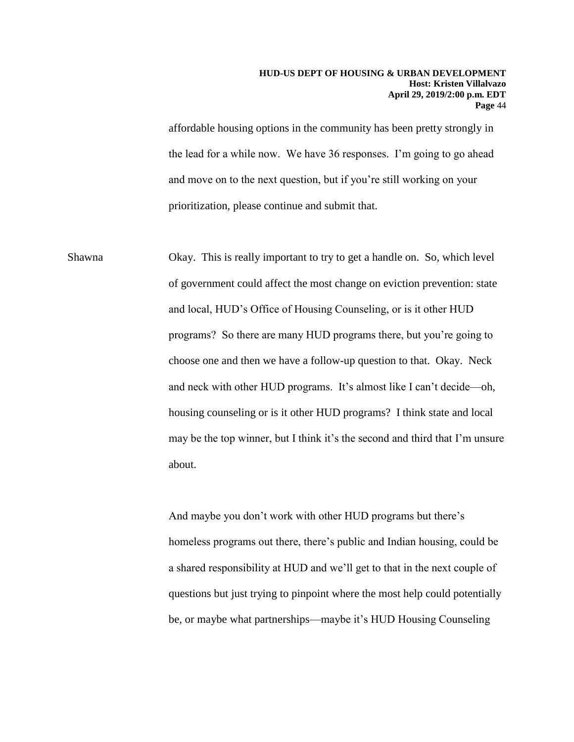affordable housing options in the community has been pretty strongly in the lead for a while now. We have 36 responses. I'm going to go ahead and move on to the next question, but if you're still working on your prioritization, please continue and submit that.

Shawna Okay. This is really important to try to get a handle on. So, which level of government could affect the most change on eviction prevention: state and local, HUD's Office of Housing Counseling, or is it other HUD programs? So there are many HUD programs there, but you're going to choose one and then we have a follow-up question to that. Okay. Neck and neck with other HUD programs. It's almost like I can't decide—oh, housing counseling or is it other HUD programs? I think state and local may be the top winner, but I think it's the second and third that I'm unsure about.

And maybe you don't work with other HUD programs but there's homeless programs out there, there's public and Indian housing, could be a shared responsibility at HUD and we'll get to that in the next couple of questions but just trying to pinpoint where the most help could potentially be, or maybe what partnerships—maybe it's HUD Housing Counseling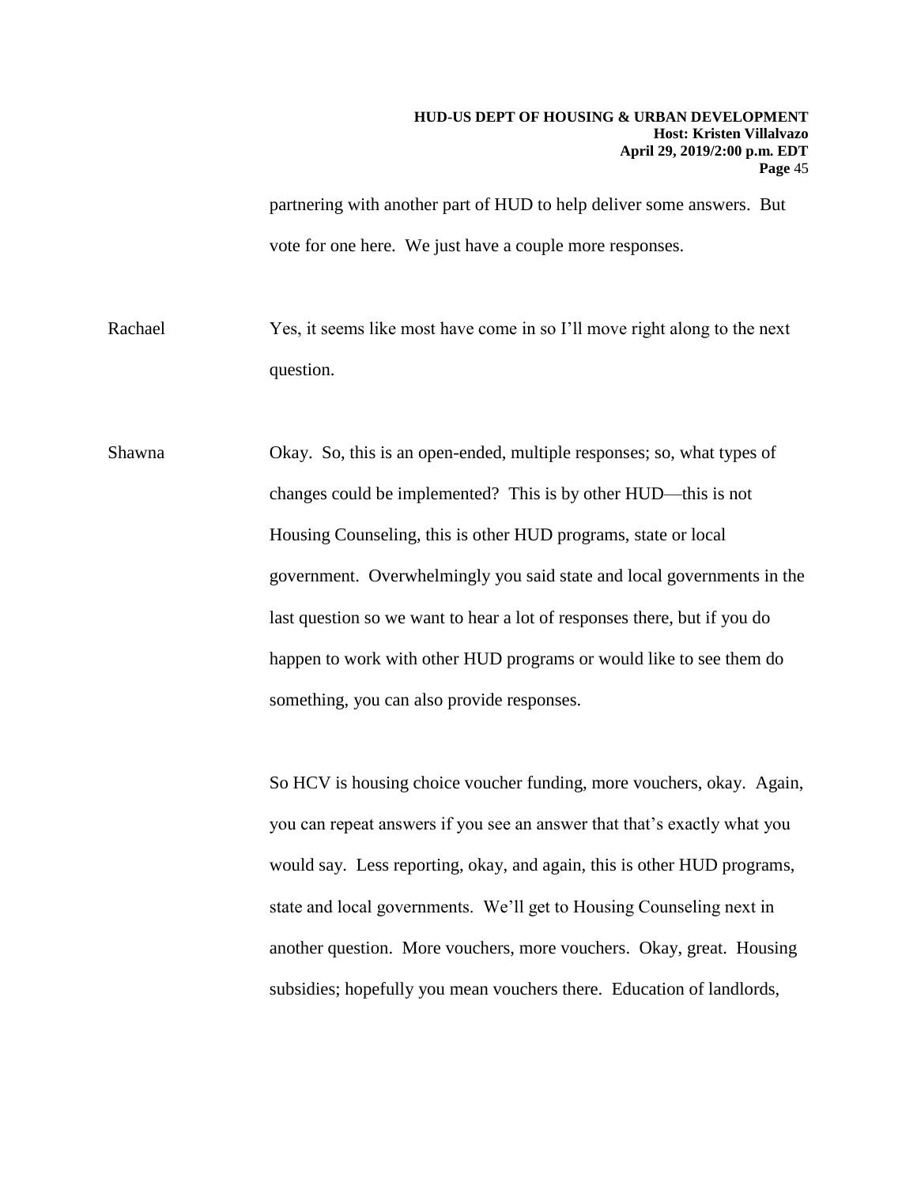partnering with another part of HUD to help deliver some answers. But vote for one here. We just have a couple more responses.

Rachael Yes, it seems like most have come in so I'll move right along to the next question.

Shawna Okay. So, this is an open-ended, multiple responses; so, what types of changes could be implemented? This is by other HUD—this is not Housing Counseling, this is other HUD programs, state or local government. Overwhelmingly you said state and local governments in the last question so we want to hear a lot of responses there, but if you do happen to work with other HUD programs or would like to see them do something, you can also provide responses.

So HCV is housing choice voucher funding, more vouchers, okay. Again, you can repeat answers if you see an answer that that's exactly what you would say. Less reporting, okay, and again, this is other HUD programs, state and local governments. We'll get to Housing Counseling next in another question. More vouchers, more vouchers. Okay, great. Housing subsidies; hopefully you mean vouchers there. Education of landlords,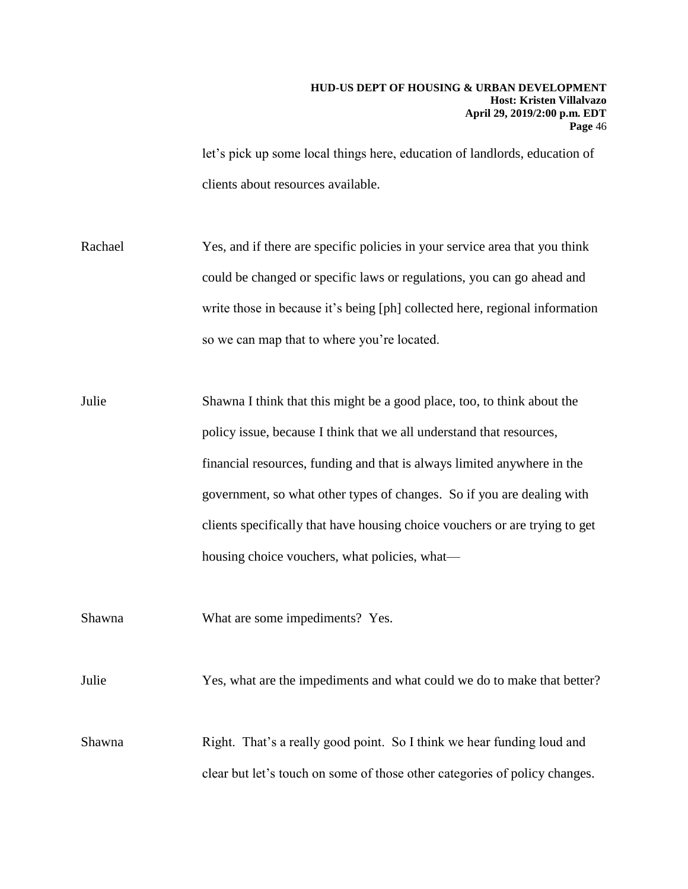let's pick up some local things here, education of landlords, education of clients about resources available.

Rachael Yes, and if there are specific policies in your service area that you think could be changed or specific laws or regulations, you can go ahead and write those in because it's being [ph] collected here, regional information so we can map that to where you're located.

Julie Shawna I think that this might be a good place, too, to think about the policy issue, because I think that we all understand that resources, financial resources, funding and that is always limited anywhere in the government, so what other types of changes. So if you are dealing with clients specifically that have housing choice vouchers or are trying to get housing choice vouchers, what policies, what—

Shawna What are some impediments? Yes.

Julie Yes, what are the impediments and what could we do to make that better?

Shawna Right. That's a really good point. So I think we hear funding loud and clear but let's touch on some of those other categories of policy changes.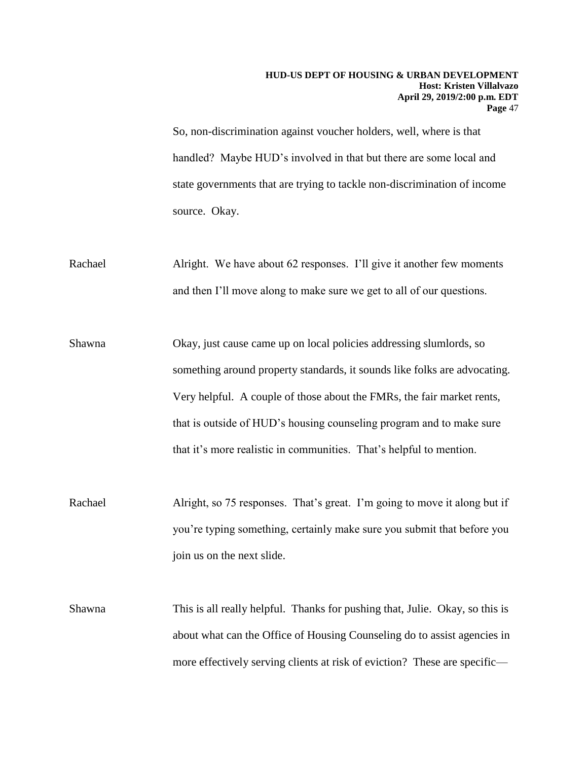So, non-discrimination against voucher holders, well, where is that handled? Maybe HUD's involved in that but there are some local and state governments that are trying to tackle non-discrimination of income source. Okay.

Rachael Alright. We have about 62 responses. I'll give it another few moments and then I'll move along to make sure we get to all of our questions.

Shawna Okay, just cause came up on local policies addressing slumlords, so something around property standards, it sounds like folks are advocating. Very helpful. A couple of those about the FMRs, the fair market rents, that is outside of HUD's housing counseling program and to make sure that it's more realistic in communities. That's helpful to mention.

Rachael Alright, so 75 responses. That's great. I'm going to move it along but if you're typing something, certainly make sure you submit that before you join us on the next slide.

Shawna This is all really helpful. Thanks for pushing that, Julie. Okay, so this is about what can the Office of Housing Counseling do to assist agencies in more effectively serving clients at risk of eviction? These are specific—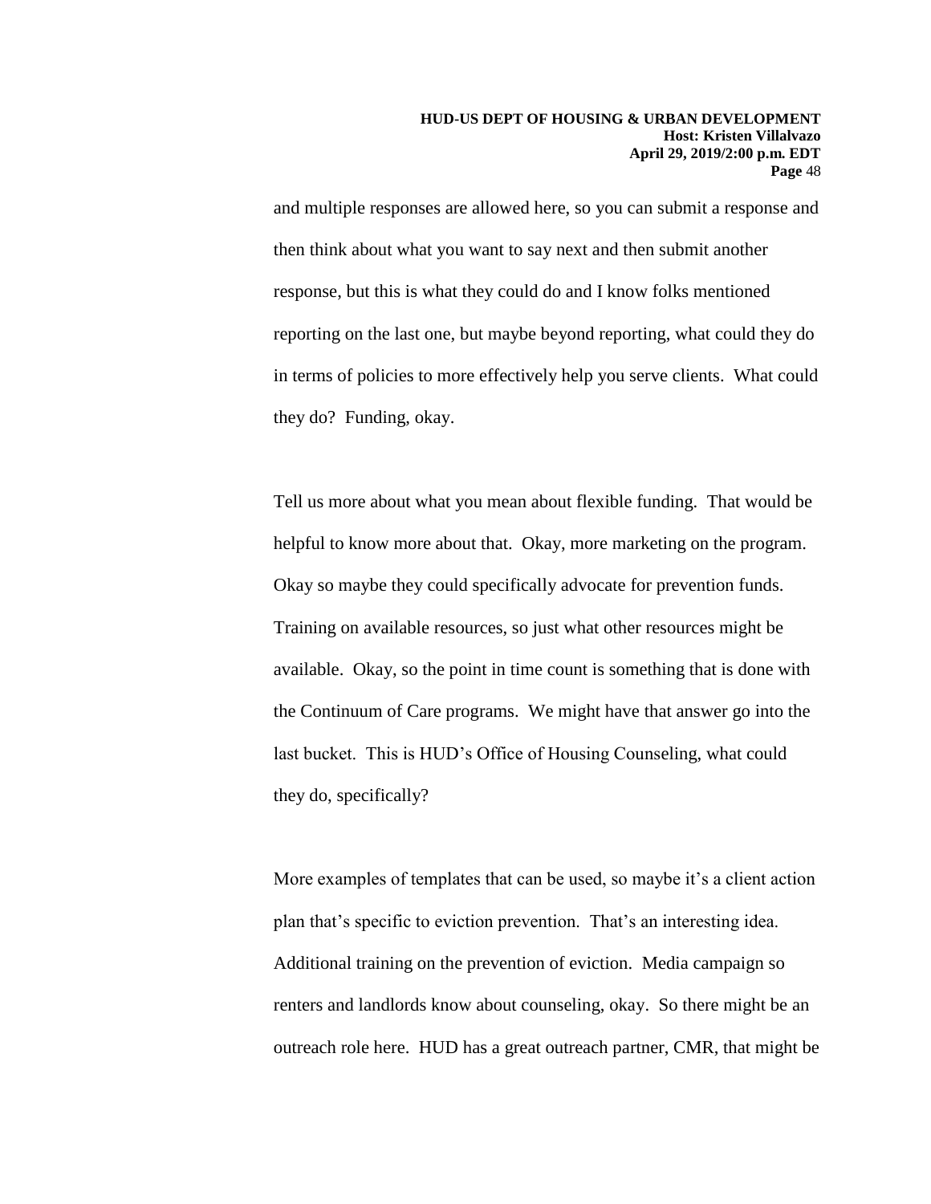and multiple responses are allowed here, so you can submit a response and then think about what you want to say next and then submit another response, but this is what they could do and I know folks mentioned reporting on the last one, but maybe beyond reporting, what could they do in terms of policies to more effectively help you serve clients. What could they do? Funding, okay.

Tell us more about what you mean about flexible funding. That would be helpful to know more about that. Okay, more marketing on the program. Okay so maybe they could specifically advocate for prevention funds. Training on available resources, so just what other resources might be available. Okay, so the point in time count is something that is done with the Continuum of Care programs. We might have that answer go into the last bucket. This is HUD's Office of Housing Counseling, what could they do, specifically?

More examples of templates that can be used, so maybe it's a client action plan that's specific to eviction prevention. That's an interesting idea. Additional training on the prevention of eviction. Media campaign so renters and landlords know about counseling, okay. So there might be an outreach role here. HUD has a great outreach partner, CMR, that might be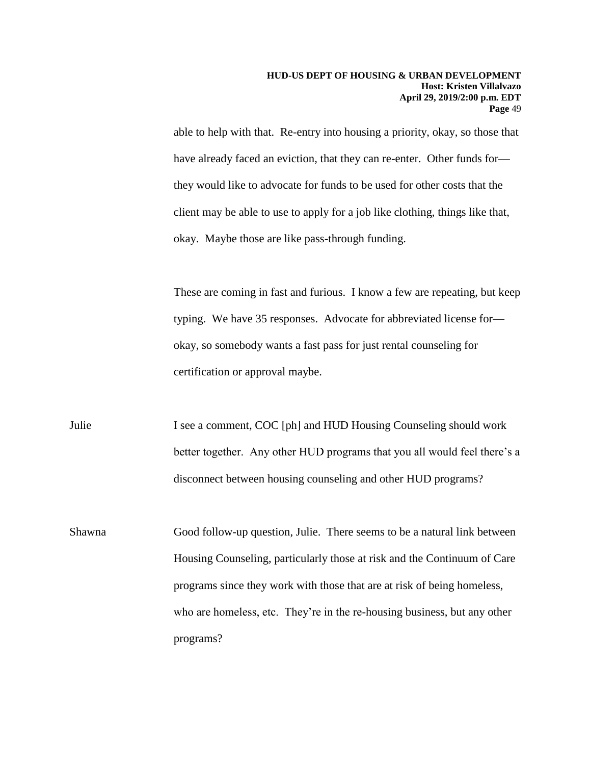able to help with that. Re-entry into housing a priority, okay, so those that have already faced an eviction, that they can re-enter. Other funds for—they would like to advocate for funds to be used for other costs that the client may be able to use to apply for a job like clothing, things like that, okay. Maybe those are like pass-through funding.

These are coming in fast and furious. I know a few are repeating, but keep typing. We have 35 responses. Advocate for abbreviated license for—okay, so somebody wants a fast pass for just rental counseling for certification or approval maybe.

Julie: I see a comment, COC [ph] and HUD Housing Counseling should work better together. Any other HUD programs that you all would feel there's a disconnect between housing counseling and other HUD programs?

Shawna: Good follow-up question, Julie. There seems to be a natural link between Housing Counseling, particularly those at risk and the Continuum of Care programs since they work with those that are at risk of being homeless, who are homeless, etc. They're in the re-housing business, but any other programs?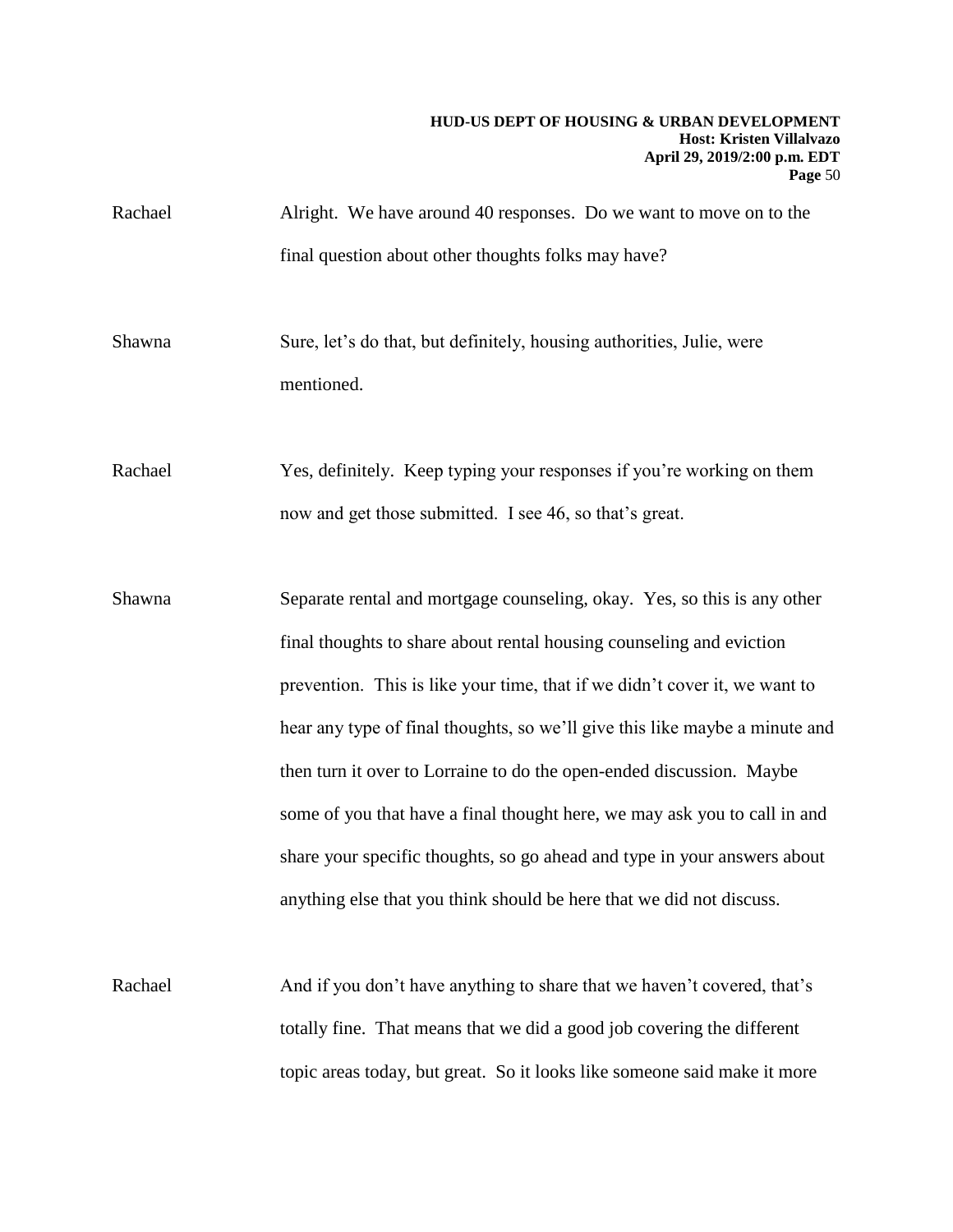Rachael Alright. We have around 40 responses. Do we want to move on to the final question about other thoughts folks may have?

Shawna Sure, let's do that, but definitely, housing authorities, Julie, were mentioned.

Rachael Yes, definitely. Keep typing your responses if you're working on them now and get those submitted. I see 46, so that's great.

Shawna Separate rental and mortgage counseling, okay. Yes, so this is any other final thoughts to share about rental housing counseling and eviction prevention. This is like your time, that if we didn't cover it, we want to hear any type of final thoughts, so we'll give this like maybe a minute and then turn it over to Lorraine to do the open-ended discussion. Maybe some of you that have a final thought here, we may ask you to call in and share your specific thoughts, so go ahead and type in your answers about anything else that you think should be here that we did not discuss.

Rachael And if you don't have anything to share that we haven't covered, that's totally fine. That means that we did a good job covering the different topic areas today, but great. So it looks like someone said make it more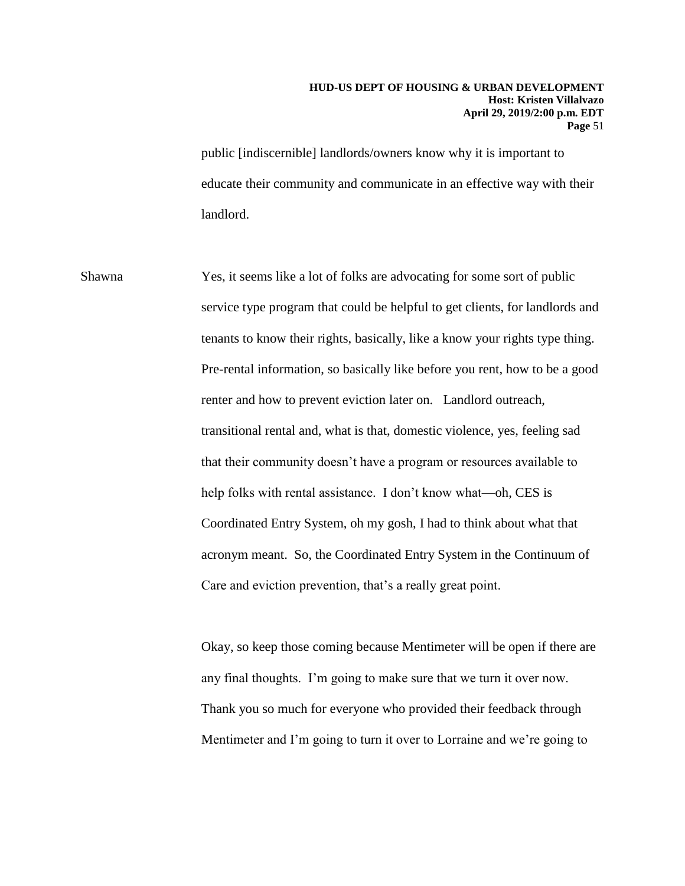public [indiscernible] landlords/owners know why it is important to educate their community and communicate in an effective way with their landlord.

Shawna Yes, it seems like a lot of folks are advocating for some sort of public service type program that could be helpful to get clients, for landlords and tenants to know their rights, basically, like a know your rights type thing. Pre-rental information, so basically like before you rent, how to be a good renter and how to prevent eviction later on. Landlord outreach, transitional rental and, what is that, domestic violence, yes, feeling sad that their community doesn't have a program or resources available to help folks with rental assistance. I don't know what—oh, CES is Coordinated Entry System, oh my gosh, I had to think about what that acronym meant. So, the Coordinated Entry System in the Continuum of Care and eviction prevention, that's a really great point.

Okay, so keep those coming because Mentimeter will be open if there are any final thoughts. I'm going to make sure that we turn it over now. Thank you so much for everyone who provided their feedback through Mentimeter and I'm going to turn it over to Lorraine and we're going to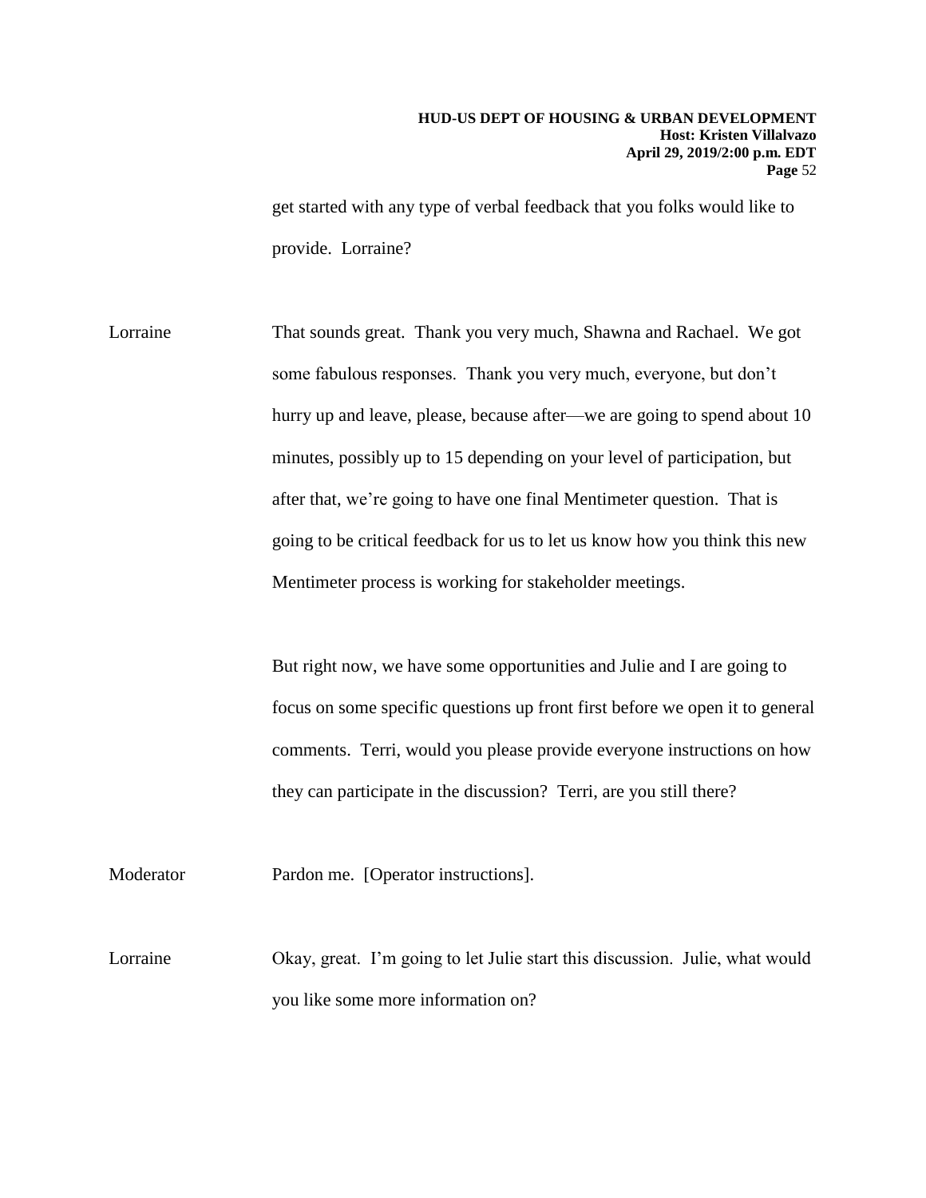get started with any type of verbal feedback that you folks would like to provide. Lorraine?

Lorraine: That sounds great. Thank you very much, Shawna and Rachael. We got some fabulous responses. Thank you very much, everyone, but don't hurry up and leave, please, because after—we are going to spend about 10 minutes, possibly up to 15 depending on your level of participation, but after that, we're going to have one final Mentimeter question. That is going to be critical feedback for us to let us know how you think this new Mentimeter process is working for stakeholder meetings.

But right now, we have some opportunities and Julie and I are going to focus on some specific questions up front first before we open it to general comments. Terri, would you please provide everyone instructions on how they can participate in the discussion? Terri, are you still there?

Moderator: Pardon me. [Operator instructions].

Lorraine: Okay, great. I'm going to let Julie start this discussion. Julie, what would you like some more information on?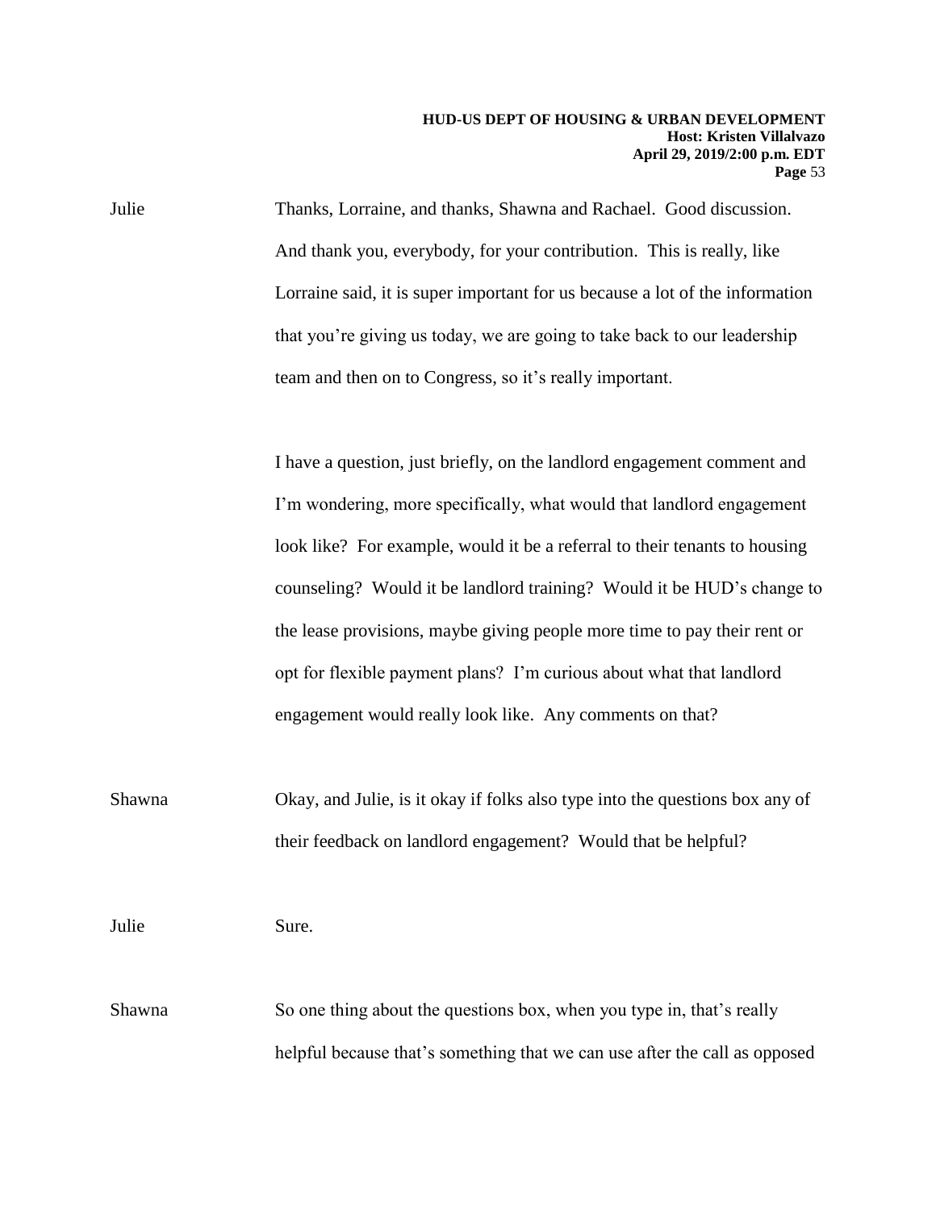Julie Thanks, Lorraine, and thanks, Shawna and Rachael. Good discussion. And thank you, everybody, for your contribution. This is really, like Lorraine said, it is super important for us because a lot of the information that you're giving us today, we are going to take back to our leadership team and then on to Congress, so it's really important.

I have a question, just briefly, on the landlord engagement comment and I'm wondering, more specifically, what would that landlord engagement look like? For example, would it be a referral to their tenants to housing counseling? Would it be landlord training? Would it be HUD's change to the lease provisions, maybe giving people more time to pay their rent or opt for flexible payment plans? I'm curious about what that landlord engagement would really look like. Any comments on that?

Shawna Okay, and Julie, is it okay if folks also type into the questions box any of their feedback on landlord engagement? Would that be helpful?

Julie Sure.

Shawna So one thing about the questions box, when you type in, that's really helpful because that's something that we can use after the call as opposed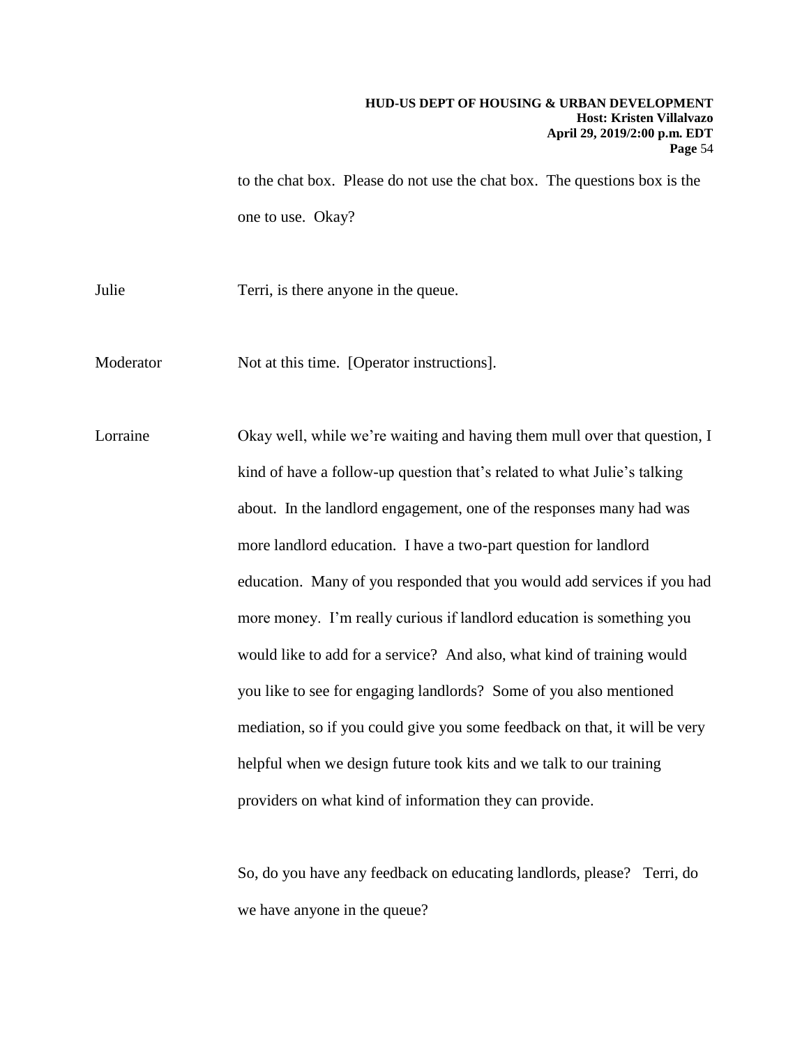to the chat box. Please do not use the chat box. The questions box is the one to use. Okay?

Julie Terri, is there anyone in the queue.

Moderator Not at this time. [Operator instructions].

Lorraine Okay well, while we're waiting and having them mull over that question, I kind of have a follow-up question that's related to what Julie's talking about. In the landlord engagement, one of the responses many had was more landlord education. I have a two-part question for landlord education. Many of you responded that you would add services if you had more money. I'm really curious if landlord education is something you would like to add for a service? And also, what kind of training would you like to see for engaging landlords? Some of you also mentioned mediation, so if you could give you some feedback on that, it will be very helpful when we design future took kits and we talk to our training providers on what kind of information they can provide.

So, do you have any feedback on educating landlords, please? Terri, do we have anyone in the queue?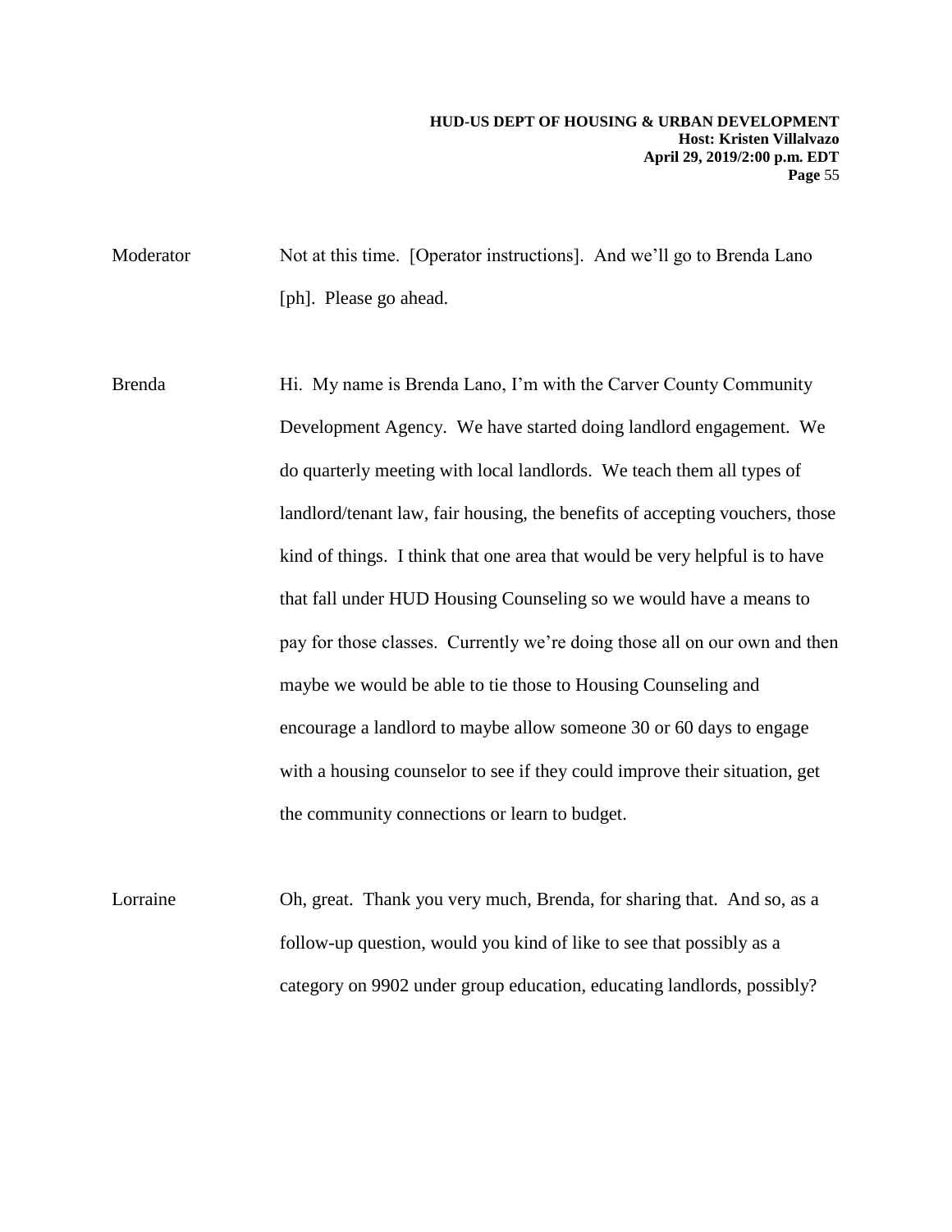Moderator Not at this time. [Operator instructions]. And we'll go to Brenda Lano [ph]. Please go ahead.

Brenda Hi. My name is Brenda Lano, I'm with the Carver County Community Development Agency. We have started doing landlord engagement. We do quarterly meeting with local landlords. We teach them all types of landlord/tenant law, fair housing, the benefits of accepting vouchers, those kind of things. I think that one area that would be very helpful is to have that fall under HUD Housing Counseling so we would have a means to pay for those classes. Currently we're doing those all on our own and then maybe we would be able to tie those to Housing Counseling and encourage a landlord to maybe allow someone 30 or 60 days to engage with a housing counselor to see if they could improve their situation, get the community connections or learn to budget.

Lorraine Oh, great. Thank you very much, Brenda, for sharing that. And so, as a follow-up question, would you kind of like to see that possibly as a category on 9902 under group education, educating landlords, possibly?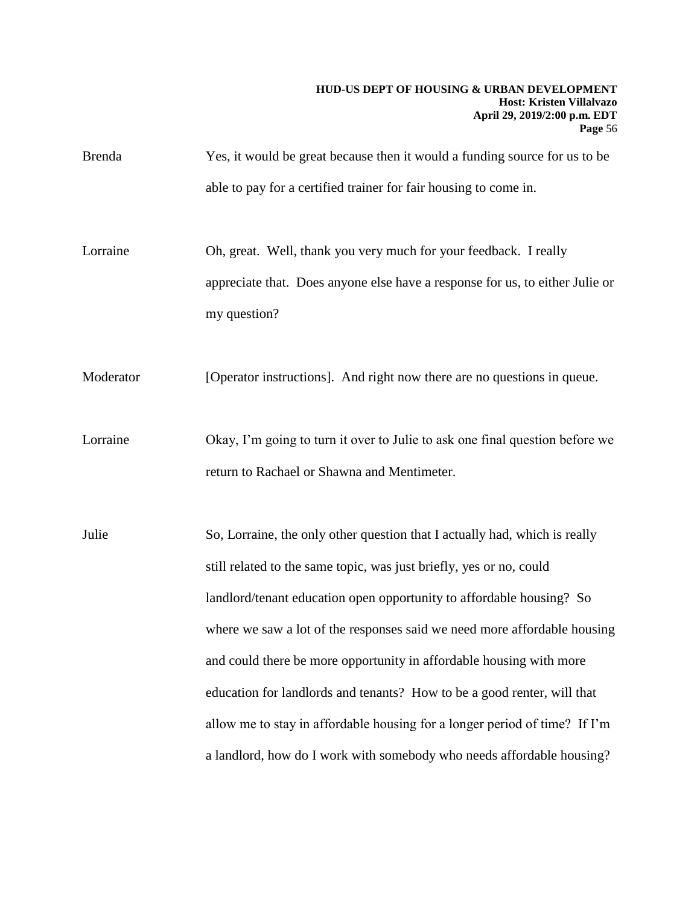Brenda Yes, it would be great because then it would a funding source for us to be able to pay for a certified trainer for fair housing to come in.

Lorraine Oh, great. Well, thank you very much for your feedback. I really appreciate that. Does anyone else have a response for us, to either Julie or my question?

Moderator [Operator instructions]. And right now there are no questions in queue.

Lorraine Okay, I'm going to turn it over to Julie to ask one final question before we return to Rachael or Shawna and Mentimeter.

Julie So, Lorraine, the only other question that I actually had, which is really still related to the same topic, was just briefly, yes or no, could landlord/tenant education open opportunity to affordable housing? So where we saw a lot of the responses said we need more affordable housing and could there be more opportunity in affordable housing with more education for landlords and tenants? How to be a good renter, will that allow me to stay in affordable housing for a longer period of time? If I'm a landlord, how do I work with somebody who needs affordable housing?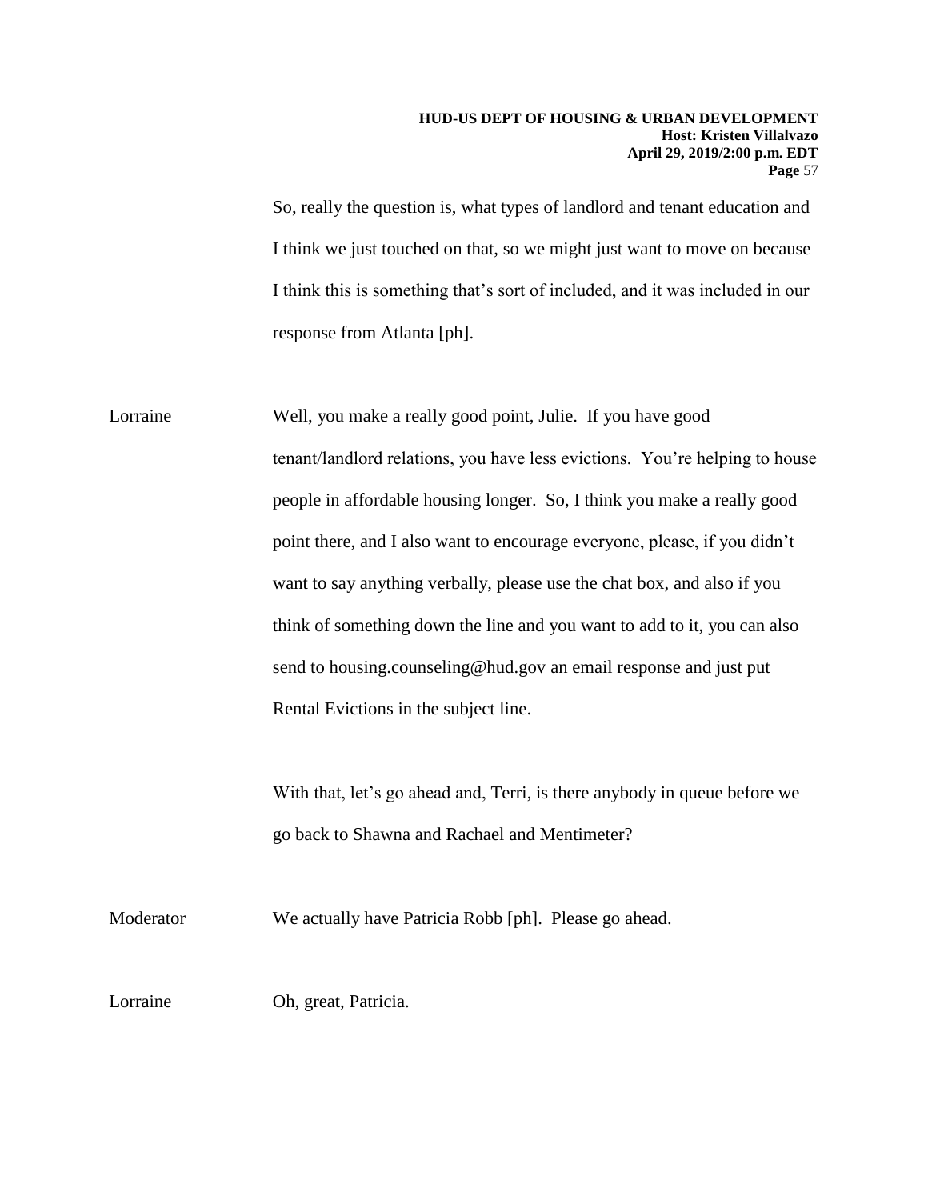So, really the question is, what types of landlord and tenant education and I think we just touched on that, so we might just want to move on because I think this is something that's sort of included, and it was included in our response from Atlanta [ph].

Lorraine Well, you make a really good point, Julie. If you have good tenant/landlord relations, you have less evictions. You're helping to house people in affordable housing longer. So, I think you make a really good point there, and I also want to encourage everyone, please, if you didn't want to say anything verbally, please use the chat box, and also if you think of something down the line and you want to add to it, you can also send to housing.counseling@hud.gov an email response and just put Rental Evictions in the subject line.

With that, let's go ahead and, Terri, is there anybody in queue before we go back to Shawna and Rachael and Mentimeter?

Moderator We actually have Patricia Robb [ph]. Please go ahead.

Lorraine Oh, great, Patricia.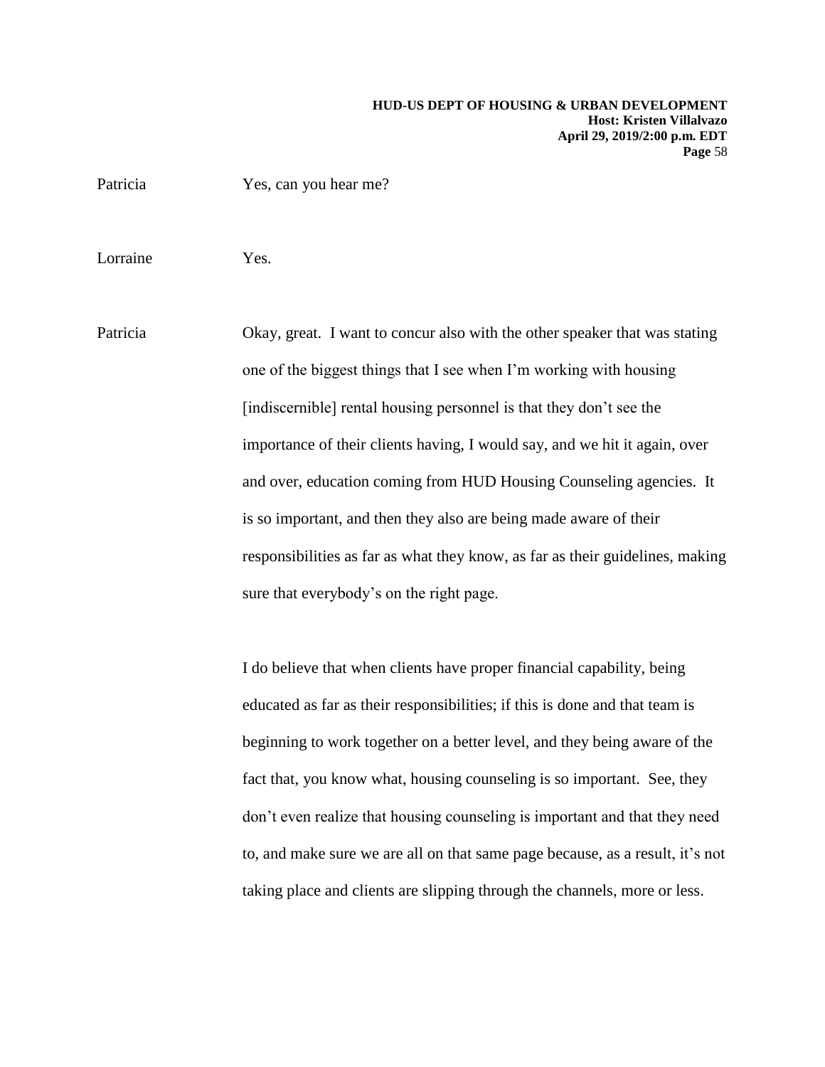Patricia Yes, can you hear me?

Lorraine Yes.

Patricia Okay, great. I want to concur also with the other speaker that was stating one of the biggest things that I see when I'm working with housing [indiscernible] rental housing personnel is that they don't see the importance of their clients having, I would say, and we hit it again, over and over, education coming from HUD Housing Counseling agencies. It is so important, and then they also are being made aware of their responsibilities as far as what they know, as far as their guidelines, making sure that everybody's on the right page.

I do believe that when clients have proper financial capability, being educated as far as their responsibilities; if this is done and that team is beginning to work together on a better level, and they being aware of the fact that, you know what, housing counseling is so important. See, they don't even realize that housing counseling is important and that they need to, and make sure we are all on that same page because, as a result, it's not taking place and clients are slipping through the channels, more or less.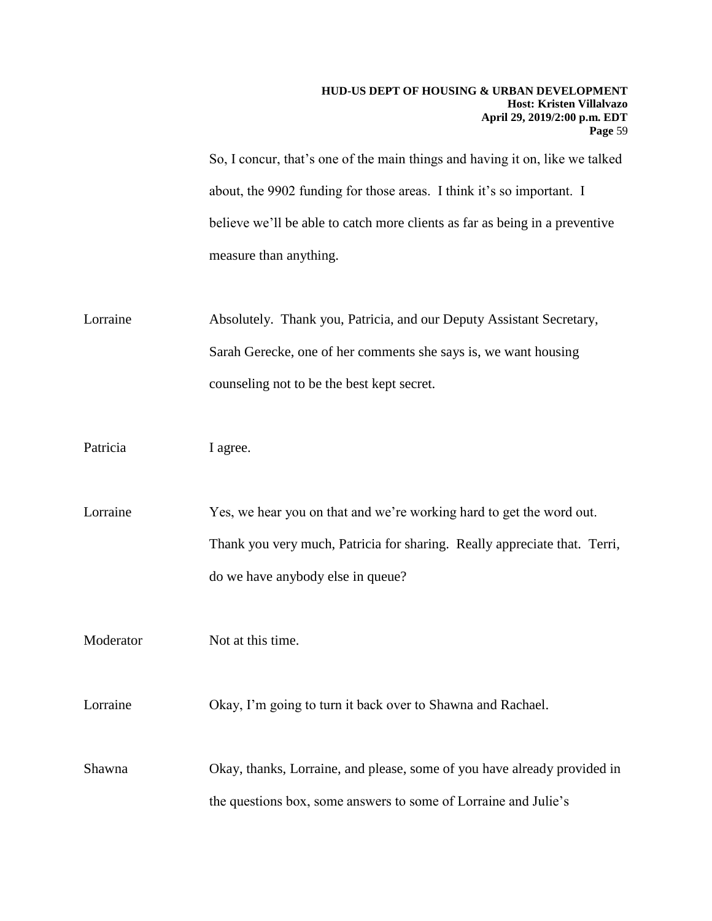So, I concur, that's one of the main things and having it on, like we talked about, the 9902 funding for those areas. I think it's so important. I believe we'll be able to catch more clients as far as being in a preventive measure than anything.

Lorraine Absolutely. Thank you, Patricia, and our Deputy Assistant Secretary, Sarah Gerecke, one of her comments she says is, we want housing counseling not to be the best kept secret.

Patricia I agree.

Lorraine Yes, we hear you on that and we're working hard to get the word out. Thank you very much, Patricia for sharing. Really appreciate that. Terri, do we have anybody else in queue?

Moderator Not at this time.

Lorraine Okay, I'm going to turn it back over to Shawna and Rachael.

Shawna Okay, thanks, Lorraine, and please, some of you have already provided in the questions box, some answers to some of Lorraine and Julie's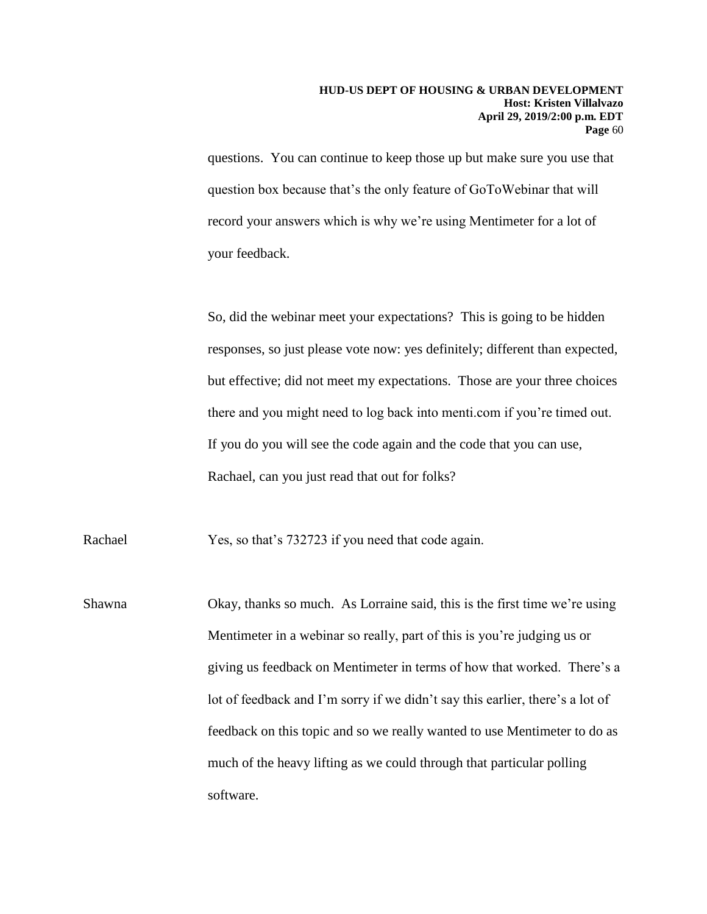questions. You can continue to keep those up but make sure you use that question box because that's the only feature of GoToWebinar that will record your answers which is why we're using Mentimeter for a lot of your feedback.

So, did the webinar meet your expectations? This is going to be hidden responses, so just please vote now: yes definitely; different than expected, but effective; did not meet my expectations. Those are your three choices there and you might need to log back into menti.com if you're timed out. If you do you will see the code again and the code that you can use, Rachael, can you just read that out for folks?

Rachael: Yes, so that's 732723 if you need that code again.

Shawna: Okay, thanks so much. As Lorraine said, this is the first time we're using Mentimeter in a webinar so really, part of this is you're judging us or giving us feedback on Mentimeter in terms of how that worked. There's a lot of feedback and I'm sorry if we didn't say this earlier, there's a lot of feedback on this topic and so we really wanted to use Mentimeter to do as much of the heavy lifting as we could through that particular polling software.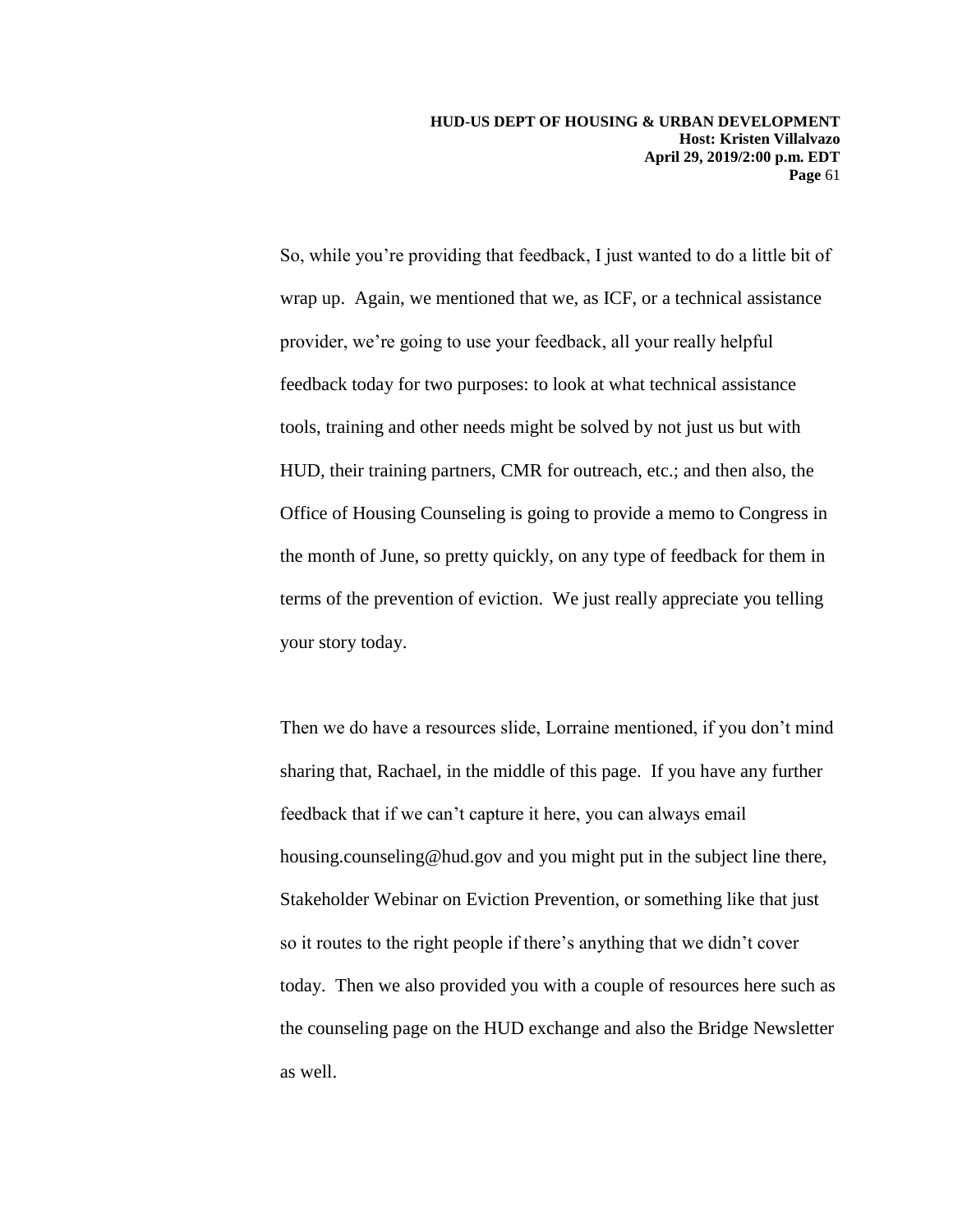So, while you're providing that feedback, I just wanted to do a little bit of wrap up. Again, we mentioned that we, as ICF, or a technical assistance provider, we're going to use your feedback, all your really helpful feedback today for two purposes: to look at what technical assistance tools, training and other needs might be solved by not just us but with HUD, their training partners, CMR for outreach, etc.; and then also, the Office of Housing Counseling is going to provide a memo to Congress in the month of June, so pretty quickly, on any type of feedback for them in terms of the prevention of eviction. We just really appreciate you telling your story today.

Then we do have a resources slide, Lorraine mentioned, if you don't mind sharing that, Rachael, in the middle of this page. If you have any further feedback that if we can't capture it here, you can always email housing.counseling@hud.gov and you might put in the subject line there, Stakeholder Webinar on Eviction Prevention, or something like that just so it routes to the right people if there's anything that we didn't cover today. Then we also provided you with a couple of resources here such as the counseling page on the HUD exchange and also the Bridge Newsletter as well.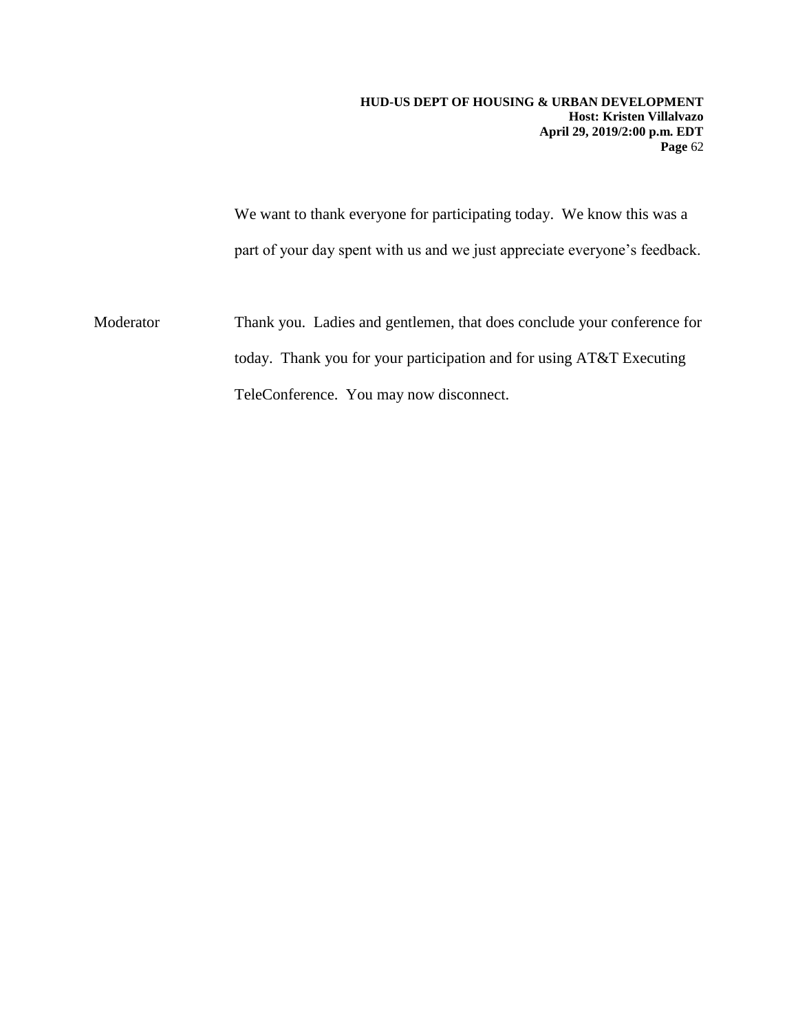We want to thank everyone for participating today. We know this was a part of your day spent with us and we just appreciate everyone's feedback.

Moderator Thank you. Ladies and gentlemen, that does conclude your conference for today. Thank you for your participation and for using AT&T Executing TeleConference. You may now disconnect.